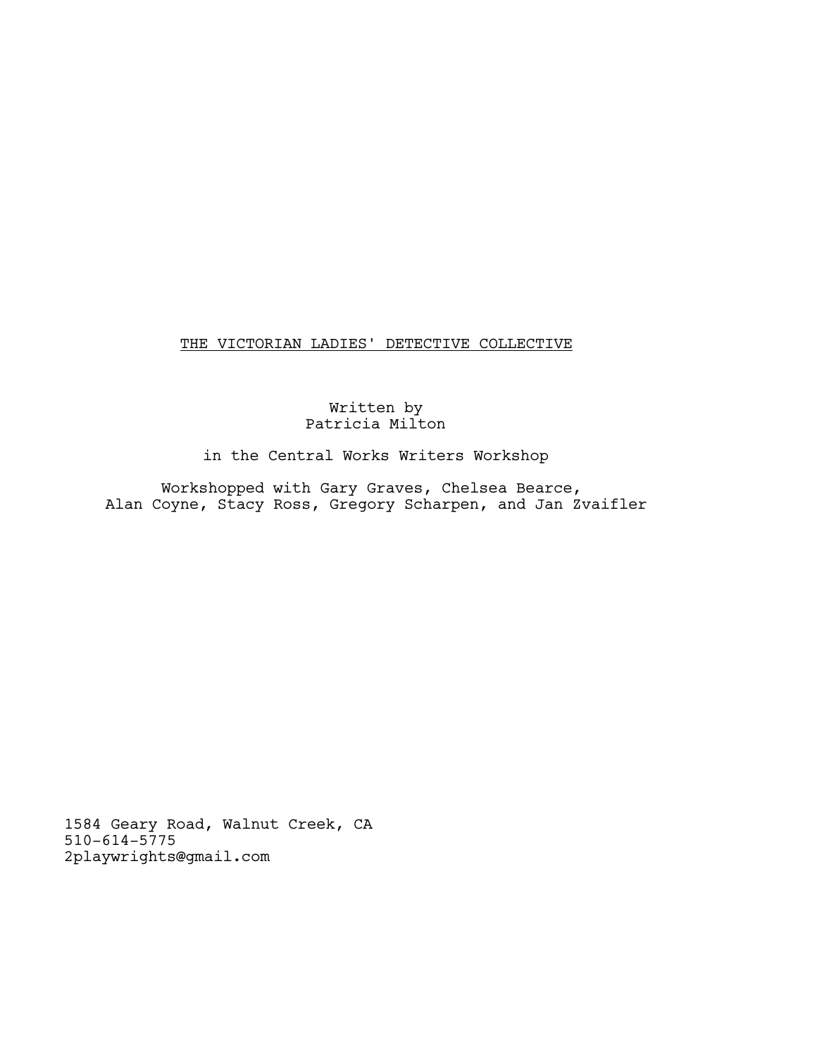# <u>THE VICTORIAN LADIES' DETECTIVE COLLECTIVE</u>

Written by
Patricia Milton

in the Central Works Writers Workshop

Workshopped with Gary Graves, Chelsea Bearce,
Alan Coyne, Stacy Ross, Gregory Scharpen, and Jan Zvaifler

1584 Geary Road, Walnut Creek, CA
510-614-5775
2playwrights@gmail.com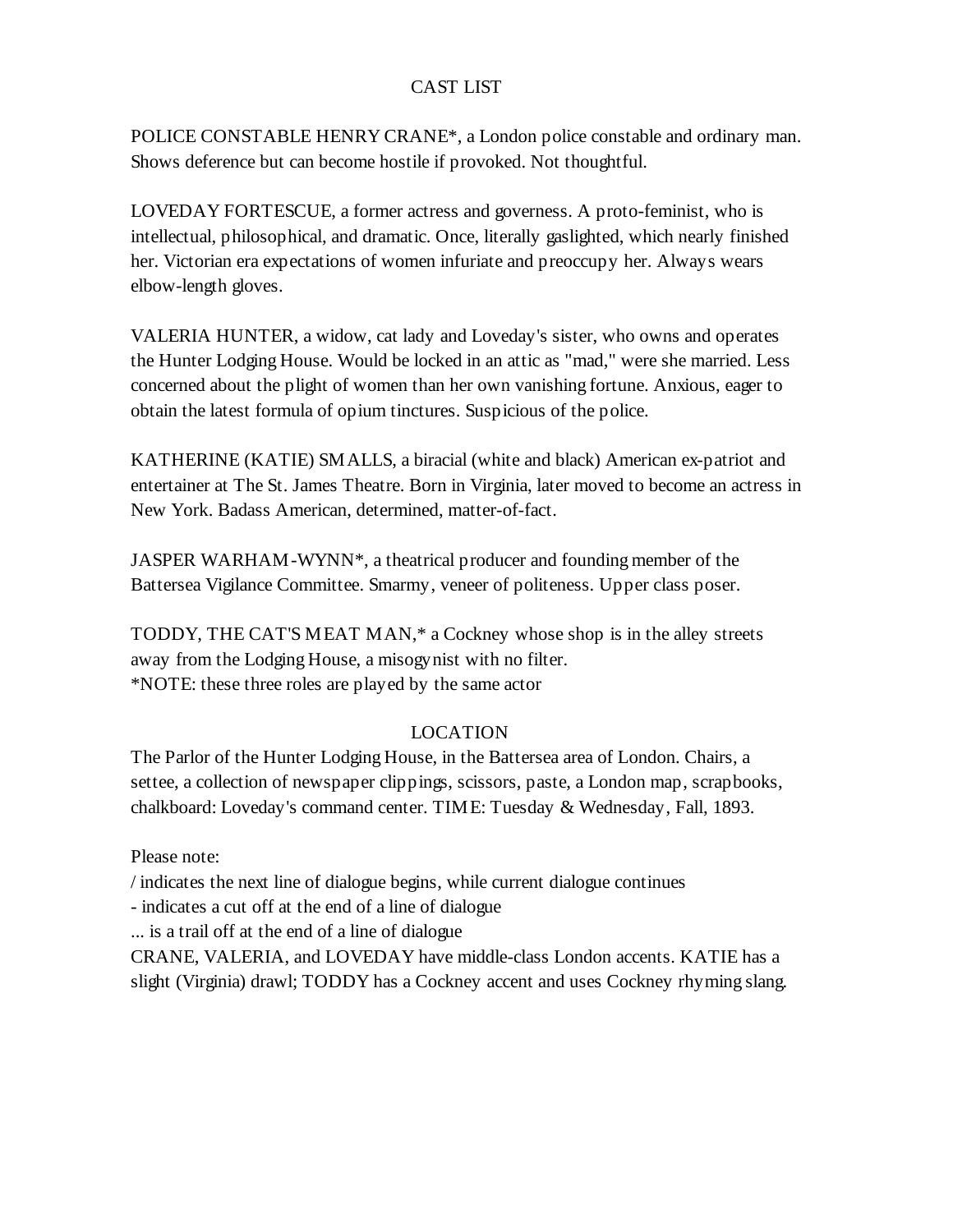# CAST LIST

POLICE CONSTABLE HENRY CRANE*, a London police constable and ordinary man. Shows deference but can become hostile if provoked. Not thoughtful.

LOVEDAY FORTESCUE, a former actress and governess. A proto-feminist, who is intellectual, philosophical, and dramatic. Once, literally gaslighted, which nearly finished her. Victorian era expectations of women infuriate and preoccupy her. Always wears elbow-length gloves.

VALERIA HUNTER, a widow, cat lady and Loveday's sister, who owns and operates the Hunter Lodging House. Would be locked in an attic as "mad," were she married. Less concerned about the plight of women than her own vanishing fortune. Anxious, eager to obtain the latest formula of opium tinctures. Suspicious of the police.

KATHERINE (KATIE) SMALLS, a biracial (white and black) American ex-patriot and entertainer at The St. James Theatre. Born in Virginia, later moved to become an actress in New York. Badass American, determined, matter-of-fact.

JASPER WARHAM-WYNN*, a theatrical producer and founding member of the Battersea Vigilance Committee. Smarmy, veneer of politeness. Upper class poser.

TODDY, THE CAT'S MEAT MAN,* a Cockney whose shop is in the alley streets away from the Lodging House, a misogynist with no filter.
*NOTE: these three roles are played by the same actor

## LOCATION

The Parlor of the Hunter Lodging House, in the Battersea area of London. Chairs, a settee, a collection of newspaper clippings, scissors, paste, a London map, scrapbooks, chalkboard: Loveday's command center. TIME: Tuesday & Wednesday, Fall, 1893.

Please note:
/ indicates the next line of dialogue begins, while current dialogue continues
- indicates a cut off at the end of a line of dialogue
... is a trail off at the end of a line of dialogue
CRANE, VALERIA, and LOVEDAY have middle-class London accents. KATIE has a slight (Virginia) drawl; TODDY has a Cockney accent and uses Cockney rhyming slang.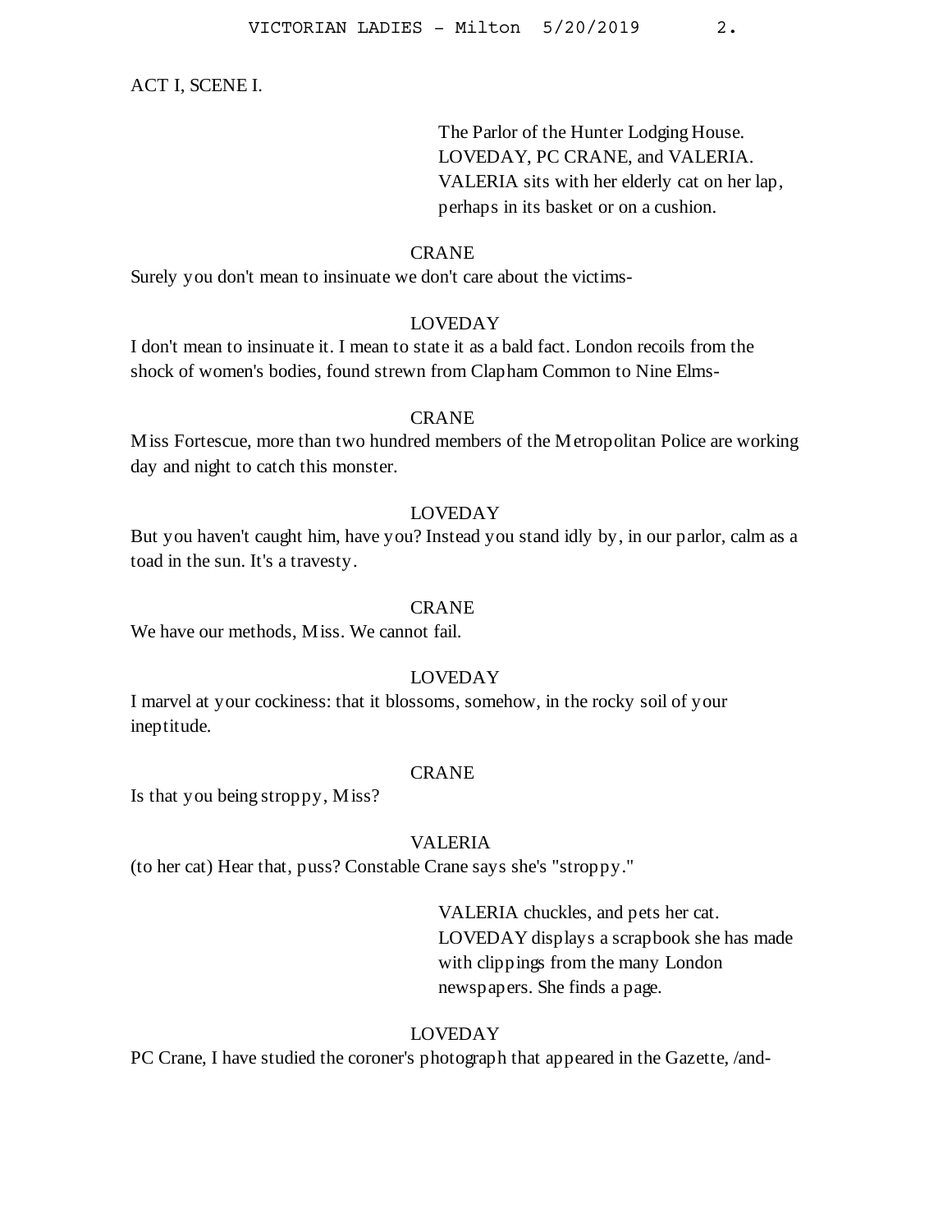ACT I, SCENE I.

The Parlor of the Hunter Lodging House. LOVEDAY, PC CRANE, and VALERIA. VALERIA sits with her elderly cat on her lap, perhaps in its basket or on a cushion.

CRANE

Surely you don't mean to insinuate we don't care about the victims-

LOVEDAY

I don't mean to insinuate it. I mean to state it as a bald fact. London recoils from the shock of women's bodies, found strewn from Clapham Common to Nine Elms-

CRANE

Miss Fortescue, more than two hundred members of the Metropolitan Police are working day and night to catch this monster.

LOVEDAY

But you haven't caught him, have you? Instead you stand idly by, in our parlor, calm as a toad in the sun. It's a travesty.

CRANE

We have our methods, Miss. We cannot fail.

LOVEDAY

I marvel at your cockiness: that it blossoms, somehow, in the rocky soil of your ineptitude.

CRANE

Is that you being stroppy, Miss?

VALERIA

(to her cat) Hear that, puss? Constable Crane says she's "stroppy."

VALERIA chuckles, and pets her cat. LOVEDAY displays a scrapbook she has made with clippings from the many London newspapers. She finds a page.

LOVEDAY

PC Crane, I have studied the coroner's photograph that appeared in the Gazette, /and-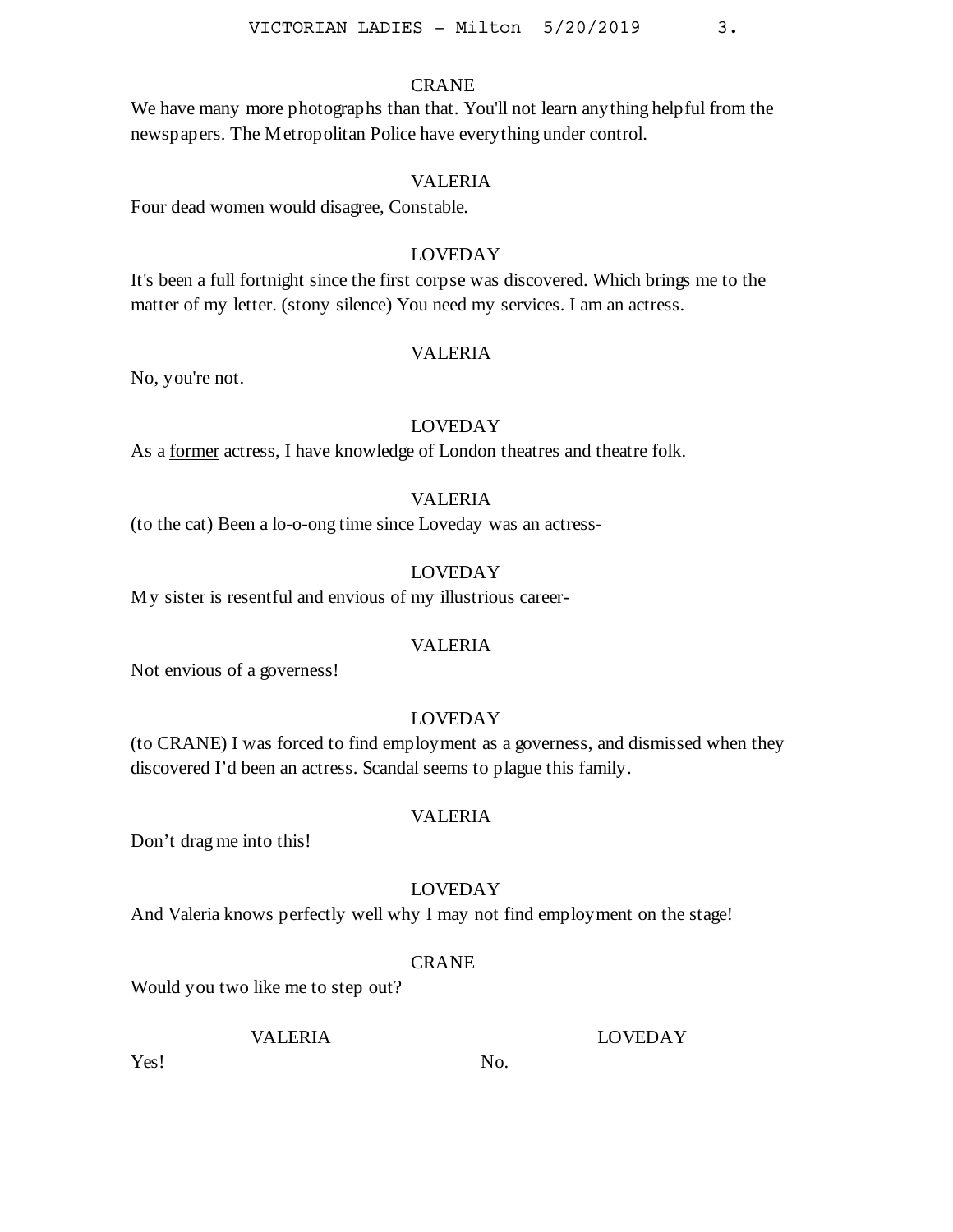CRANE

We have many more photographs than that. You'll not learn anything helpful from the newspapers. The Metropolitan Police have everything under control.

VALERIA

Four dead women would disagree, Constable.

LOVEDAY

It's been a full fortnight since the first corpse was discovered. Which brings me to the matter of my letter. (stony silence) You need my services. I am an actress.

VALERIA

No, you're not.

LOVEDAY

As a <u>former</u> actress, I have knowledge of London theatres and theatre folk.

VALERIA

(to the cat) Been a lo-o-ong time since Loveday was an actress-

LOVEDAY

My sister is resentful and envious of my illustrious career-

VALERIA

Not envious of a governess!

LOVEDAY

(to CRANE) I was forced to find employment as a governess, and dismissed when they discovered I'd been an actress. Scandal seems to plague this family.

VALERIA

Don't drag me into this!

LOVEDAY

And Valeria knows perfectly well why I may not find employment on the stage!

CRANE

Would you two like me to step out?

VALERIA

Yes!

LOVEDAY

No.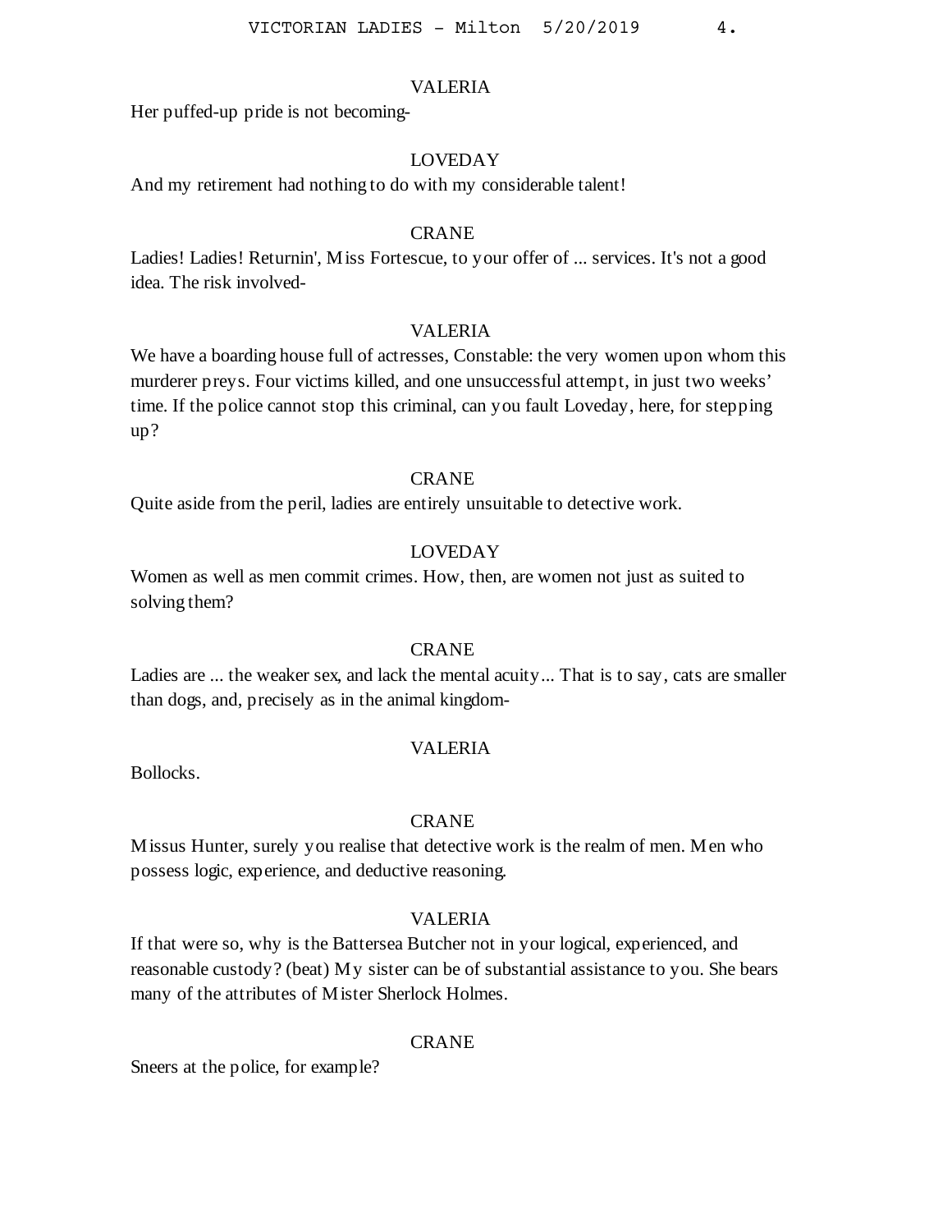VALERIA

Her puffed-up pride is not becoming-

LOVEDAY

And my retirement had nothing to do with my considerable talent!

CRANE

Ladies! Ladies! Returnin', Miss Fortescue, to your offer of ... services. It's not a good idea. The risk involved-

VALERIA

We have a boarding house full of actresses, Constable: the very women upon whom this murderer preys. Four victims killed, and one unsuccessful attempt, in just two weeks' time. If the police cannot stop this criminal, can you fault Loveday, here, for stepping up?

CRANE

Quite aside from the peril, ladies are entirely unsuitable to detective work.

LOVEDAY

Women as well as men commit crimes. How, then, are women not just as suited to solving them?

CRANE

Ladies are ... the weaker sex, and lack the mental acuity... That is to say, cats are smaller than dogs, and, precisely as in the animal kingdom-

VALERIA

Bollocks.

CRANE

Missus Hunter, surely you realise that detective work is the realm of men. Men who possess logic, experience, and deductive reasoning.

VALERIA

If that were so, why is the Battersea Butcher not in your logical, experienced, and reasonable custody? (beat) My sister can be of substantial assistance to you. She bears many of the attributes of Mister Sherlock Holmes.

CRANE

Sneers at the police, for example?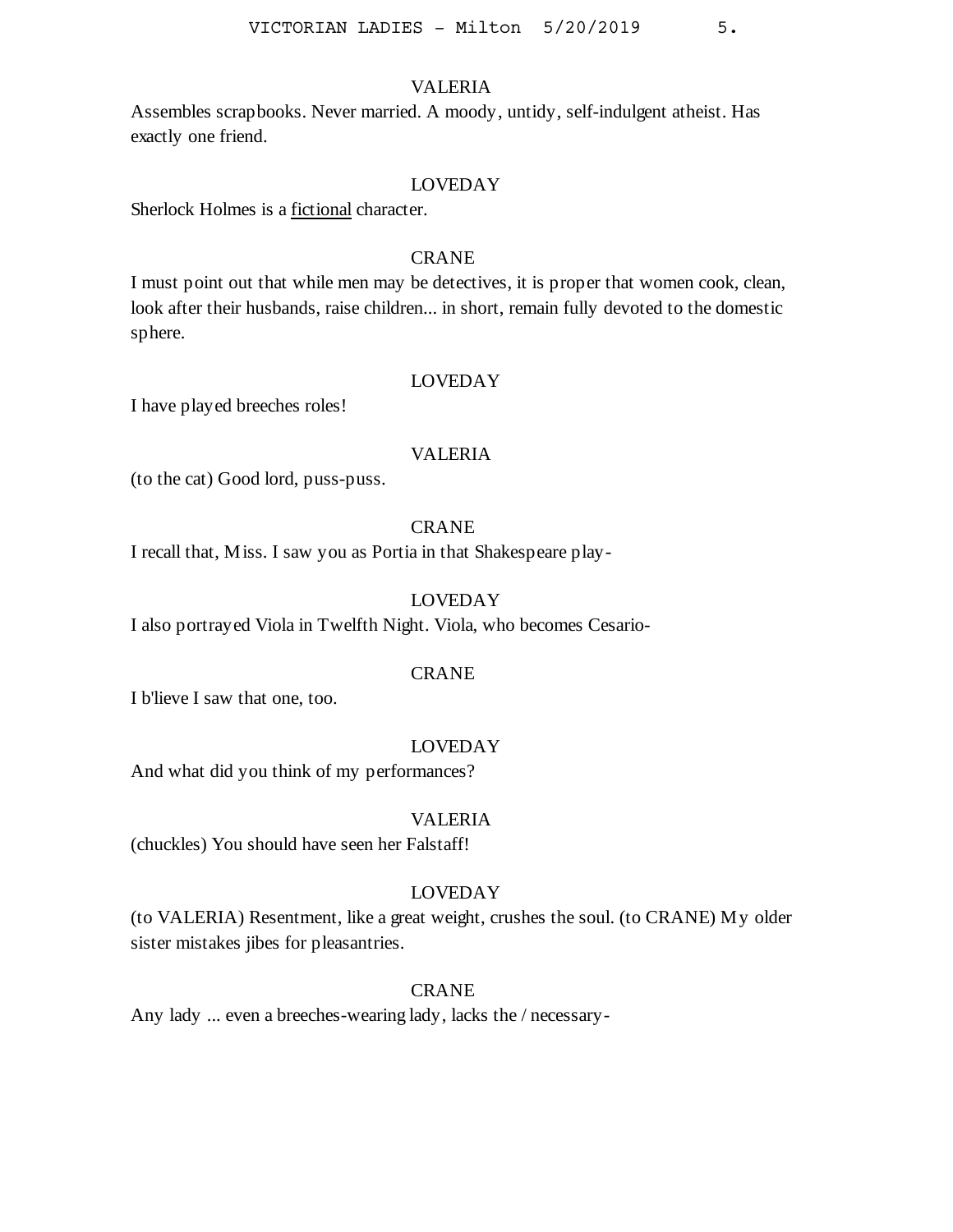VALERIA

Assembles scrapbooks. Never married. A moody, untidy, self-indulgent atheist. Has exactly one friend.

LOVEDAY

Sherlock Holmes is a <u>fictional</u> character.

CRANE

I must point out that while men may be detectives, it is proper that women cook, clean, look after their husbands, raise children... in short, remain fully devoted to the domestic sphere.

LOVEDAY

I have played breeches roles!

VALERIA

(to the cat) Good lord, puss-puss.

CRANE

I recall that, Miss. I saw you as Portia in that Shakespeare play-

LOVEDAY

I also portrayed Viola in Twelfth Night. Viola, who becomes Cesario-

CRANE

I b'lieve I saw that one, too.

LOVEDAY

And what did you think of my performances?

VALERIA

(chuckles) You should have seen her Falstaff!

LOVEDAY

(to VALERIA) Resentment, like a great weight, crushes the soul. (to CRANE) My older sister mistakes jibes for pleasantries.

CRANE

Any lady ... even a breeches-wearing lady, lacks the / necessary-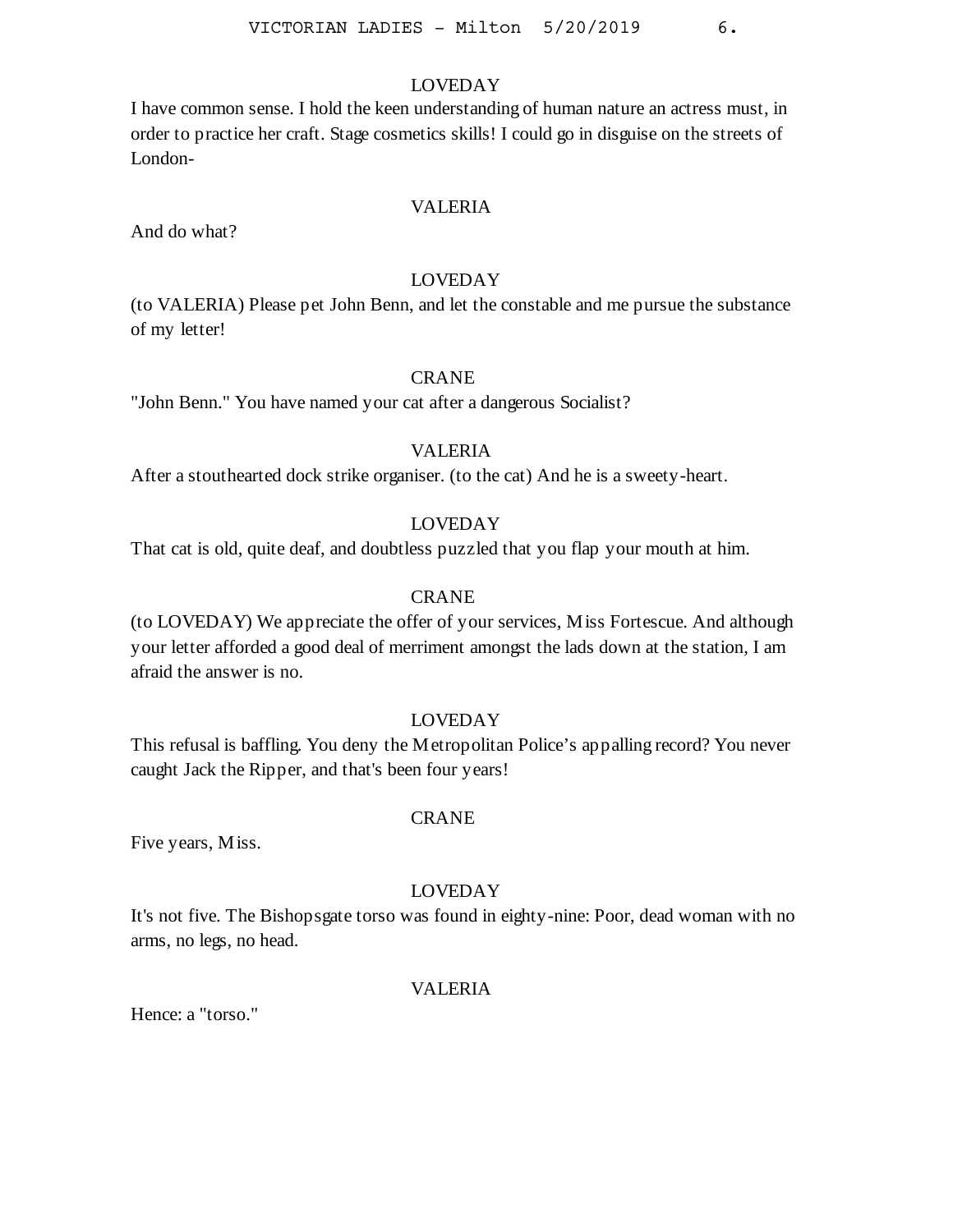LOVEDAY

I have common sense. I hold the keen understanding of human nature an actress must, in order to practice her craft. Stage cosmetics skills! I could go in disguise on the streets of London-

VALERIA

And do what?

LOVEDAY

(to VALERIA) Please pet John Benn, and let the constable and me pursue the substance of my letter!

CRANE

"John Benn." You have named your cat after a dangerous Socialist?

VALERIA

After a stouthearted dock strike organiser. (to the cat) And he is a sweety-heart.

LOVEDAY

That cat is old, quite deaf, and doubtless puzzled that you flap your mouth at him.

CRANE

(to LOVEDAY) We appreciate the offer of your services, Miss Fortescue. And although your letter afforded a good deal of merriment amongst the lads down at the station, I am afraid the answer is no.

LOVEDAY

This refusal is baffling. You deny the Metropolitan Police's appalling record? You never caught Jack the Ripper, and that's been four years!

CRANE

Five years, Miss.

LOVEDAY

It's not five. The Bishopsgate torso was found in eighty-nine: Poor, dead woman with no arms, no legs, no head.

VALERIA

Hence: a "torso."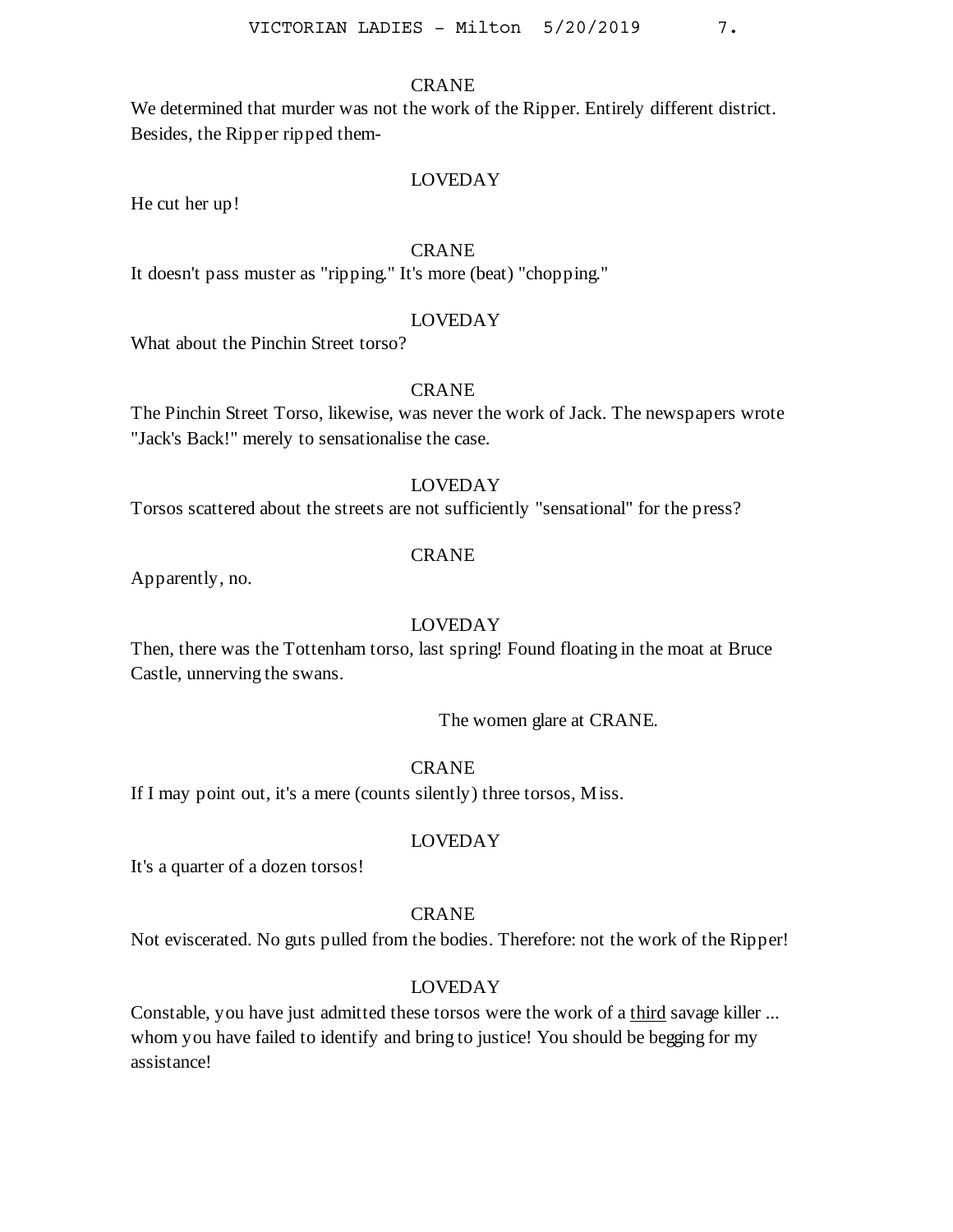CRANE

We determined that murder was not the work of the Ripper. Entirely different district. Besides, the Ripper ripped them-

LOVEDAY

He cut her up!

CRANE

It doesn't pass muster as "ripping." It's more (beat) "chopping."

LOVEDAY

What about the Pinchin Street torso?

CRANE

The Pinchin Street Torso, likewise, was never the work of Jack. The newspapers wrote "Jack's Back!" merely to sensationalise the case.

LOVEDAY

Torsos scattered about the streets are not sufficiently "sensational" for the press?

CRANE

Apparently, no.

LOVEDAY

Then, there was the Tottenham torso, last spring! Found floating in the moat at Bruce Castle, unnerving the swans.

The women glare at CRANE.

CRANE

If I may point out, it's a mere (counts silently) three torsos, Miss.

LOVEDAY

It's a quarter of a dozen torsos!

CRANE

Not eviscerated. No guts pulled from the bodies. Therefore: not the work of the Ripper!

LOVEDAY

Constable, you have just admitted these torsos were the work of a <u>third</u> savage killer ... whom you have failed to identify and bring to justice! You should be begging for my assistance!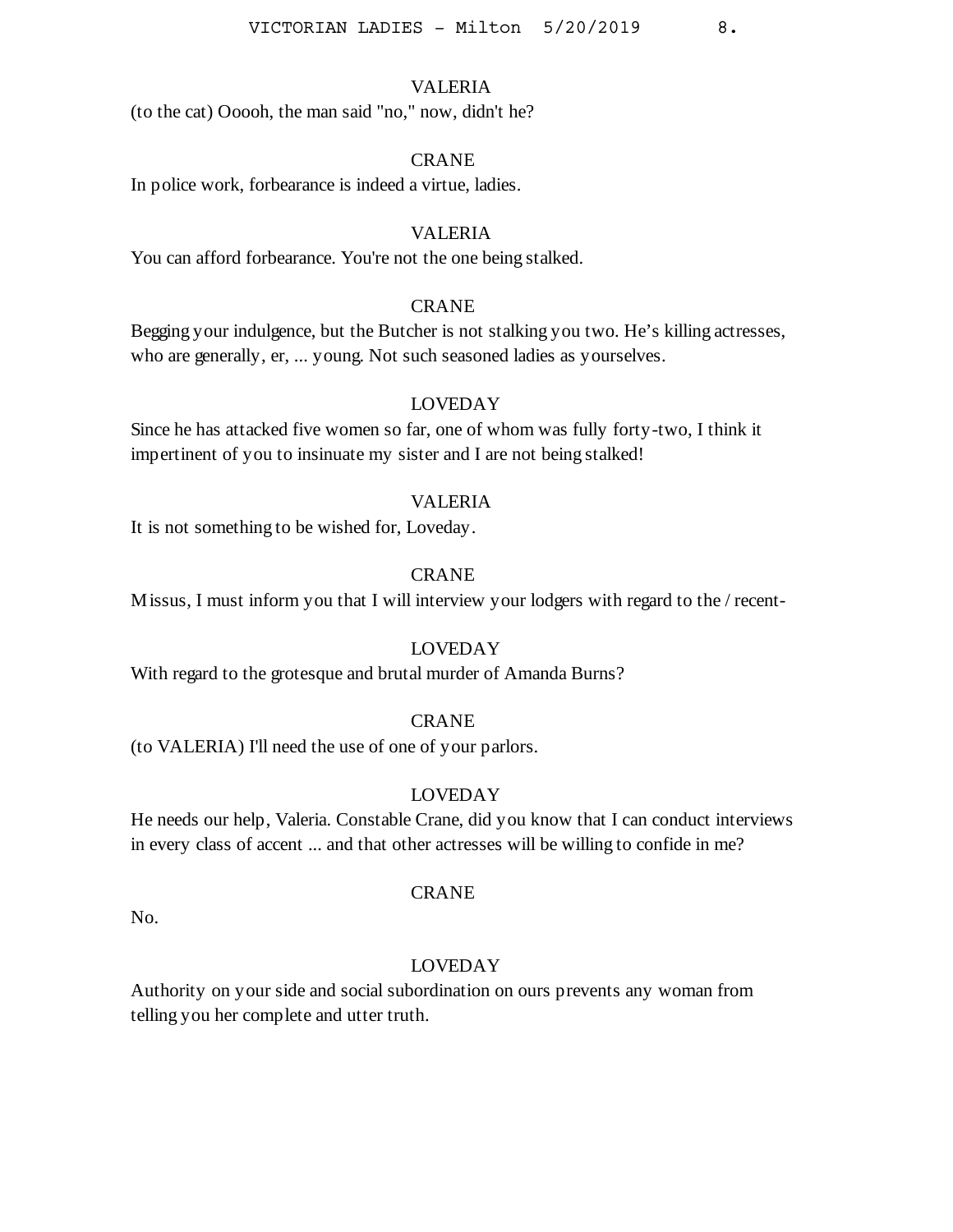VALERIA

(to the cat) Ooooh, the man said "no," now, didn't he?

CRANE

In police work, forbearance is indeed a virtue, ladies.

VALERIA

You can afford forbearance. You're not the one being stalked.

CRANE

Begging your indulgence, but the Butcher is not stalking you two. He's killing actresses, who are generally, er, ... young. Not such seasoned ladies as yourselves.

LOVEDAY

Since he has attacked five women so far, one of whom was fully forty-two, I think it impertinent of you to insinuate my sister and I are not being stalked!

VALERIA

It is not something to be wished for, Loveday.

CRANE

Missus, I must inform you that I will interview your lodgers with regard to the / recent-

LOVEDAY

With regard to the grotesque and brutal murder of Amanda Burns?

CRANE

(to VALERIA) I'll need the use of one of your parlors.

LOVEDAY

He needs our help, Valeria. Constable Crane, did you know that I can conduct interviews in every class of accent ... and that other actresses will be willing to confide in me?

CRANE

No.

LOVEDAY

Authority on your side and social subordination on ours prevents any woman from telling you her complete and utter truth.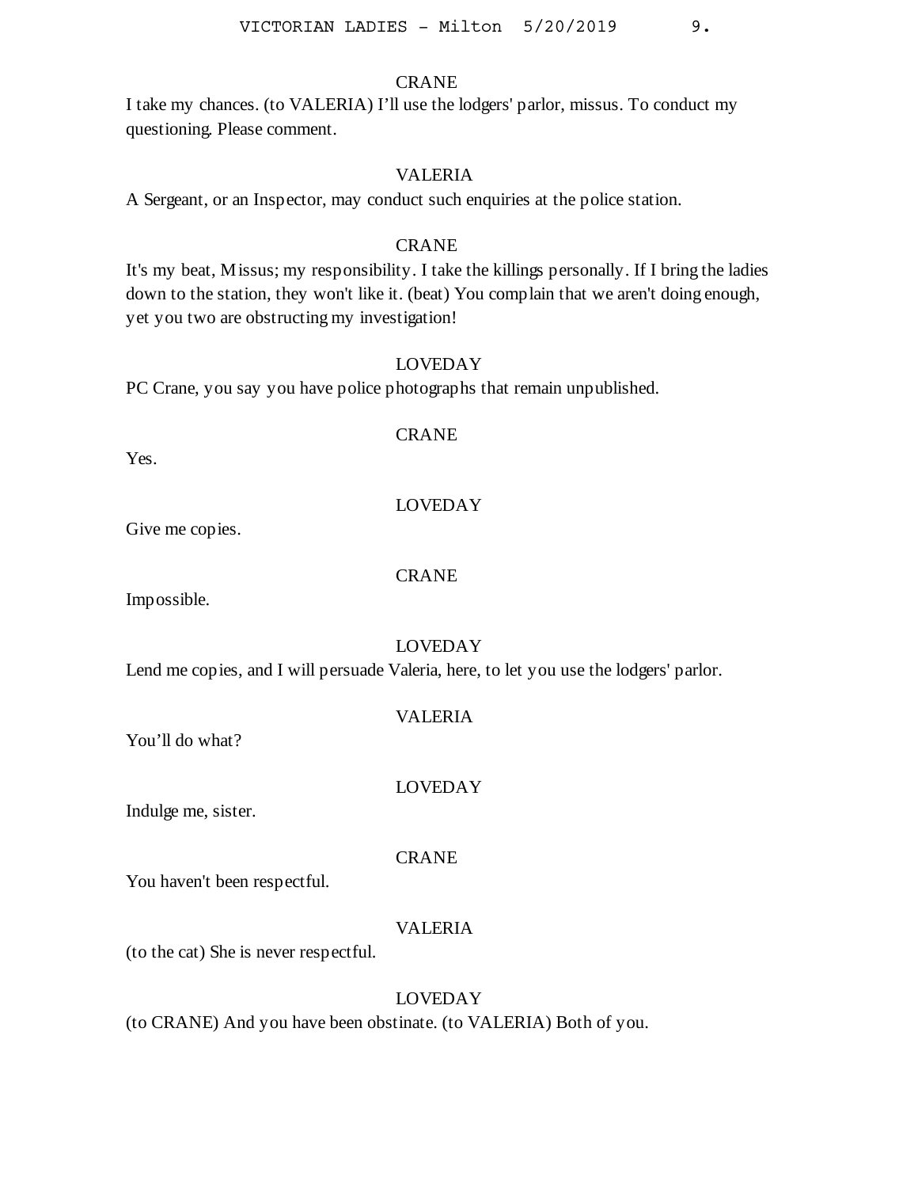CRANE

I take my chances. (to VALERIA) I'll use the lodgers' parlor, missus. To conduct my questioning. Please comment.

VALERIA

A Sergeant, or an Inspector, may conduct such enquiries at the police station.

CRANE

It's my beat, Missus; my responsibility. I take the killings personally. If I bring the ladies down to the station, they won't like it. (beat) You complain that we aren't doing enough, yet you two are obstructing my investigation!

LOVEDAY

PC Crane, you say you have police photographs that remain unpublished.

CRANE

Yes.

LOVEDAY

Give me copies.

CRANE

Impossible.

LOVEDAY

Lend me copies, and I will persuade Valeria, here, to let you use the lodgers' parlor.

VALERIA

You'll do what?

LOVEDAY

Indulge me, sister.

CRANE

You haven't been respectful.

VALERIA

(to the cat) She is never respectful.

LOVEDAY

(to CRANE) And you have been obstinate. (to VALERIA) Both of you.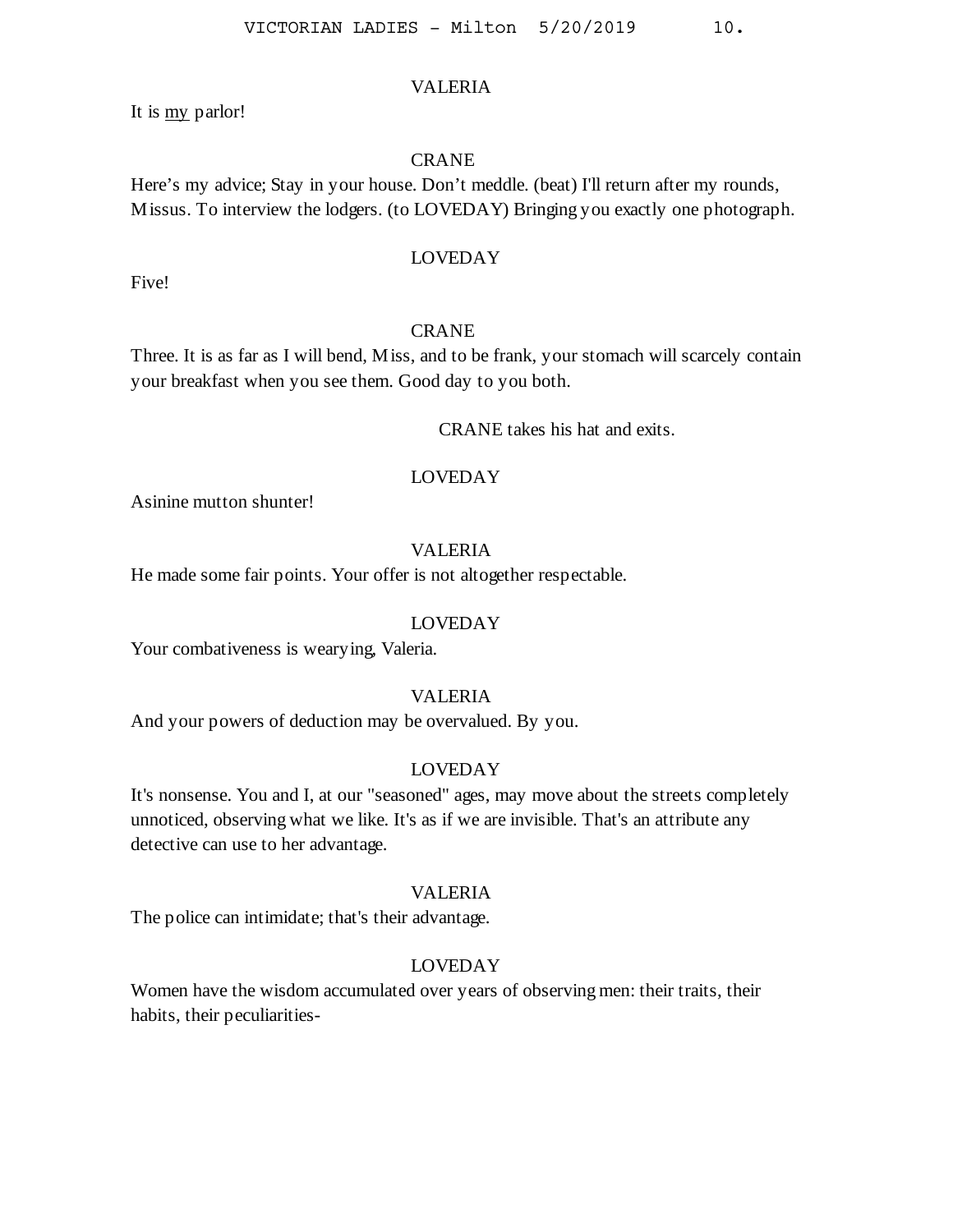VALERIA

It is <u>my</u> parlor!

CRANE

Here's my advice; Stay in your house. Don't meddle. (beat) I'll return after my rounds, Missus. To interview the lodgers. (to LOVEDAY) Bringing you exactly one photograph.

LOVEDAY

Five!

CRANE

Three. It is as far as I will bend, Miss, and to be frank, your stomach will scarcely contain your breakfast when you see them. Good day to you both.

CRANE takes his hat and exits.

LOVEDAY

Asinine mutton shunter!

VALERIA

He made some fair points. Your offer is not altogether respectable.

LOVEDAY

Your combativeness is wearying, Valeria.

VALERIA

And your powers of deduction may be overvalued. By you.

LOVEDAY

It's nonsense. You and I, at our "seasoned" ages, may move about the streets completely unnoticed, observing what we like. It's as if we are invisible. That's an attribute any detective can use to her advantage.

VALERIA

The police can intimidate; that's their advantage.

LOVEDAY

Women have the wisdom accumulated over years of observing men: their traits, their habits, their peculiarities-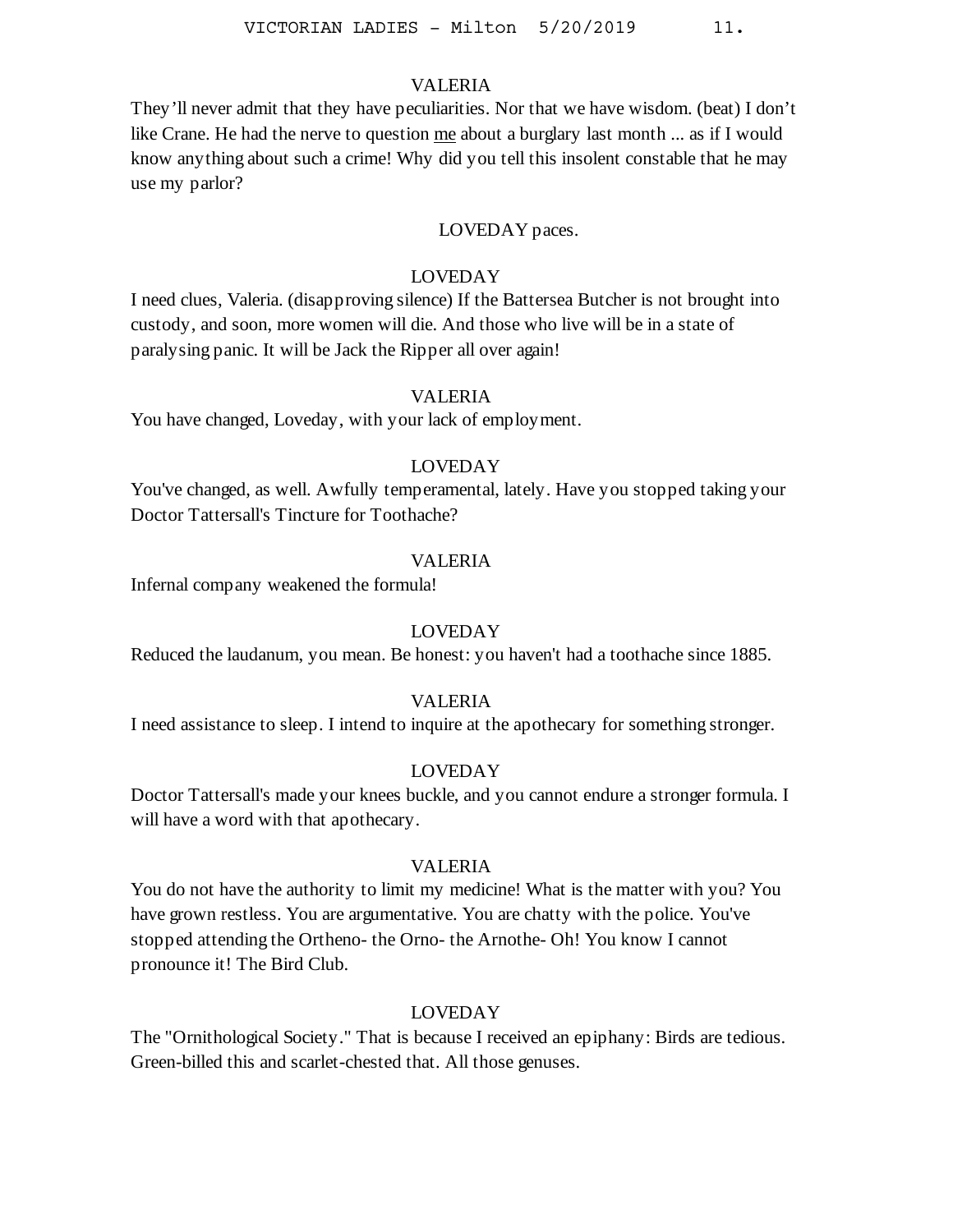VALERIA

They'll never admit that they have peculiarities. Nor that we have wisdom. (beat) I don't like Crane. He had the nerve to question <u>me</u> about a burglary last month ... as if I would know anything about such a crime! Why did you tell this insolent constable that he may use my parlor?

LOVEDAY paces.

LOVEDAY

I need clues, Valeria. (disapproving silence) If the Battersea Butcher is not brought into custody, and soon, more women will die. And those who live will be in a state of paralysing panic. It will be Jack the Ripper all over again!

VALERIA

You have changed, Loveday, with your lack of employment.

LOVEDAY

You've changed, as well. Awfully temperamental, lately. Have you stopped taking your Doctor Tattersall's Tincture for Toothache?

VALERIA

Infernal company weakened the formula!

LOVEDAY

Reduced the laudanum, you mean. Be honest: you haven't had a toothache since 1885.

VALERIA

I need assistance to sleep. I intend to inquire at the apothecary for something stronger.

LOVEDAY

Doctor Tattersall's made your knees buckle, and you cannot endure a stronger formula. I will have a word with that apothecary.

VALERIA

You do not have the authority to limit my medicine! What is the matter with you? You have grown restless. You are argumentative. You are chatty with the police. You've stopped attending the Ortheno- the Orno- the Arnothe- Oh! You know I cannot pronounce it! The Bird Club.

LOVEDAY

The "Ornithological Society." That is because I received an epiphany: Birds are tedious. Green-billed this and scarlet-chested that. All those genuses.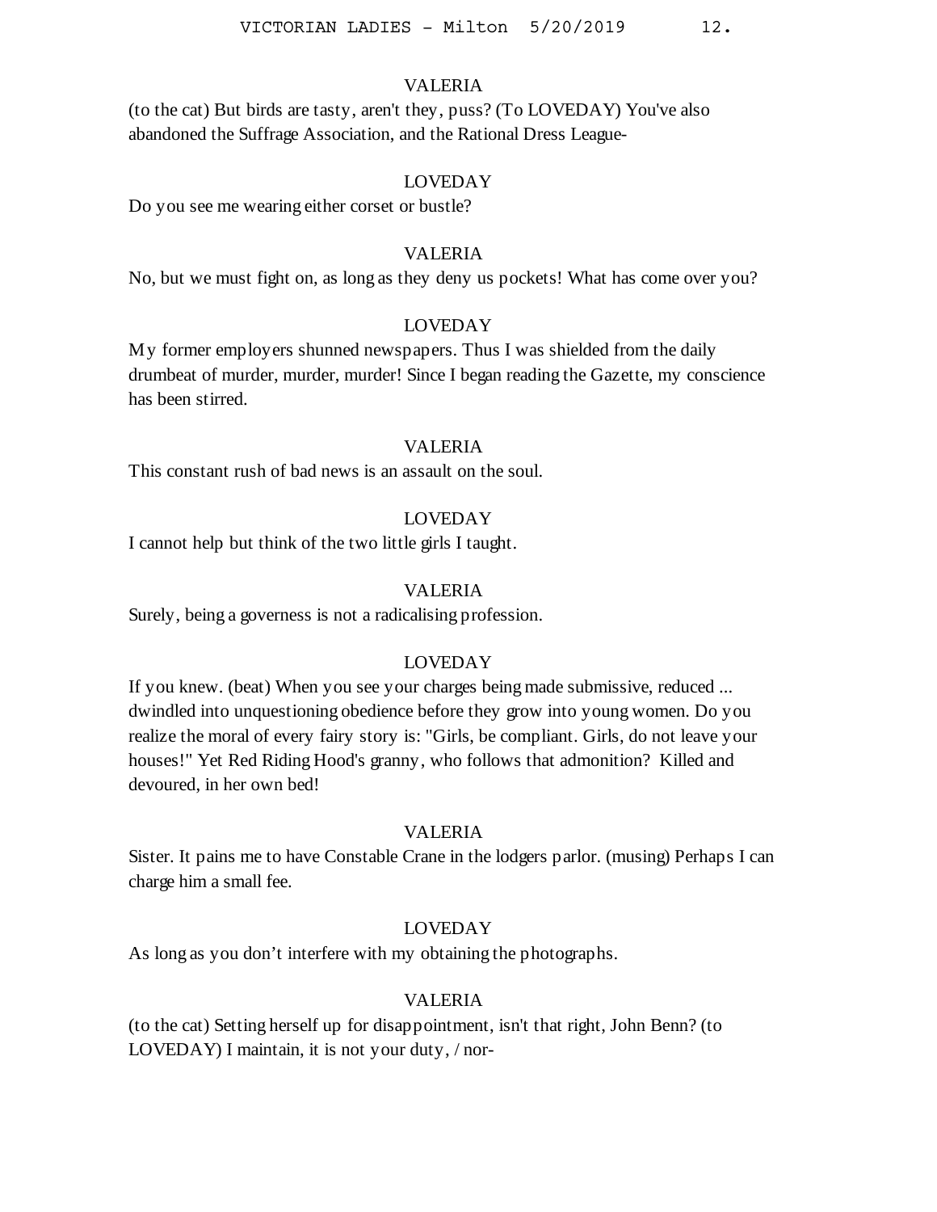VALERIA

(to the cat) But birds are tasty, aren't they, puss? (To LOVEDAY) You've also abandoned the Suffrage Association, and the Rational Dress League-

LOVEDAY

Do you see me wearing either corset or bustle?

VALERIA

No, but we must fight on, as long as they deny us pockets! What has come over you?

LOVEDAY

My former employers shunned newspapers. Thus I was shielded from the daily drumbeat of murder, murder, murder! Since I began reading the Gazette, my conscience has been stirred.

VALERIA

This constant rush of bad news is an assault on the soul.

LOVEDAY

I cannot help but think of the two little girls I taught.

VALERIA

Surely, being a governess is not a radicalising profession.

LOVEDAY

If you knew. (beat) When you see your charges being made submissive, reduced ... dwindled into unquestioning obedience before they grow into young women. Do you realize the moral of every fairy story is: "Girls, be compliant. Girls, do not leave your houses!" Yet Red Riding Hood's granny, who follows that admonition? Killed and devoured, in her own bed!

VALERIA

Sister. It pains me to have Constable Crane in the lodgers parlor. (musing) Perhaps I can charge him a small fee.

LOVEDAY

As long as you don't interfere with my obtaining the photographs.

VALERIA

(to the cat) Setting herself up for disappointment, isn't that right, John Benn? (to LOVEDAY) I maintain, it is not your duty, / nor-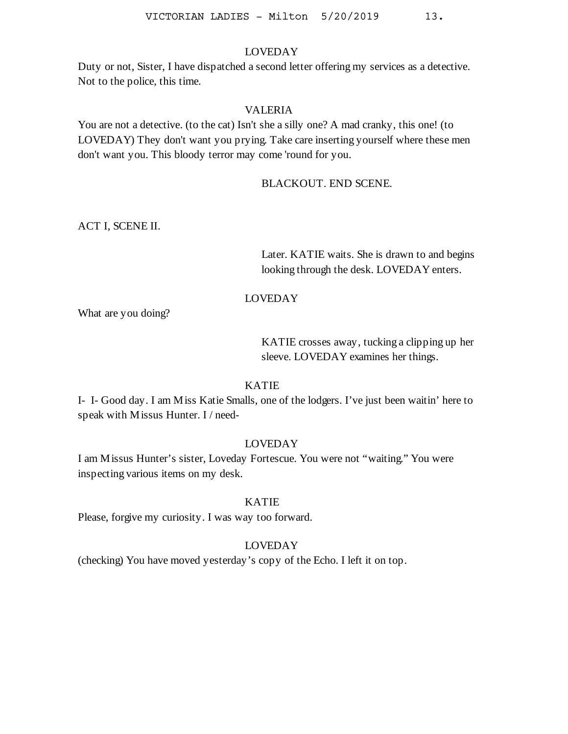LOVEDAY

Duty or not, Sister, I have dispatched a second letter offering my services as a detective. Not to the police, this time.

VALERIA

You are not a detective. (to the cat) Isn't she a silly one? A mad cranky, this one! (to LOVEDAY) They don't want you prying. Take care inserting yourself where these men don't want you. This bloody terror may come 'round for you.

BLACKOUT. END SCENE.

ACT I, SCENE II.

Later. KATIE waits. She is drawn to and begins looking through the desk. LOVEDAY enters.

LOVEDAY

What are you doing?

KATIE crosses away, tucking a clipping up her sleeve. LOVEDAY examines her things.

KATIE

I- I- Good day. I am Miss Katie Smalls, one of the lodgers. I've just been waitin' here to speak with Missus Hunter. I / need-

LOVEDAY

I am Missus Hunter's sister, Loveday Fortescue. You were not "waiting." You were inspecting various items on my desk.

KATIE

Please, forgive my curiosity. I was way too forward.

LOVEDAY

(checking) You have moved yesterday's copy of the Echo. I left it on top.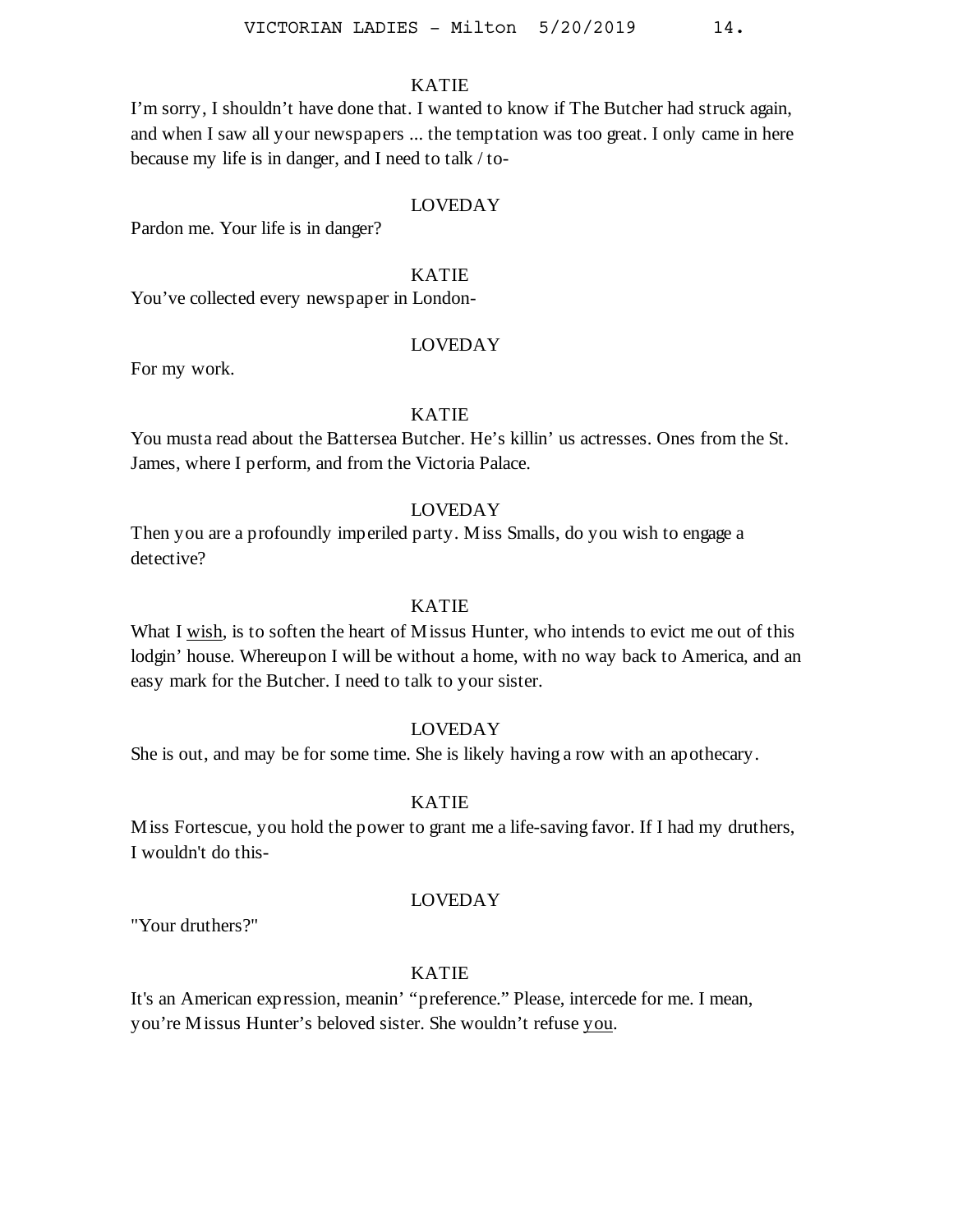KATIE

I'm sorry, I shouldn't have done that. I wanted to know if The Butcher had struck again, and when I saw all your newspapers ... the temptation was too great. I only came in here because my life is in danger, and I need to talk / to-

LOVEDAY

Pardon me. Your life is in danger?

KATIE

You've collected every newspaper in London-

LOVEDAY

For my work.

KATIE

You musta read about the Battersea Butcher. He's killin' us actresses. Ones from the St. James, where I perform, and from the Victoria Palace.

LOVEDAY

Then you are a profoundly imperiled party. Miss Smalls, do you wish to engage a detective?

KATIE

What I <u>wish</u>, is to soften the heart of Missus Hunter, who intends to evict me out of this lodgin' house. Whereupon I will be without a home, with no way back to America, and an easy mark for the Butcher. I need to talk to your sister.

LOVEDAY

She is out, and may be for some time. She is likely having a row with an apothecary.

KATIE

Miss Fortescue, you hold the power to grant me a life-saving favor. If I had my druthers, I wouldn't do this-

LOVEDAY

"Your druthers?"

KATIE

It's an American expression, meanin' "preference." Please, intercede for me. I mean, you're Missus Hunter's beloved sister. She wouldn't refuse <u>you</u>.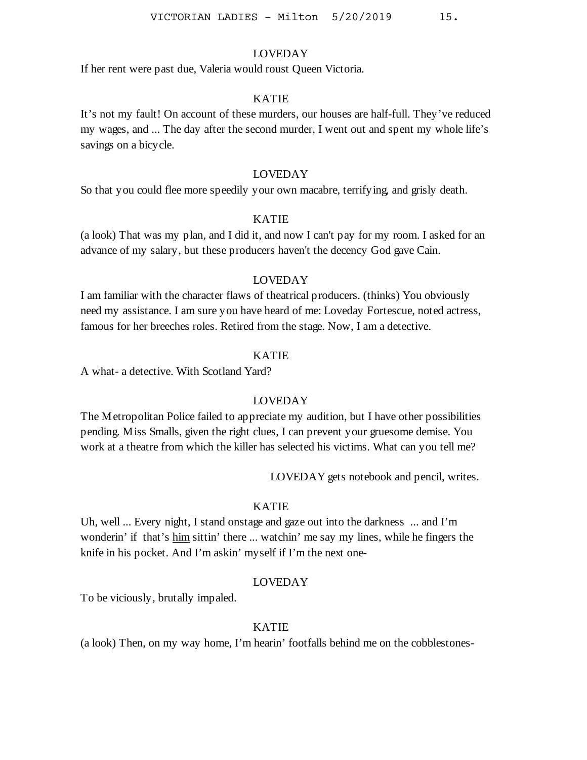LOVEDAY

If her rent were past due, Valeria would roust Queen Victoria.

KATIE

It's not my fault! On account of these murders, our houses are half-full. They've reduced my wages, and ... The day after the second murder, I went out and spent my whole life's savings on a bicycle.

LOVEDAY

So that you could flee more speedily your own macabre, terrifying, and grisly death.

KATIE

(a look) That was my plan, and I did it, and now I can't pay for my room. I asked for an advance of my salary, but these producers haven't the decency God gave Cain.

LOVEDAY

I am familiar with the character flaws of theatrical producers. (thinks) You obviously need my assistance. I am sure you have heard of me: Loveday Fortescue, noted actress, famous for her breeches roles. Retired from the stage. Now, I am a detective.

KATIE

A what- a detective. With Scotland Yard?

LOVEDAY

The Metropolitan Police failed to appreciate my audition, but I have other possibilities pending. Miss Smalls, given the right clues, I can prevent your gruesome demise. You work at a theatre from which the killer has selected his victims. What can you tell me?

LOVEDAY gets notebook and pencil, writes.

KATIE

Uh, well ... Every night, I stand onstage and gaze out into the darkness ... and I'm wonderin' if that's <u>him</u> sittin' there ... watchin' me say my lines, while he fingers the knife in his pocket. And I'm askin' myself if I'm the next one-

LOVEDAY

To be viciously, brutally impaled.

KATIE

(a look) Then, on my way home, I'm hearin' footfalls behind me on the cobblestones-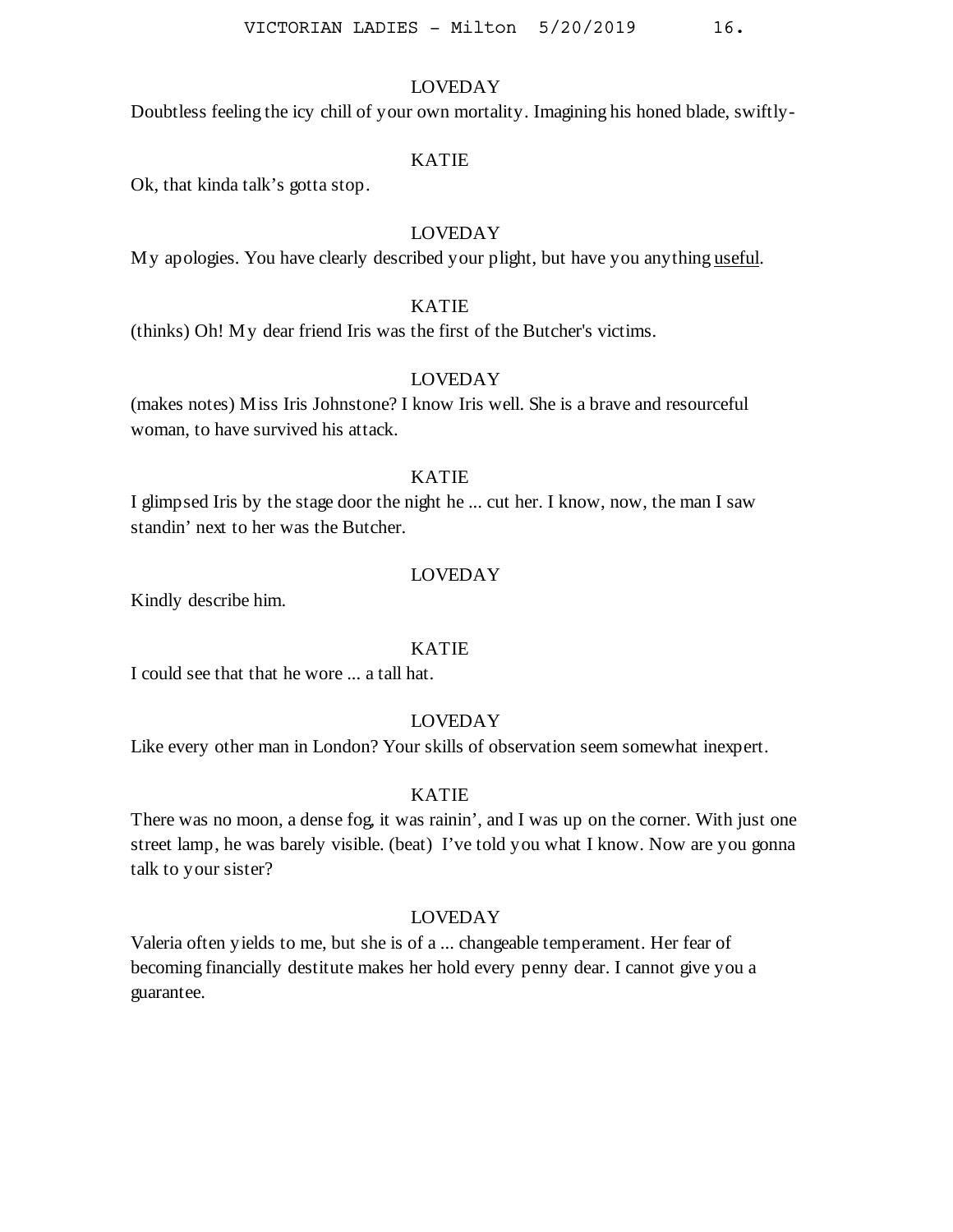LOVEDAY

Doubtless feeling the icy chill of your own mortality. Imagining his honed blade, swiftly-

KATIE

Ok, that kinda talk's gotta stop.

LOVEDAY

My apologies. You have clearly described your plight, but have you anything <u>useful</u>.

KATIE

(thinks) Oh! My dear friend Iris was the first of the Butcher's victims.

LOVEDAY

(makes notes) Miss Iris Johnstone? I know Iris well. She is a brave and resourceful woman, to have survived his attack.

KATIE

I glimpsed Iris by the stage door the night he ... cut her. I know, now, the man I saw standin' next to her was the Butcher.

LOVEDAY

Kindly describe him.

KATIE

I could see that that he wore ... a tall hat.

LOVEDAY

Like every other man in London? Your skills of observation seem somewhat inexpert.

KATIE

There was no moon, a dense fog, it was rainin', and I was up on the corner. With just one street lamp, he was barely visible. (beat) I've told you what I know. Now are you gonna talk to your sister?

LOVEDAY

Valeria often yields to me, but she is of a ... changeable temperament. Her fear of becoming financially destitute makes her hold every penny dear. I cannot give you a guarantee.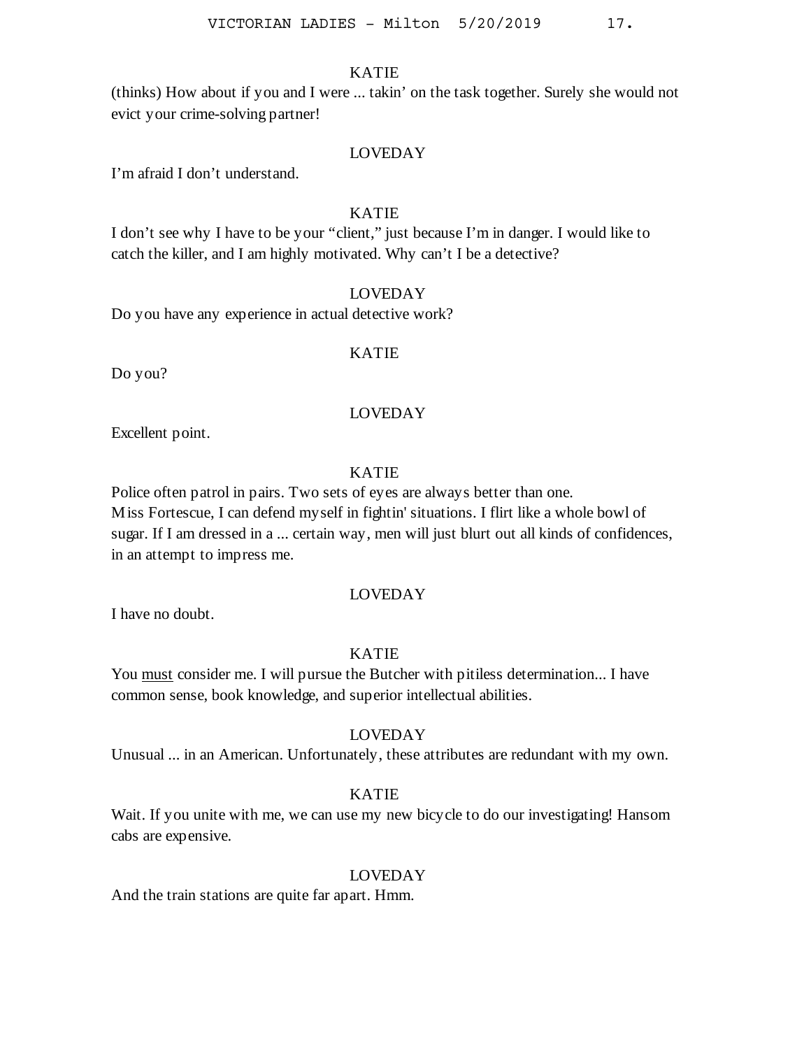KATIE

(thinks) How about if you and I were ... takin' on the task together. Surely she would not evict your crime-solving partner!

LOVEDAY

I'm afraid I don't understand.

KATIE

I don't see why I have to be your "client," just because I'm in danger. I would like to catch the killer, and I am highly motivated. Why can't I be a detective?

LOVEDAY

Do you have any experience in actual detective work?

KATIE

Do you?

LOVEDAY

Excellent point.

KATIE

Police often patrol in pairs. Two sets of eyes are always better than one.
Miss Fortescue, I can defend myself in fightin' situations. I flirt like a whole bowl of sugar. If I am dressed in a ... certain way, men will just blurt out all kinds of confidences, in an attempt to impress me.

LOVEDAY

I have no doubt.

KATIE

You <u>must</u> consider me. I will pursue the Butcher with pitiless determination... I have common sense, book knowledge, and superior intellectual abilities.

LOVEDAY

Unusual ... in an American. Unfortunately, these attributes are redundant with my own.

KATIE

Wait. If you unite with me, we can use my new bicycle to do our investigating! Hansom cabs are expensive.

LOVEDAY

And the train stations are quite far apart. Hmm.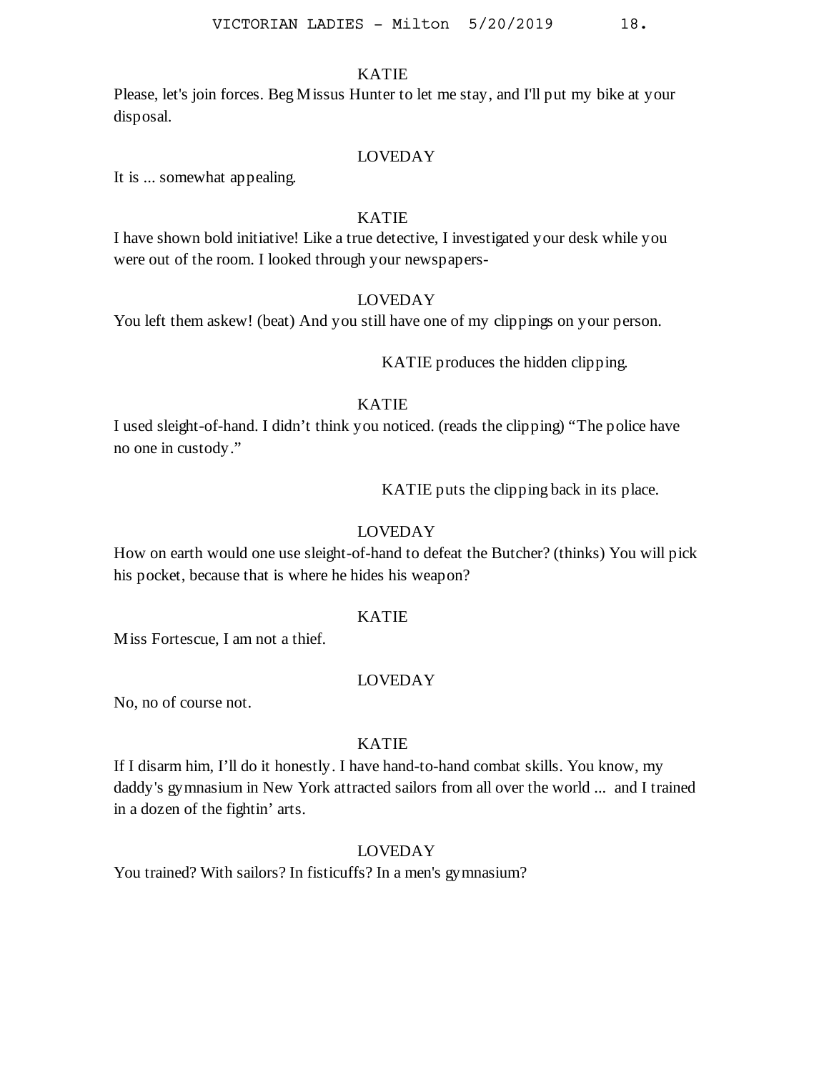KATIE

Please, let's join forces. Beg Missus Hunter to let me stay, and I'll put my bike at your disposal.

LOVEDAY

It is ... somewhat appealing.

KATIE

I have shown bold initiative! Like a true detective, I investigated your desk while you were out of the room. I looked through your newspapers-

LOVEDAY

You left them askew! (beat) And you still have one of my clippings on your person.

KATIE produces the hidden clipping.

KATIE

I used sleight-of-hand. I didn't think you noticed. (reads the clipping) "The police have no one in custody."

KATIE puts the clipping back in its place.

LOVEDAY

How on earth would one use sleight-of-hand to defeat the Butcher? (thinks) You will pick his pocket, because that is where he hides his weapon?

KATIE

Miss Fortescue, I am not a thief.

LOVEDAY

No, no of course not.

KATIE

If I disarm him, I'll do it honestly. I have hand-to-hand combat skills. You know, my daddy's gymnasium in New York attracted sailors from all over the world ... and I trained in a dozen of the fightin' arts.

LOVEDAY

You trained? With sailors? In fisticuffs? In a men's gymnasium?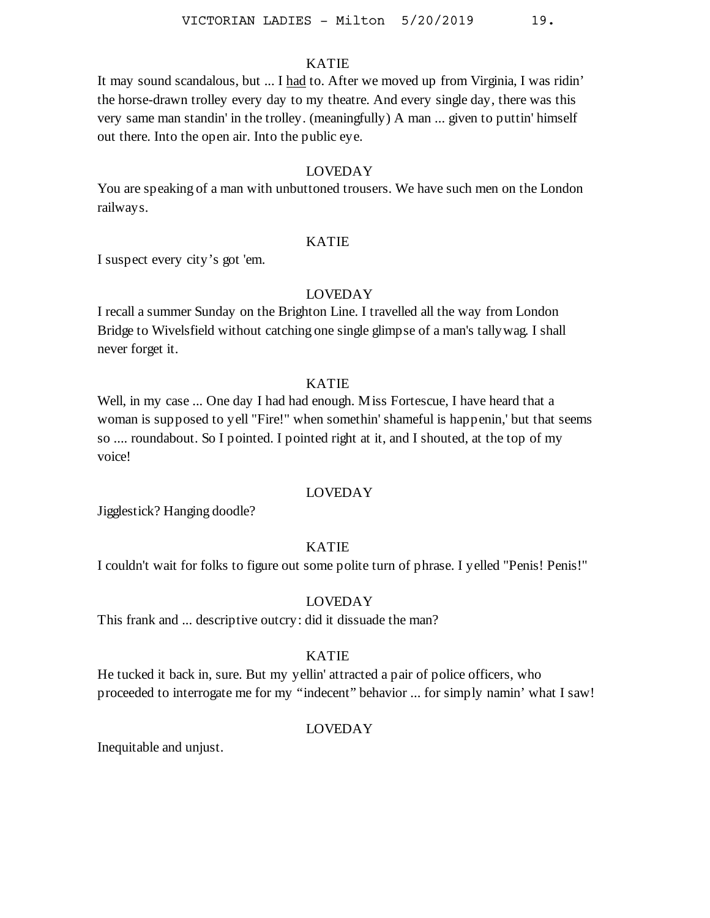KATIE

It may sound scandalous, but ... I <u>had</u> to. After we moved up from Virginia, I was ridin' the horse-drawn trolley every day to my theatre. And every single day, there was this very same man standin' in the trolley. (meaningfully) A man ... given to puttin' himself out there. Into the open air. Into the public eye.

LOVEDAY

You are speaking of a man with unbuttoned trousers. We have such men on the London railways.

KATIE

I suspect every city's got 'em.

LOVEDAY

I recall a summer Sunday on the Brighton Line. I travelled all the way from London Bridge to Wivelsfield without catching one single glimpse of a man's tallywag. I shall never forget it.

KATIE

Well, in my case ... One day I had had enough. Miss Fortescue, I have heard that a woman is supposed to yell "Fire!" when somethin' shameful is happenin,' but that seems so .... roundabout. So I pointed. I pointed right at it, and I shouted, at the top of my voice!

LOVEDAY

Jigglestick? Hanging doodle?

KATIE

I couldn't wait for folks to figure out some polite turn of phrase. I yelled "Penis! Penis!"

LOVEDAY

This frank and ... descriptive outcry: did it dissuade the man?

KATIE

He tucked it back in, sure. But my yellin' attracted a pair of police officers, who proceeded to interrogate me for my "indecent" behavior ... for simply namin' what I saw!

LOVEDAY

Inequitable and unjust.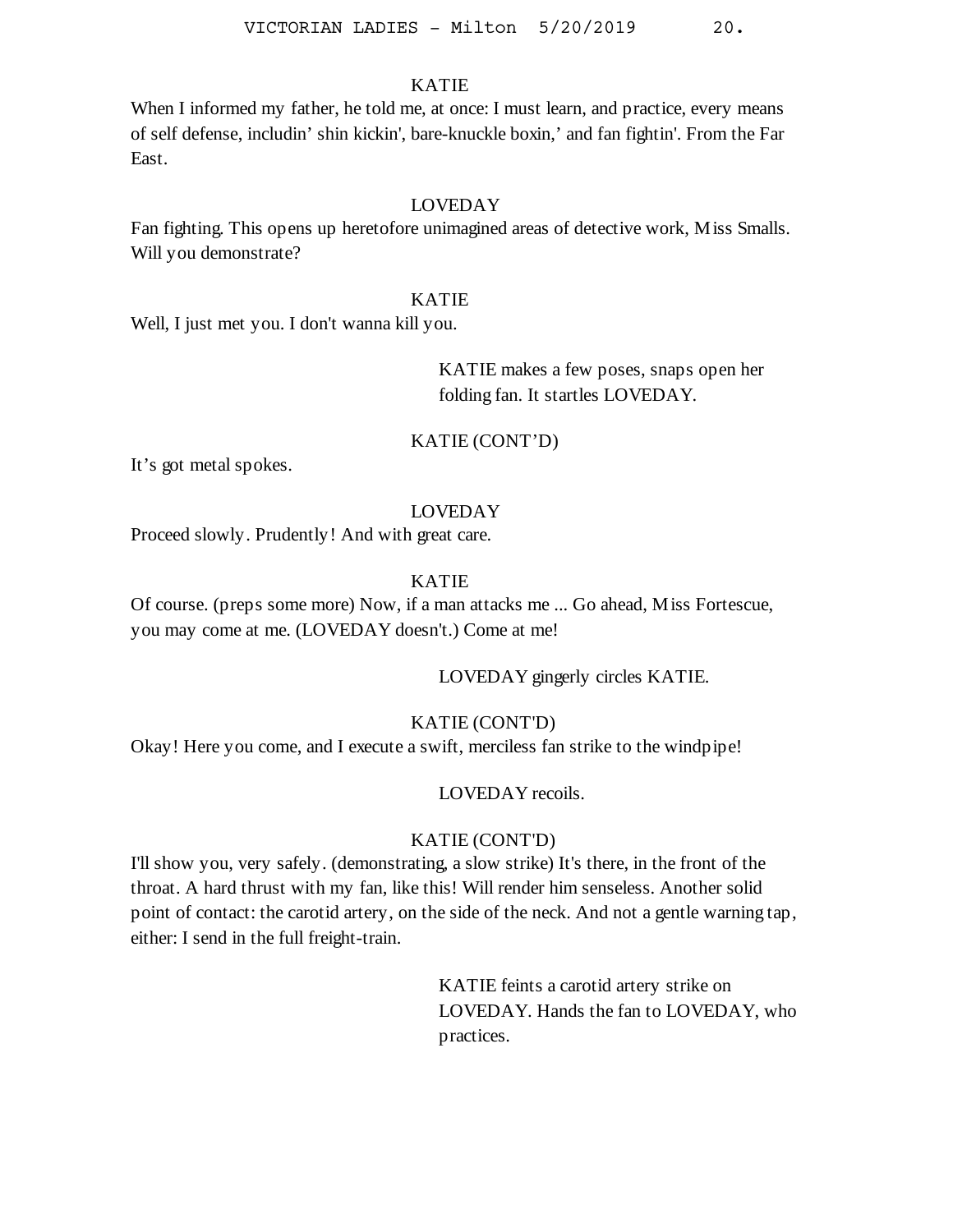KATIE

When I informed my father, he told me, at once: I must learn, and practice, every means of self defense, includin' shin kickin', bare-knuckle boxin,' and fan fightin'. From the Far East.

LOVEDAY

Fan fighting. This opens up heretofore unimagined areas of detective work, Miss Smalls. Will you demonstrate?

KATIE

Well, I just met you. I don't wanna kill you.

KATIE makes a few poses, snaps open her folding fan. It startles LOVEDAY.

KATIE (CONT'D)

It's got metal spokes.

LOVEDAY

Proceed slowly. Prudently! And with great care.

KATIE

Of course. (preps some more) Now, if a man attacks me ... Go ahead, Miss Fortescue, you may come at me. (LOVEDAY doesn't.) Come at me!

LOVEDAY gingerly circles KATIE.

KATIE (CONT'D)

Okay! Here you come, and I execute a swift, merciless fan strike to the windpipe!

LOVEDAY recoils.

KATIE (CONT'D)

I'll show you, very safely. (demonstrating, a slow strike) It's there, in the front of the throat. A hard thrust with my fan, like this! Will render him senseless. Another solid point of contact: the carotid artery, on the side of the neck. And not a gentle warning tap, either: I send in the full freight-train.

KATIE feints a carotid artery strike on LOVEDAY. Hands the fan to LOVEDAY, who practices.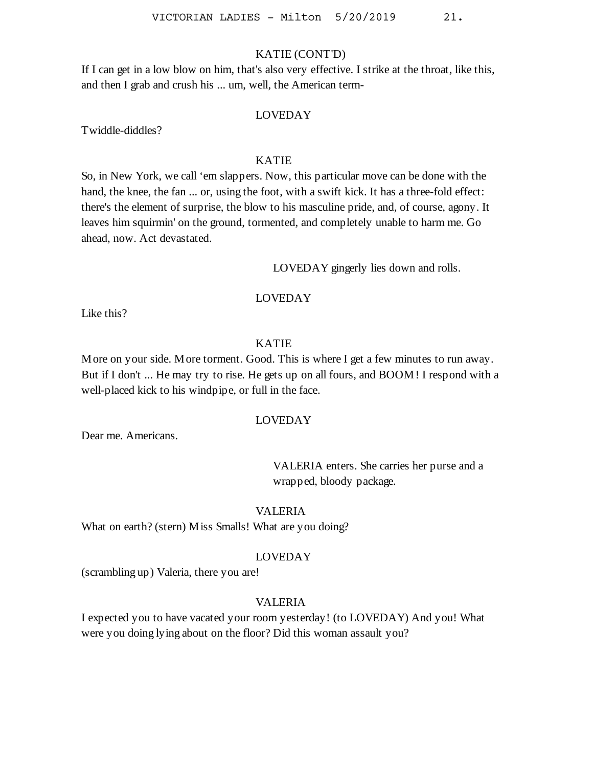KATIE (CONT'D)

If I can get in a low blow on him, that's also very effective. I strike at the throat, like this, and then I grab and crush his ... um, well, the American term-

LOVEDAY

Twiddle-diddles?

KATIE

So, in New York, we call 'em slappers. Now, this particular move can be done with the hand, the knee, the fan ... or, using the foot, with a swift kick. It has a three-fold effect: there's the element of surprise, the blow to his masculine pride, and, of course, agony. It leaves him squirmin' on the ground, tormented, and completely unable to harm me. Go ahead, now. Act devastated.

LOVEDAY gingerly lies down and rolls.

LOVEDAY

Like this?

KATIE

More on your side. More torment. Good. This is where I get a few minutes to run away. But if I don't ... He may try to rise. He gets up on all fours, and BOOM! I respond with a well-placed kick to his windpipe, or full in the face.

LOVEDAY

Dear me. Americans.

VALERIA enters. She carries her purse and a wrapped, bloody package.

VALERIA

What on earth? (stern) Miss Smalls! What are you doing?

LOVEDAY

(scrambling up) Valeria, there you are!

VALERIA

I expected you to have vacated your room yesterday! (to LOVEDAY) And you! What were you doing lying about on the floor? Did this woman assault you?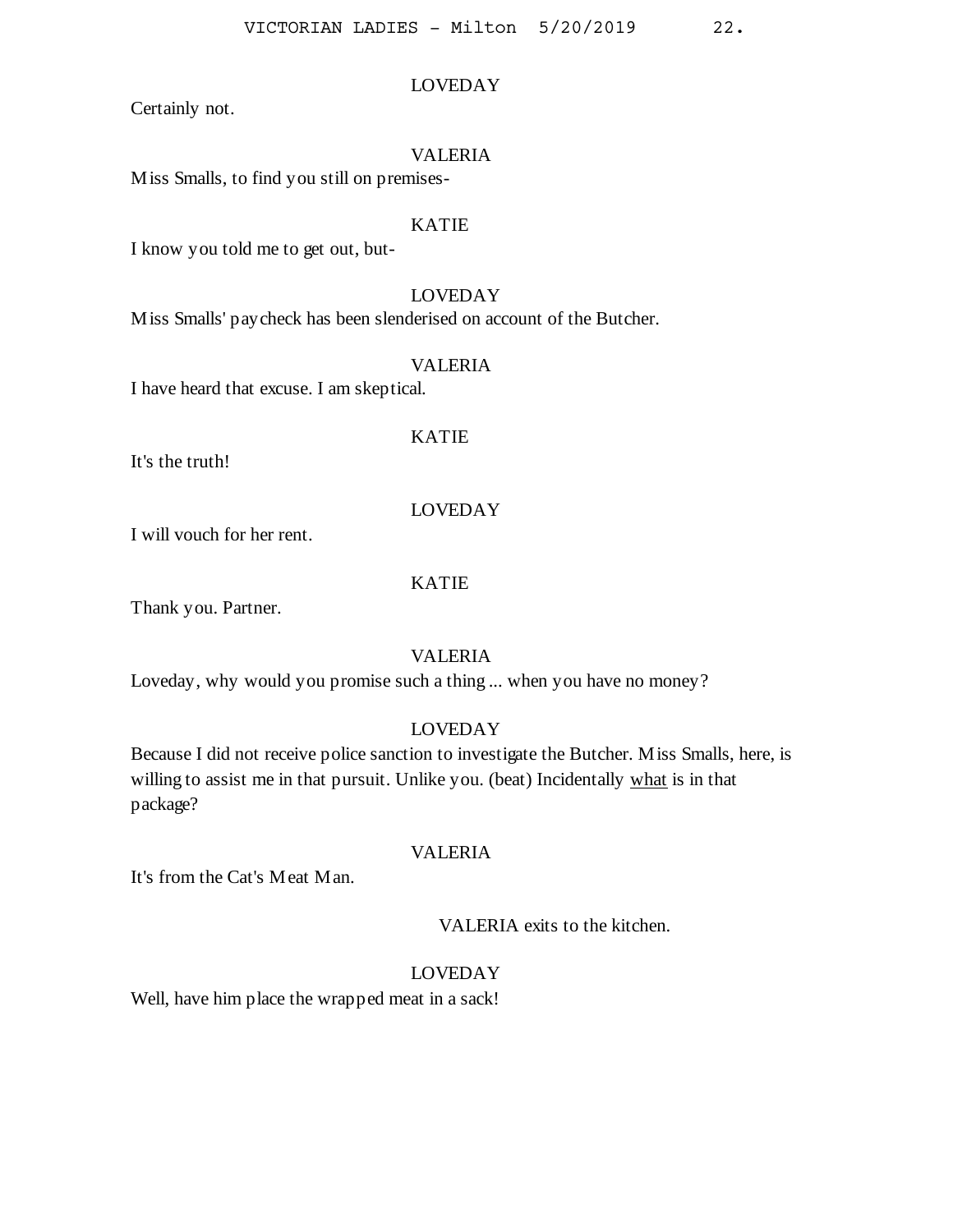LOVEDAY

Certainly not.

VALERIA

Miss Smalls, to find you still on premises-

KATIE

I know you told me to get out, but-

LOVEDAY

Miss Smalls' paycheck has been slenderised on account of the Butcher.

VALERIA

I have heard that excuse. I am skeptical.

KATIE

It's the truth!

LOVEDAY

I will vouch for her rent.

KATIE

Thank you. Partner.

VALERIA

Loveday, why would you promise such a thing ... when you have no money?

LOVEDAY

Because I did not receive police sanction to investigate the Butcher. Miss Smalls, here, is willing to assist me in that pursuit. Unlike you. (beat) Incidentally <u>what</u> is in that package?

VALERIA

It's from the Cat's Meat Man.

VALERIA exits to the kitchen.

LOVEDAY

Well, have him place the wrapped meat in a sack!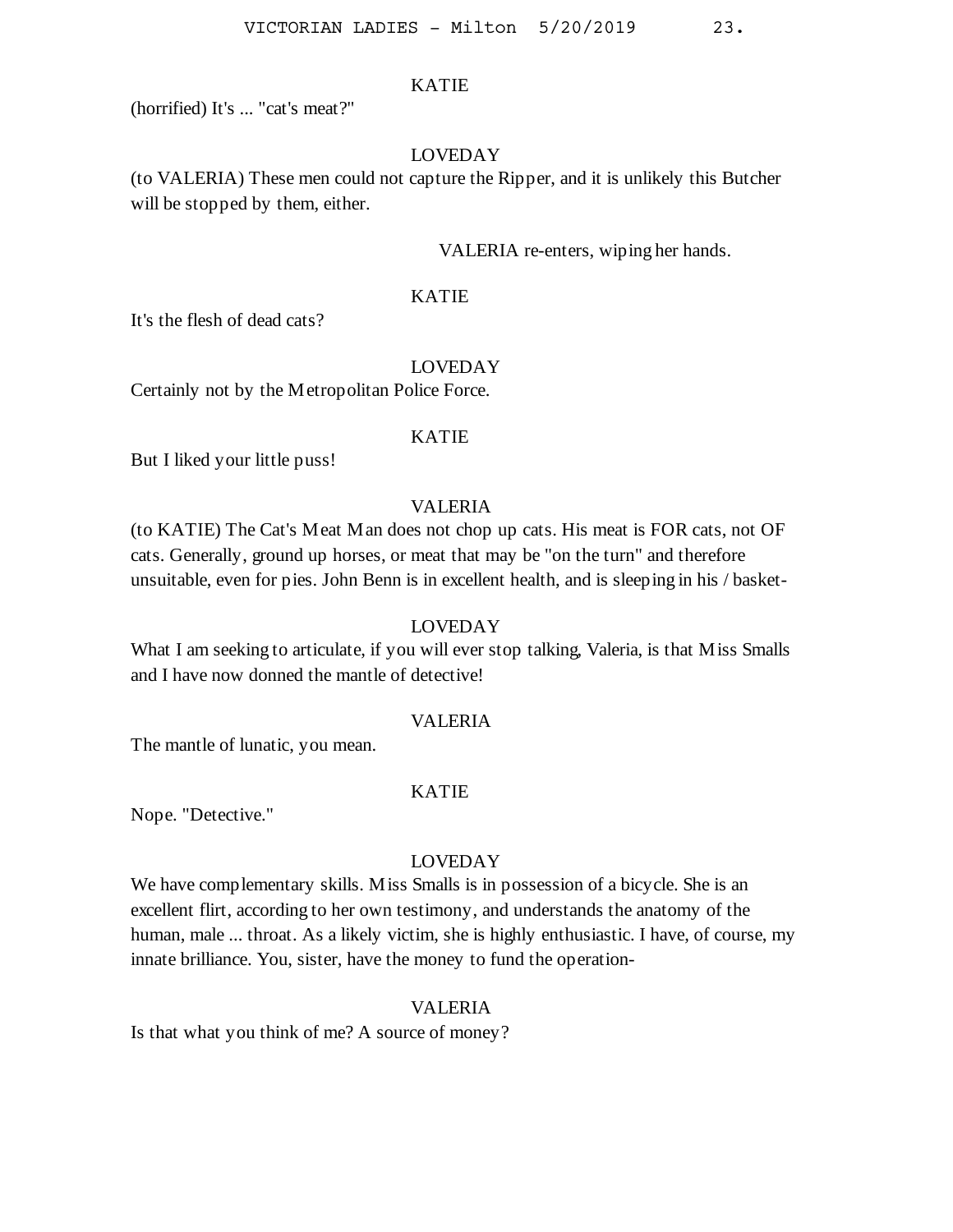KATIE

(horrified) It's ... "cat's meat?"

LOVEDAY

(to VALERIA) These men could not capture the Ripper, and it is unlikely this Butcher will be stopped by them, either.

VALERIA re-enters, wiping her hands.

KATIE

It's the flesh of dead cats?

LOVEDAY

Certainly not by the Metropolitan Police Force.

KATIE

But I liked your little puss!

VALERIA

(to KATIE) The Cat's Meat Man does not chop up cats. His meat is FOR cats, not OF cats. Generally, ground up horses, or meat that may be "on the turn" and therefore unsuitable, even for pies. John Benn is in excellent health, and is sleeping in his / basket-

LOVEDAY

What I am seeking to articulate, if you will ever stop talking, Valeria, is that Miss Smalls and I have now donned the mantle of detective!

VALERIA

The mantle of lunatic, you mean.

KATIE

Nope. "Detective."

LOVEDAY

We have complementary skills. Miss Smalls is in possession of a bicycle. She is an excellent flirt, according to her own testimony, and understands the anatomy of the human, male ... throat. As a likely victim, she is highly enthusiastic. I have, of course, my innate brilliance. You, sister, have the money to fund the operation-

VALERIA

Is that what you think of me? A source of money?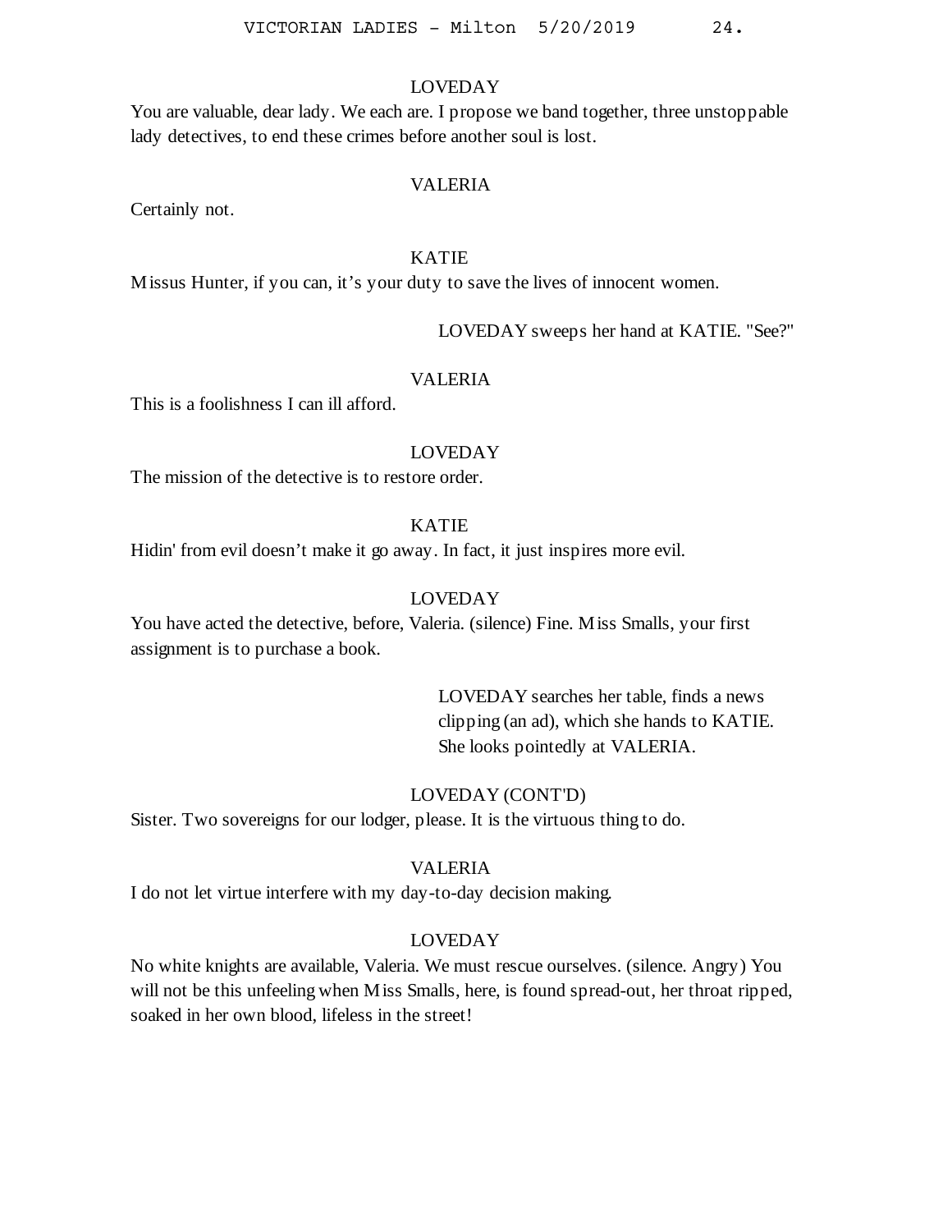LOVEDAY

You are valuable, dear lady. We each are. I propose we band together, three unstoppable lady detectives, to end these crimes before another soul is lost.

VALERIA

Certainly not.

KATIE

Missus Hunter, if you can, it's your duty to save the lives of innocent women.

LOVEDAY sweeps her hand at KATIE. "See?"

VALERIA

This is a foolishness I can ill afford.

LOVEDAY

The mission of the detective is to restore order.

KATIE

Hidin' from evil doesn't make it go away. In fact, it just inspires more evil.

LOVEDAY

You have acted the detective, before, Valeria. (silence) Fine. Miss Smalls, your first assignment is to purchase a book.

LOVEDAY searches her table, finds a news clipping (an ad), which she hands to KATIE. She looks pointedly at VALERIA.

LOVEDAY (CONT'D)

Sister. Two sovereigns for our lodger, please. It is the virtuous thing to do.

VALERIA

I do not let virtue interfere with my day-to-day decision making.

LOVEDAY

No white knights are available, Valeria. We must rescue ourselves. (silence. Angry) You will not be this unfeeling when Miss Smalls, here, is found spread-out, her throat ripped, soaked in her own blood, lifeless in the street!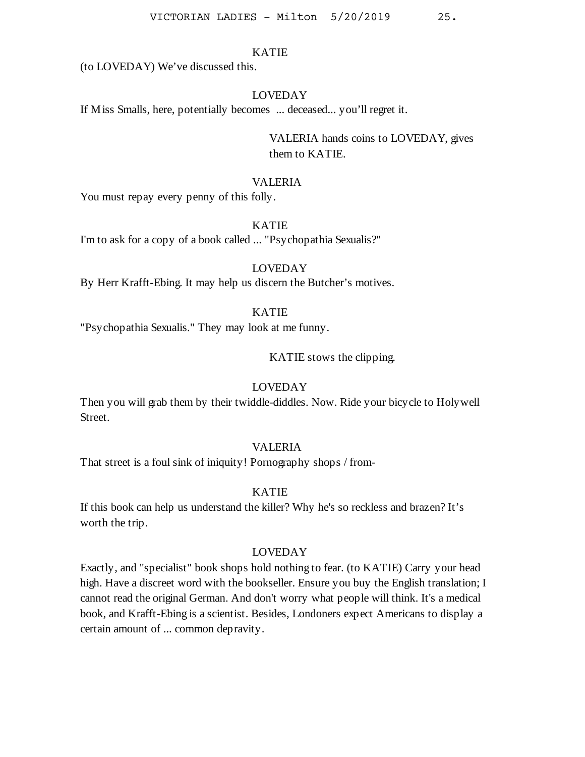KATIE

(to LOVEDAY) We've discussed this.

LOVEDAY

If Miss Smalls, here, potentially becomes ... deceased... you'll regret it.

VALERIA hands coins to LOVEDAY, gives them to KATIE.

VALERIA

You must repay every penny of this folly.

KATIE

I'm to ask for a copy of a book called ... "Psychopathia Sexualis?"

LOVEDAY

By Herr Krafft-Ebing. It may help us discern the Butcher's motives.

KATIE

"Psychopathia Sexualis." They may look at me funny.

KATIE stows the clipping.

LOVEDAY

Then you will grab them by their twiddle-diddles. Now. Ride your bicycle to Holywell Street.

VALERIA

That street is a foul sink of iniquity! Pornography shops / from-

KATIE

If this book can help us understand the killer? Why he's so reckless and brazen? It's worth the trip.

LOVEDAY

Exactly, and "specialist" book shops hold nothing to fear. (to KATIE) Carry your head high. Have a discreet word with the bookseller. Ensure you buy the English translation; I cannot read the original German. And don't worry what people will think. It's a medical book, and Krafft-Ebing is a scientist. Besides, Londoners expect Americans to display a certain amount of ... common depravity.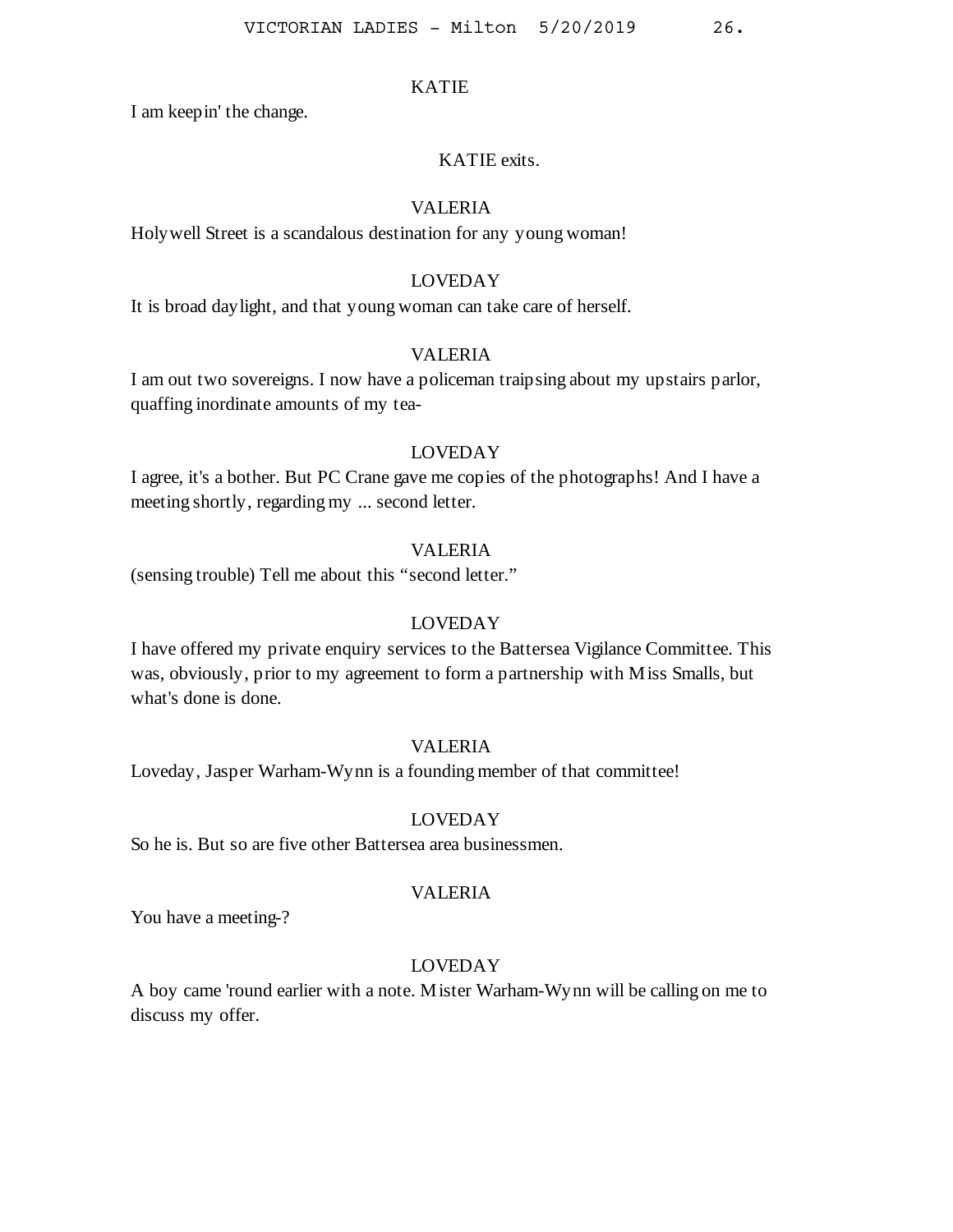KATIE

I am keepin' the change.

KATIE exits.

VALERIA

Holywell Street is a scandalous destination for any young woman!

LOVEDAY

It is broad daylight, and that young woman can take care of herself.

VALERIA

I am out two sovereigns. I now have a policeman traipsing about my upstairs parlor, quaffing inordinate amounts of my tea-

LOVEDAY

I agree, it's a bother. But PC Crane gave me copies of the photographs! And I have a meeting shortly, regarding my ... second letter.

VALERIA

(sensing trouble) Tell me about this "second letter."

LOVEDAY

I have offered my private enquiry services to the Battersea Vigilance Committee. This was, obviously, prior to my agreement to form a partnership with Miss Smalls, but what's done is done.

VALERIA

Loveday, Jasper Warham-Wynn is a founding member of that committee!

LOVEDAY

So he is. But so are five other Battersea area businessmen.

VALERIA

You have a meeting-?

LOVEDAY

A boy came 'round earlier with a note. Mister Warham-Wynn will be calling on me to discuss my offer.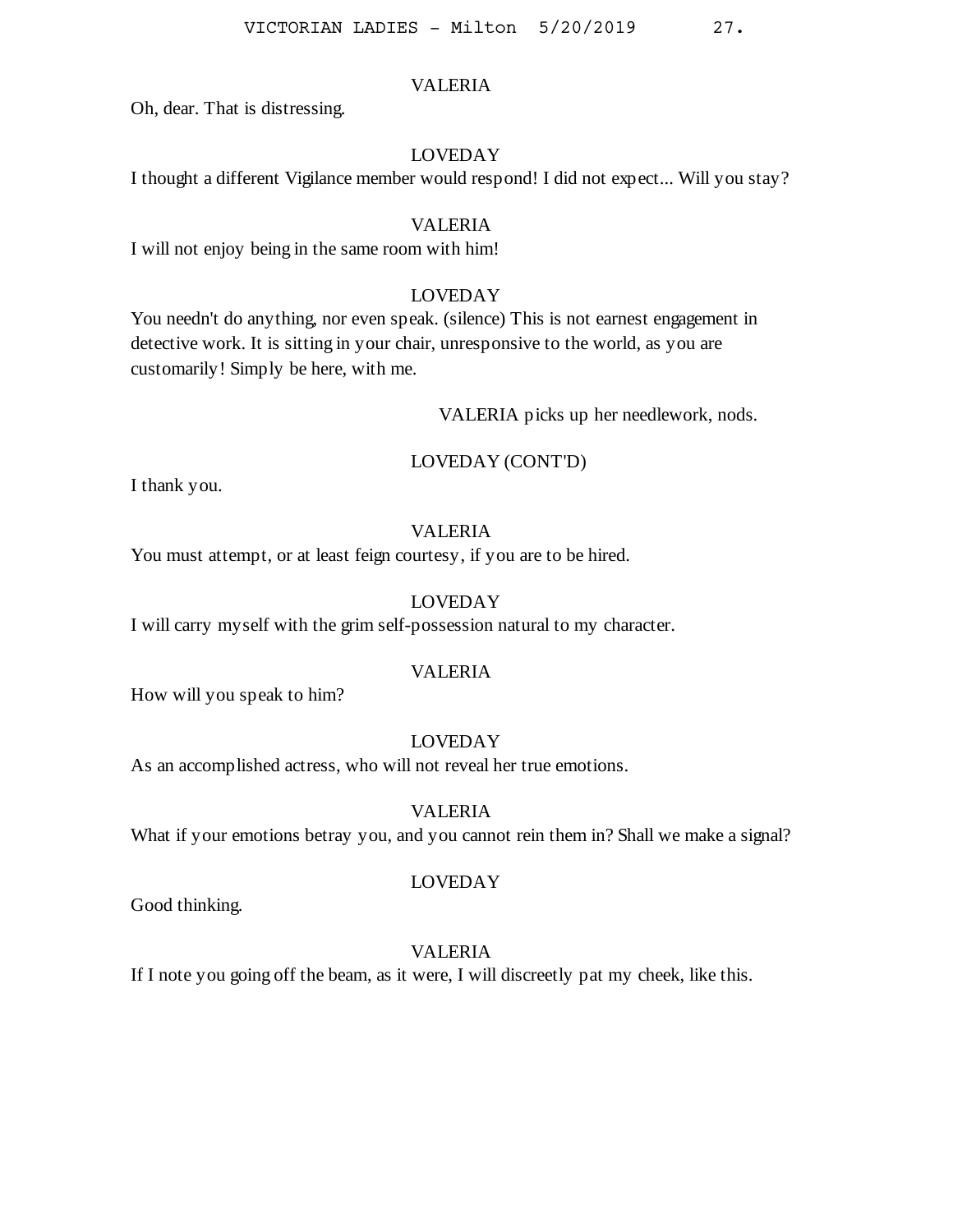VALERIA

Oh, dear. That is distressing.

LOVEDAY

I thought a different Vigilance member would respond! I did not expect... Will you stay?

VALERIA

I will not enjoy being in the same room with him!

LOVEDAY

You needn't do anything, nor even speak. (silence) This is not earnest engagement in detective work. It is sitting in your chair, unresponsive to the world, as you are customarily! Simply be here, with me.

VALERIA picks up her needlework, nods.

LOVEDAY (CONT'D)

I thank you.

VALERIA

You must attempt, or at least feign courtesy, if you are to be hired.

LOVEDAY

I will carry myself with the grim self-possession natural to my character.

VALERIA

How will you speak to him?

LOVEDAY

As an accomplished actress, who will not reveal her true emotions.

VALERIA

What if your emotions betray you, and you cannot rein them in? Shall we make a signal?

LOVEDAY

Good thinking.

VALERIA

If I note you going off the beam, as it were, I will discreetly pat my cheek, like this.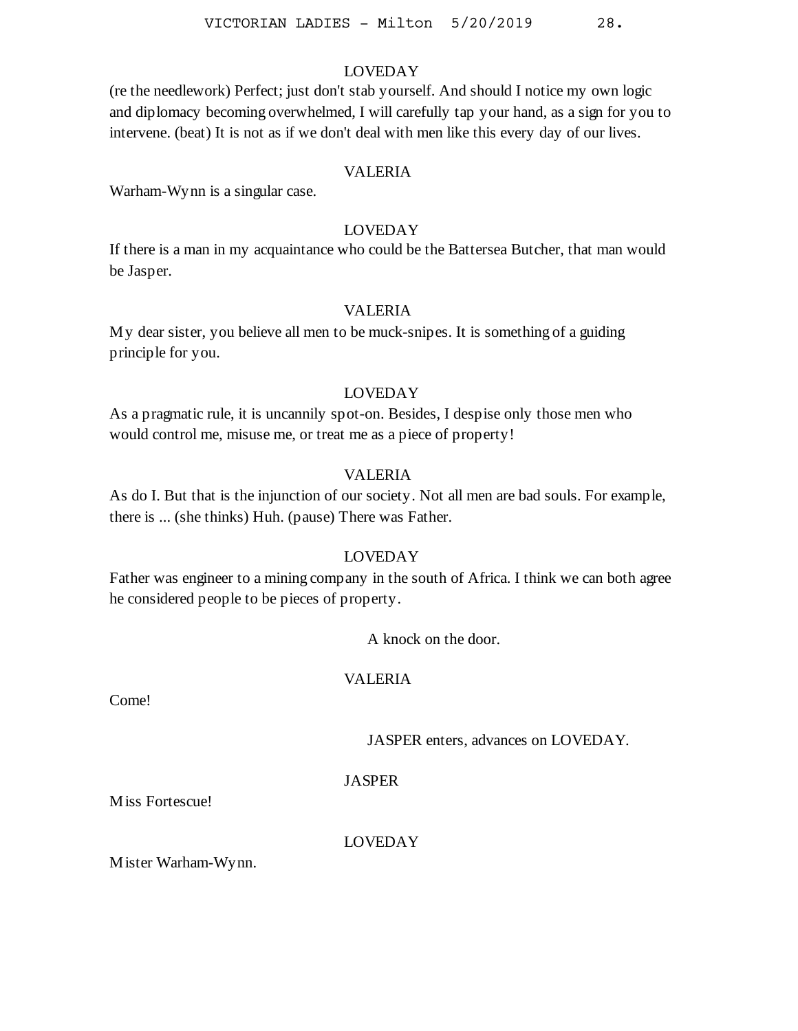LOVEDAY

(re the needlework) Perfect; just don't stab yourself. And should I notice my own logic and diplomacy becoming overwhelmed, I will carefully tap your hand, as a sign for you to intervene. (beat) It is not as if we don't deal with men like this every day of our lives.

VALERIA

Warham-Wynn is a singular case.

LOVEDAY

If there is a man in my acquaintance who could be the Battersea Butcher, that man would be Jasper.

VALERIA

My dear sister, you believe all men to be muck-snipes. It is something of a guiding principle for you.

LOVEDAY

As a pragmatic rule, it is uncannily spot-on. Besides, I despise only those men who would control me, misuse me, or treat me as a piece of property!

VALERIA

As do I. But that is the injunction of our society. Not all men are bad souls. For example, there is ... (she thinks) Huh. (pause) There was Father.

LOVEDAY

Father was engineer to a mining company in the south of Africa. I think we can both agree he considered people to be pieces of property.

A knock on the door.

VALERIA

Come!

JASPER enters, advances on LOVEDAY.

JASPER

Miss Fortescue!

LOVEDAY

Mister Warham-Wynn.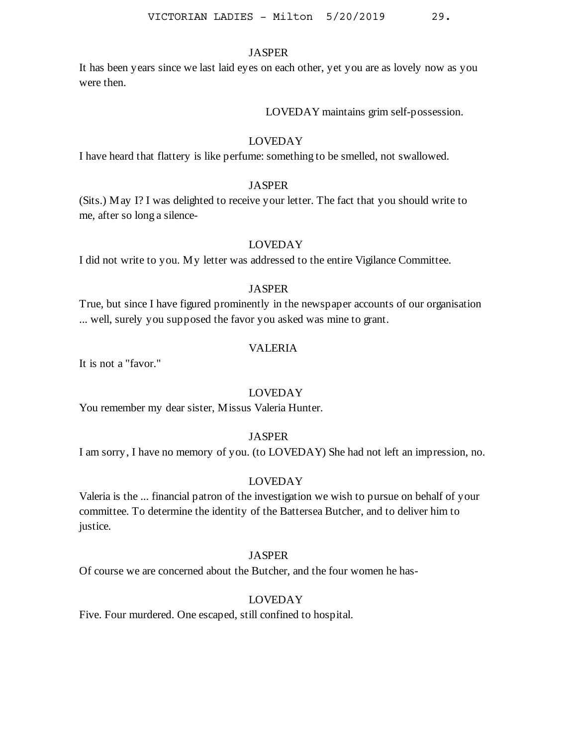JASPER

It has been years since we last laid eyes on each other, yet you are as lovely now as you were then.

LOVEDAY maintains grim self-possession.

LOVEDAY

I have heard that flattery is like perfume: something to be smelled, not swallowed.

JASPER

(Sits.) May I? I was delighted to receive your letter. The fact that you should write to me, after so long a silence-

LOVEDAY

I did not write to you. My letter was addressed to the entire Vigilance Committee.

JASPER

True, but since I have figured prominently in the newspaper accounts of our organisation ... well, surely you supposed the favor you asked was mine to grant.

VALERIA

It is not a "favor."

LOVEDAY

You remember my dear sister, Missus Valeria Hunter.

JASPER

I am sorry, I have no memory of you. (to LOVEDAY) She had not left an impression, no.

LOVEDAY

Valeria is the ... financial patron of the investigation we wish to pursue on behalf of your committee. To determine the identity of the Battersea Butcher, and to deliver him to justice.

JASPER

Of course we are concerned about the Butcher, and the four women he has-

LOVEDAY

Five. Four murdered. One escaped, still confined to hospital.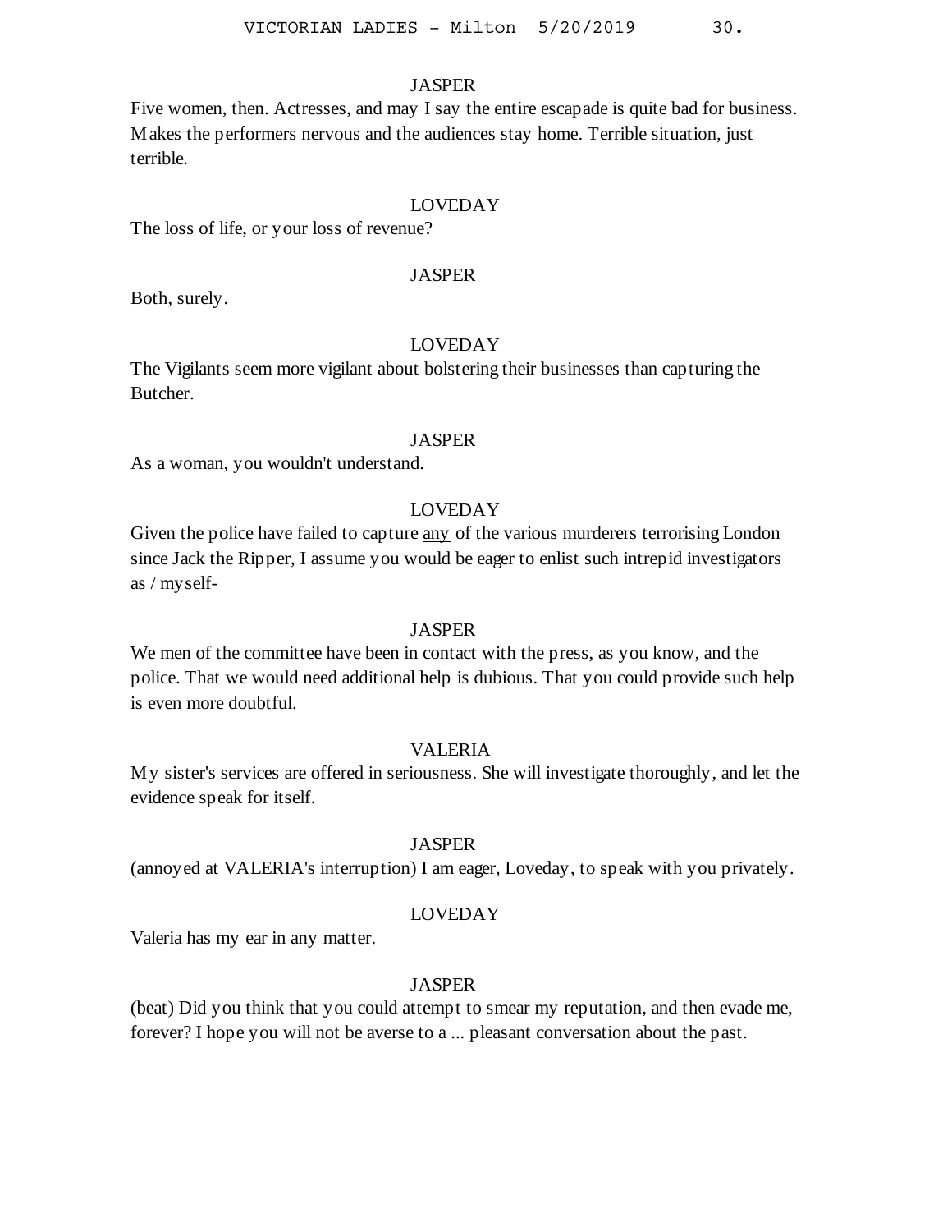JASPER

Five women, then. Actresses, and may I say the entire escapade is quite bad for business. Makes the performers nervous and the audiences stay home. Terrible situation, just terrible.

LOVEDAY

The loss of life, or your loss of revenue?

JASPER

Both, surely.

LOVEDAY

The Vigilants seem more vigilant about bolstering their businesses than capturing the Butcher.

JASPER

As a woman, you wouldn't understand.

LOVEDAY

Given the police have failed to capture <u>any</u> of the various murderers terrorising London since Jack the Ripper, I assume you would be eager to enlist such intrepid investigators as / myself-

JASPER

We men of the committee have been in contact with the press, as you know, and the police. That we would need additional help is dubious. That you could provide such help is even more doubtful.

VALERIA

My sister's services are offered in seriousness. She will investigate thoroughly, and let the evidence speak for itself.

JASPER

(annoyed at VALERIA's interruption) I am eager, Loveday, to speak with you privately.

LOVEDAY

Valeria has my ear in any matter.

JASPER

(beat) Did you think that you could attempt to smear my reputation, and then evade me, forever? I hope you will not be averse to a ... pleasant conversation about the past.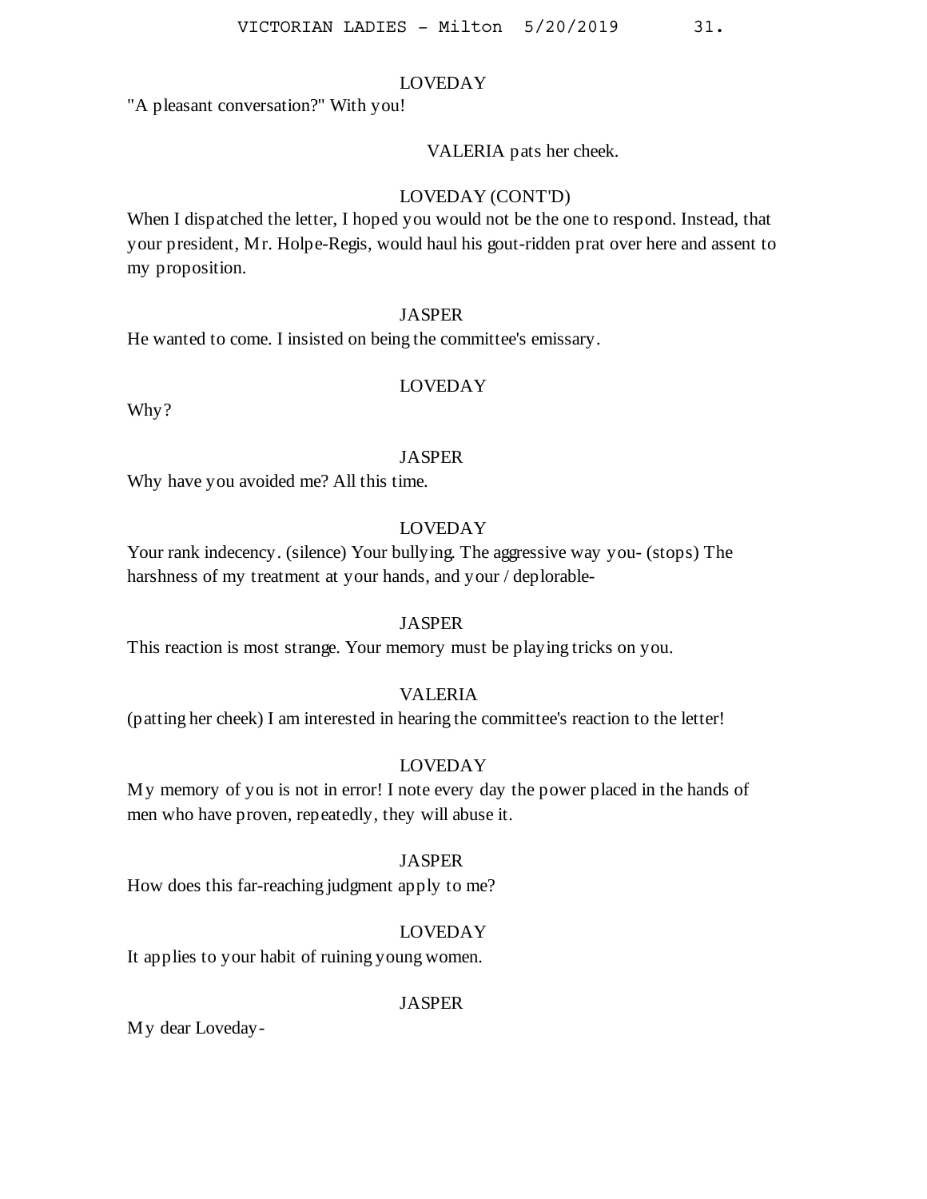LOVEDAY

"A pleasant conversation?" With you!

VALERIA pats her cheek.

LOVEDAY (CONT'D)

When I dispatched the letter, I hoped you would not be the one to respond. Instead, that your president, Mr. Holpe-Regis, would haul his gout-ridden prat over here and assent to my proposition.

JASPER

He wanted to come. I insisted on being the committee's emissary.

LOVEDAY

Why?

JASPER

Why have you avoided me? All this time.

LOVEDAY

Your rank indecency. (silence) Your bullying. The aggressive way you- (stops) The harshness of my treatment at your hands, and your / deplorable-

JASPER

This reaction is most strange. Your memory must be playing tricks on you.

VALERIA

(patting her cheek) I am interested in hearing the committee's reaction to the letter!

LOVEDAY

My memory of you is not in error! I note every day the power placed in the hands of men who have proven, repeatedly, they will abuse it.

JASPER

How does this far-reaching judgment apply to me?

LOVEDAY

It applies to your habit of ruining young women.

JASPER

My dear Loveday-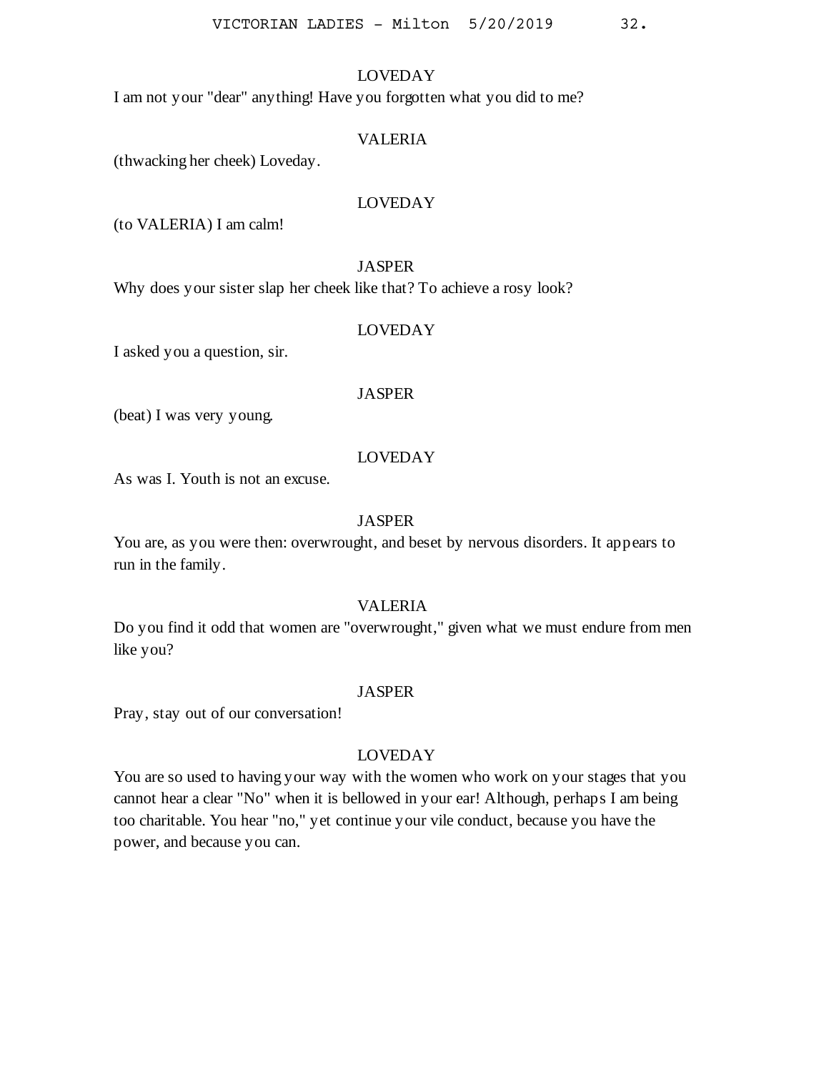LOVEDAY

I am not your "dear" anything! Have you forgotten what you did to me?

VALERIA

(thwacking her cheek) Loveday.

LOVEDAY

(to VALERIA) I am calm!

JASPER

Why does your sister slap her cheek like that? To achieve a rosy look?

LOVEDAY

I asked you a question, sir.

JASPER

(beat) I was very young.

LOVEDAY

As was I. Youth is not an excuse.

JASPER

You are, as you were then: overwrought, and beset by nervous disorders. It appears to run in the family.

VALERIA

Do you find it odd that women are "overwrought," given what we must endure from men like you?

JASPER

Pray, stay out of our conversation!

LOVEDAY

You are so used to having your way with the women who work on your stages that you cannot hear a clear "No" when it is bellowed in your ear! Although, perhaps I am being too charitable. You hear "no," yet continue your vile conduct, because you have the power, and because you can.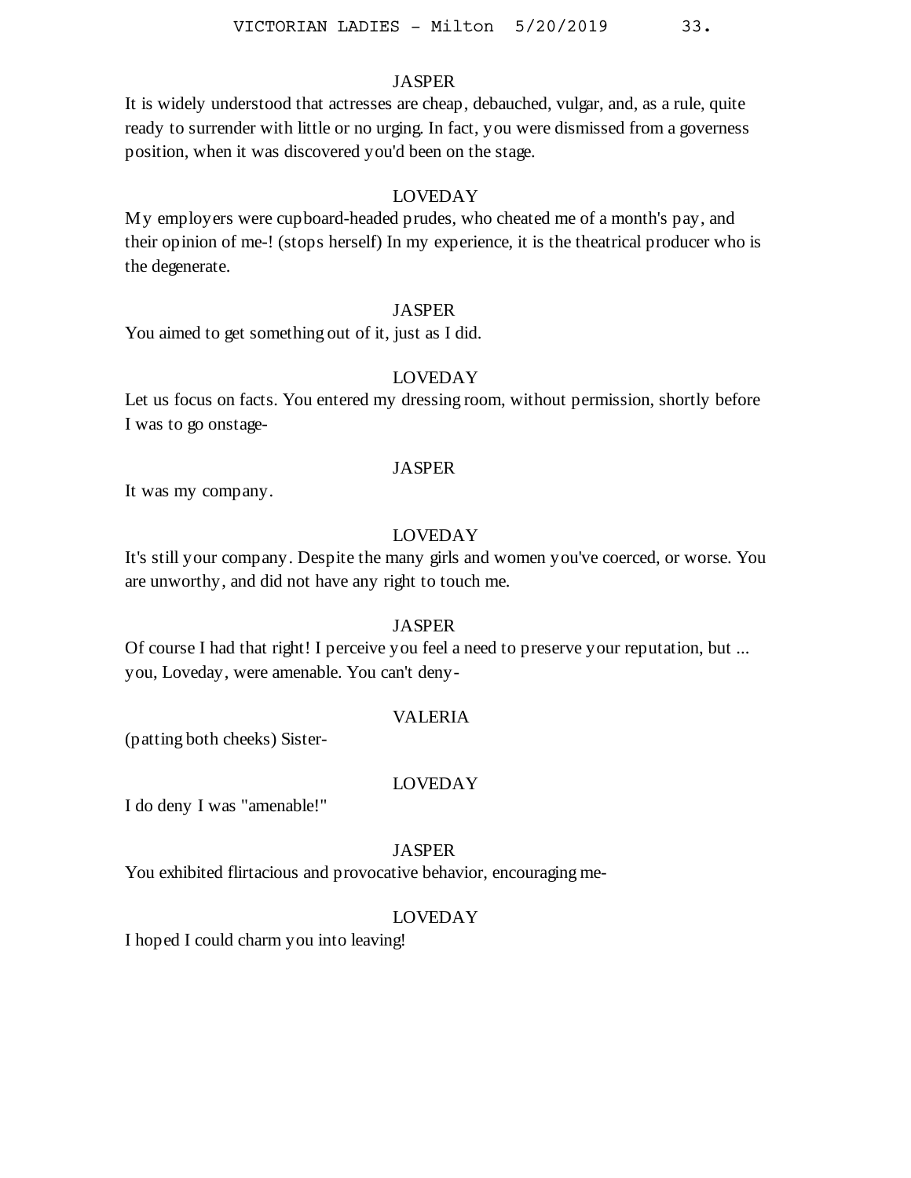JASPER

It is widely understood that actresses are cheap, debauched, vulgar, and, as a rule, quite ready to surrender with little or no urging. In fact, you were dismissed from a governess position, when it was discovered you'd been on the stage.

LOVEDAY

My employers were cupboard-headed prudes, who cheated me of a month's pay, and their opinion of me-! (stops herself) In my experience, it is the theatrical producer who is the degenerate.

JASPER

You aimed to get something out of it, just as I did.

LOVEDAY

Let us focus on facts. You entered my dressing room, without permission, shortly before I was to go onstage-

JASPER

It was my company.

LOVEDAY

It's still your company. Despite the many girls and women you've coerced, or worse. You are unworthy, and did not have any right to touch me.

JASPER

Of course I had that right! I perceive you feel a need to preserve your reputation, but ... you, Loveday, were amenable. You can't deny-

VALERIA

(patting both cheeks) Sister-

LOVEDAY

I do deny I was "amenable!"

JASPER

You exhibited flirtacious and provocative behavior, encouraging me-

LOVEDAY

I hoped I could charm you into leaving!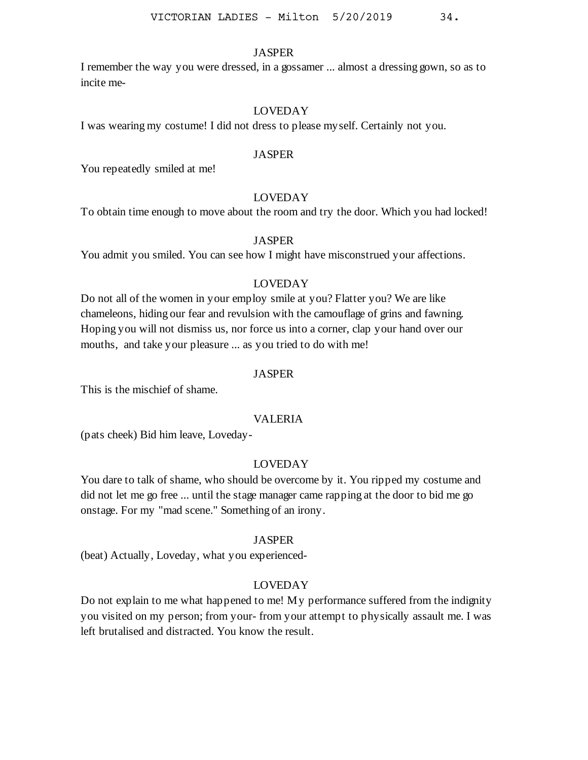JASPER

I remember the way you were dressed, in a gossamer ... almost a dressing gown, so as to incite me-

LOVEDAY

I was wearing my costume! I did not dress to please myself. Certainly not you.

JASPER

You repeatedly smiled at me!

LOVEDAY

To obtain time enough to move about the room and try the door. Which you had locked!

JASPER

You admit you smiled. You can see how I might have misconstrued your affections.

LOVEDAY

Do not all of the women in your employ smile at you? Flatter you? We are like chameleons, hiding our fear and revulsion with the camouflage of grins and fawning. Hoping you will not dismiss us, nor force us into a corner, clap your hand over our mouths, and take your pleasure ... as you tried to do with me!

JASPER

This is the mischief of shame.

VALERIA

(pats cheek) Bid him leave, Loveday-

LOVEDAY

You dare to talk of shame, who should be overcome by it. You ripped my costume and did not let me go free ... until the stage manager came rapping at the door to bid me go onstage. For my "mad scene." Something of an irony.

JASPER

(beat) Actually, Loveday, what you experienced-

LOVEDAY

Do not explain to me what happened to me! My performance suffered from the indignity you visited on my person; from your- from your attempt to physically assault me. I was left brutalised and distracted. You know the result.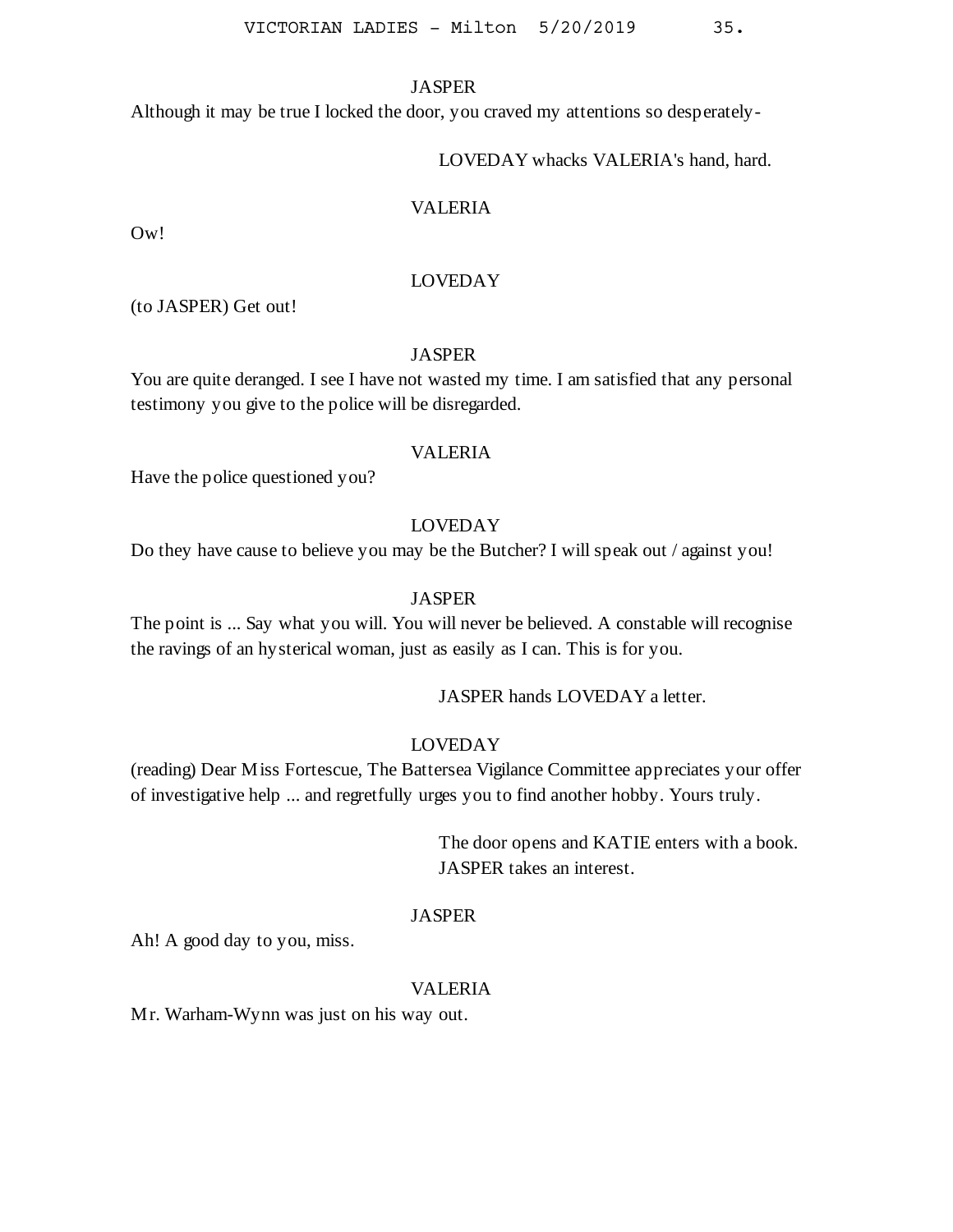JASPER

Although it may be true I locked the door, you craved my attentions so desperately-

LOVEDAY whacks VALERIA's hand, hard.

VALERIA

Ow!

LOVEDAY

(to JASPER) Get out!

JASPER

You are quite deranged. I see I have not wasted my time. I am satisfied that any personal testimony you give to the police will be disregarded.

VALERIA

Have the police questioned you?

LOVEDAY

Do they have cause to believe you may be the Butcher? I will speak out / against you!

JASPER

The point is ... Say what you will. You will never be believed. A constable will recognise the ravings of an hysterical woman, just as easily as I can. This is for you.

JASPER hands LOVEDAY a letter.

LOVEDAY

(reading) Dear Miss Fortescue, The Battersea Vigilance Committee appreciates your offer of investigative help ... and regretfully urges you to find another hobby. Yours truly.

The door opens and KATIE enters with a book. JASPER takes an interest.

JASPER

Ah! A good day to you, miss.

VALERIA

Mr. Warham-Wynn was just on his way out.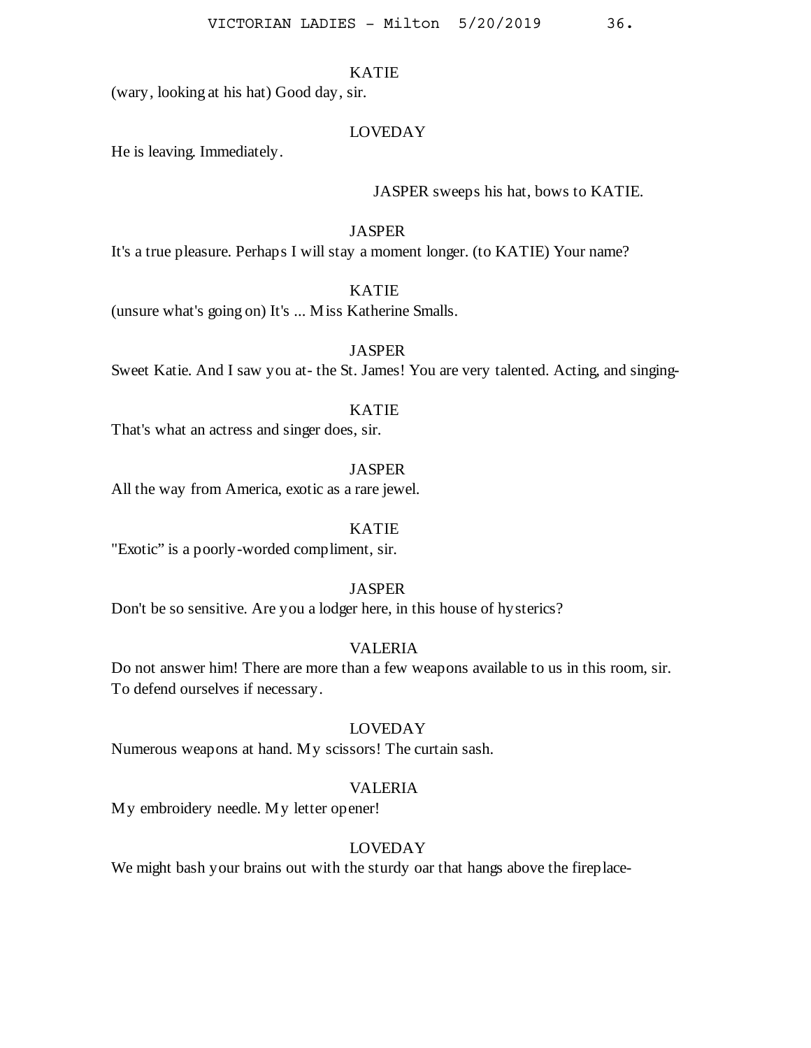KATIE

(wary, looking at his hat) Good day, sir.

LOVEDAY

He is leaving. Immediately.

JASPER sweeps his hat, bows to KATIE.

JASPER

It's a true pleasure. Perhaps I will stay a moment longer. (to KATIE) Your name?

KATIE

(unsure what's going on) It's ... Miss Katherine Smalls.

JASPER

Sweet Katie. And I saw you at- the St. James! You are very talented. Acting, and singing-

KATIE

That's what an actress and singer does, sir.

JASPER

All the way from America, exotic as a rare jewel.

KATIE

"Exotic" is a poorly-worded compliment, sir.

JASPER

Don't be so sensitive. Are you a lodger here, in this house of hysterics?

VALERIA

Do not answer him! There are more than a few weapons available to us in this room, sir. To defend ourselves if necessary.

LOVEDAY

Numerous weapons at hand. My scissors! The curtain sash.

VALERIA

My embroidery needle. My letter opener!

LOVEDAY

We might bash your brains out with the sturdy oar that hangs above the fireplace-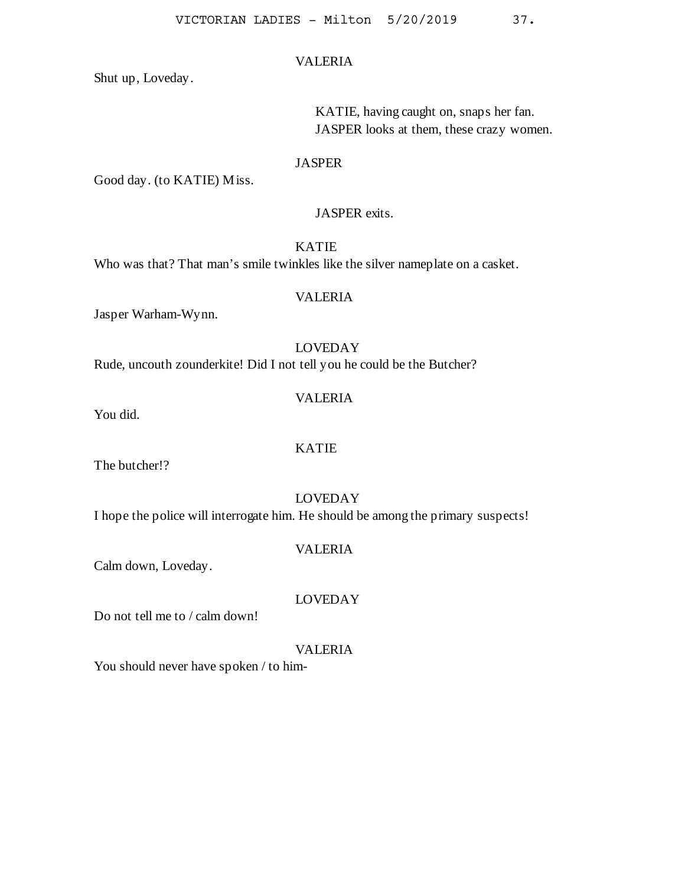VALERIA

Shut up, Loveday.

KATIE, having caught on, snaps her fan.
JASPER looks at them, these crazy women.

JASPER

Good day. (to KATIE) Miss.

JASPER exits.

KATIE

Who was that? That man's smile twinkles like the silver nameplate on a casket.

VALERIA

Jasper Warham-Wynn.

LOVEDAY

Rude, uncouth zounderkite! Did I not tell you he could be the Butcher?

VALERIA

You did.

KATIE

The butcher!?

LOVEDAY

I hope the police will interrogate him. He should be among the primary suspects!

VALERIA

Calm down, Loveday.

LOVEDAY

Do not tell me to / calm down!

VALERIA

You should never have spoken / to him-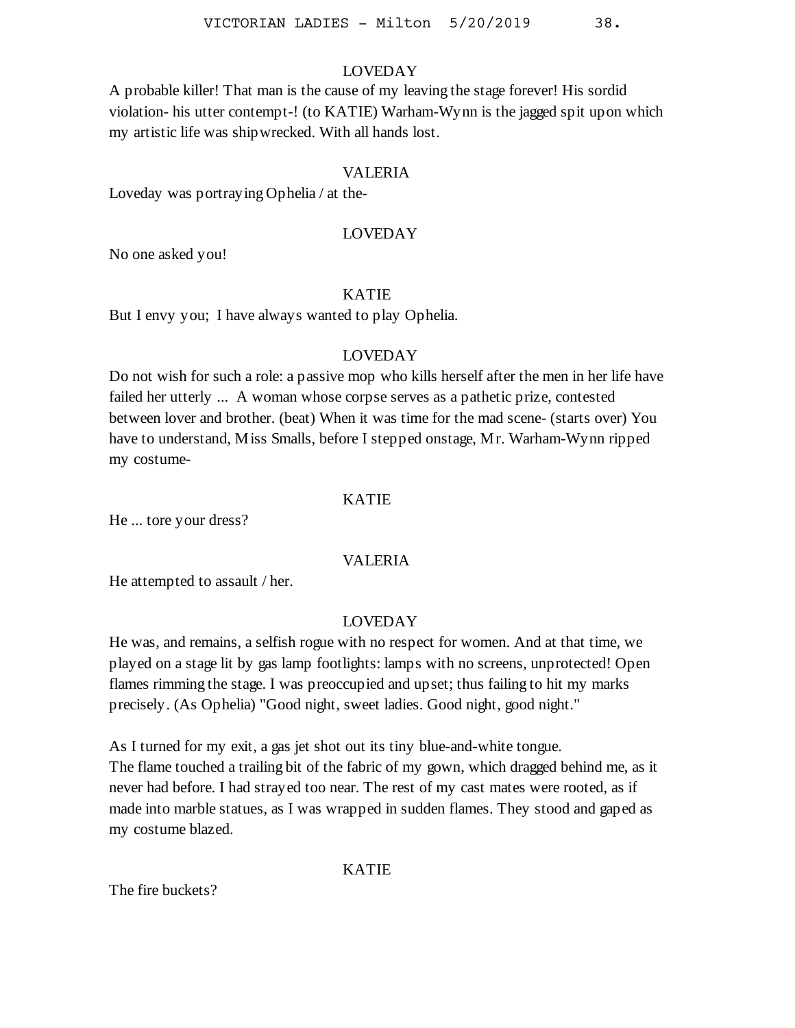LOVEDAY

A probable killer! That man is the cause of my leaving the stage forever! His sordid violation- his utter contempt-! (to KATIE) Warham-Wynn is the jagged spit upon which my artistic life was shipwrecked. With all hands lost.

VALERIA

Loveday was portraying Ophelia / at the-

LOVEDAY

No one asked you!

KATIE

But I envy you;  I have always wanted to play Ophelia.

LOVEDAY

Do not wish for such a role: a passive mop who kills herself after the men in her life have failed her utterly ...  A woman whose corpse serves as a pathetic prize, contested between lover and brother. (beat) When it was time for the mad scene- (starts over) You have to understand, Miss Smalls, before I stepped onstage, Mr. Warham-Wynn ripped my costume-

KATIE

He ... tore your dress?

VALERIA

He attempted to assault / her.

LOVEDAY

He was, and remains, a selfish rogue with no respect for women. And at that time, we played on a stage lit by gas lamp footlights: lamps with no screens, unprotected! Open flames rimming the stage. I was preoccupied and upset; thus failing to hit my marks precisely. (As Ophelia) "Good night, sweet ladies. Good night, good night."

As I turned for my exit, a gas jet shot out its tiny blue-and-white tongue.
The flame touched a trailing bit of the fabric of my gown, which dragged behind me, as it never had before. I had strayed too near. The rest of my cast mates were rooted, as if made into marble statues, as I was wrapped in sudden flames. They stood and gaped as my costume blazed.

KATIE

The fire buckets?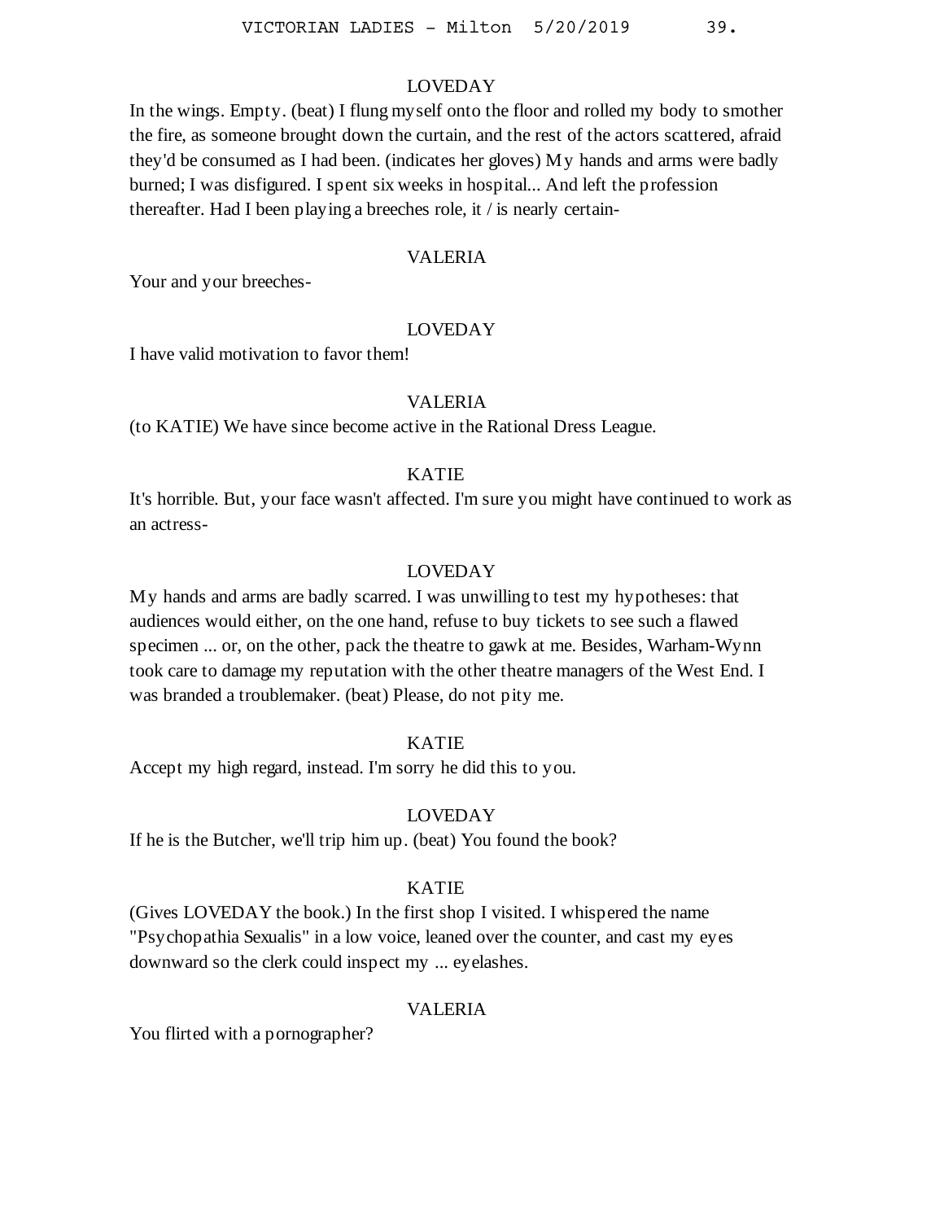LOVEDAY

In the wings. Empty. (beat) I flung myself onto the floor and rolled my body to smother the fire, as someone brought down the curtain, and the rest of the actors scattered, afraid they'd be consumed as I had been. (indicates her gloves) My hands and arms were badly burned; I was disfigured. I spent six weeks in hospital... And left the profession thereafter. Had I been playing a breeches role, it / is nearly certain-

VALERIA

Your and your breeches-

LOVEDAY

I have valid motivation to favor them!

VALERIA

(to KATIE) We have since become active in the Rational Dress League.

KATIE

It's horrible. But, your face wasn't affected. I'm sure you might have continued to work as an actress-

LOVEDAY

My hands and arms are badly scarred. I was unwilling to test my hypotheses: that audiences would either, on the one hand, refuse to buy tickets to see such a flawed specimen ... or, on the other, pack the theatre to gawk at me. Besides, Warham-Wynn took care to damage my reputation with the other theatre managers of the West End. I was branded a troublemaker. (beat) Please, do not pity me.

KATIE

Accept my high regard, instead. I'm sorry he did this to you.

LOVEDAY

If he is the Butcher, we'll trip him up. (beat) You found the book?

KATIE

(Gives LOVEDAY the book.) In the first shop I visited. I whispered the name "Psychopathia Sexualis" in a low voice, leaned over the counter, and cast my eyes downward so the clerk could inspect my ... eyelashes.

VALERIA

You flirted with a pornographer?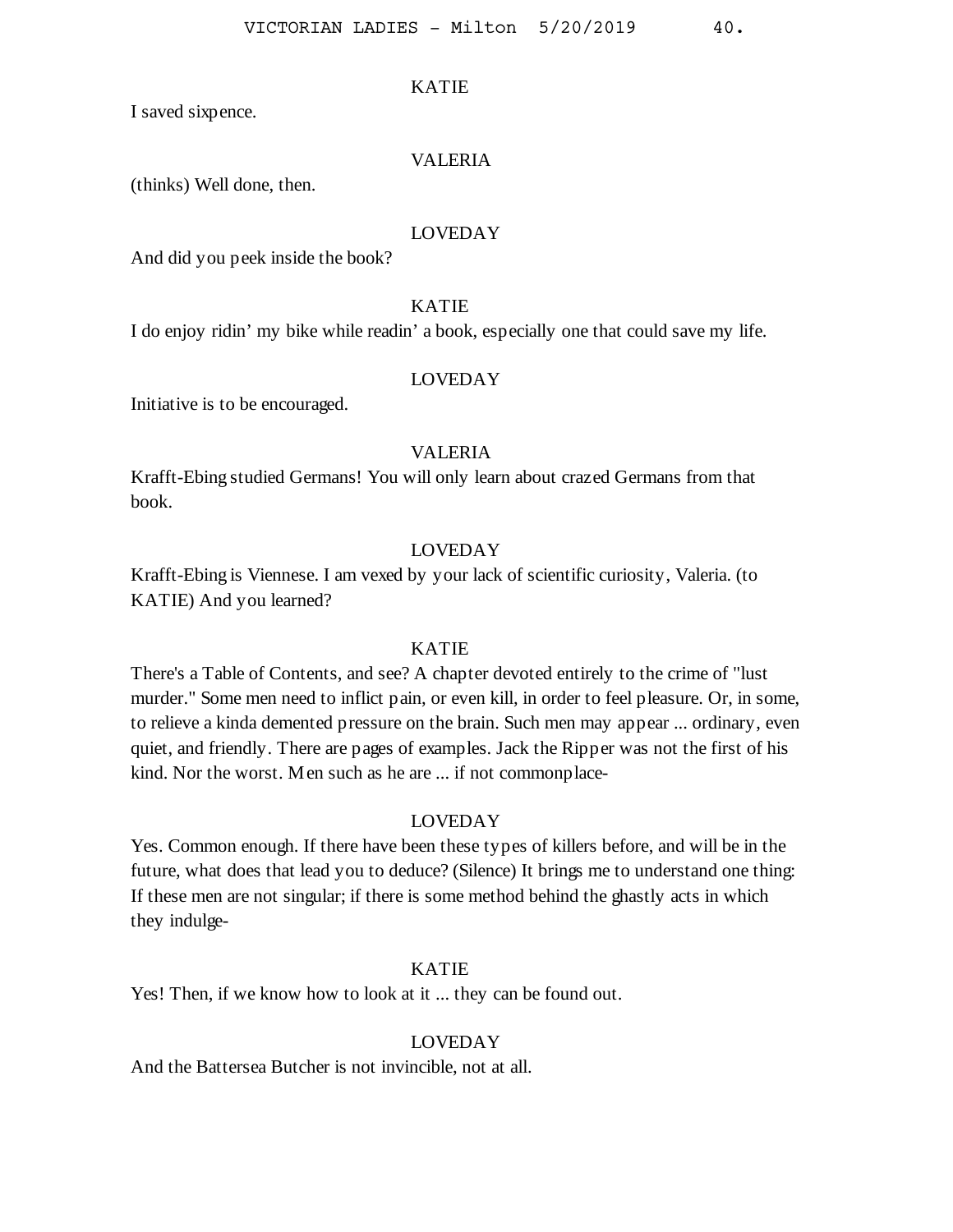KATIE

I saved sixpence.

VALERIA

(thinks) Well done, then.

LOVEDAY

And did you peek inside the book?

KATIE

I do enjoy ridin' my bike while readin' a book, especially one that could save my life.

LOVEDAY

Initiative is to be encouraged.

VALERIA

Krafft-Ebing studied Germans! You will only learn about crazed Germans from that book.

LOVEDAY

Krafft-Ebing is Viennese. I am vexed by your lack of scientific curiosity, Valeria. (to KATIE) And you learned?

KATIE

There's a Table of Contents, and see? A chapter devoted entirely to the crime of "lust murder." Some men need to inflict pain, or even kill, in order to feel pleasure. Or, in some, to relieve a kinda demented pressure on the brain. Such men may appear ... ordinary, even quiet, and friendly. There are pages of examples. Jack the Ripper was not the first of his kind. Nor the worst. Men such as he are ... if not commonplace-

LOVEDAY

Yes. Common enough. If there have been these types of killers before, and will be in the future, what does that lead you to deduce? (Silence) It brings me to understand one thing: If these men are not singular; if there is some method behind the ghastly acts in which they indulge-

KATIE

Yes! Then, if we know how to look at it ... they can be found out.

LOVEDAY

And the Battersea Butcher is not invincible, not at all.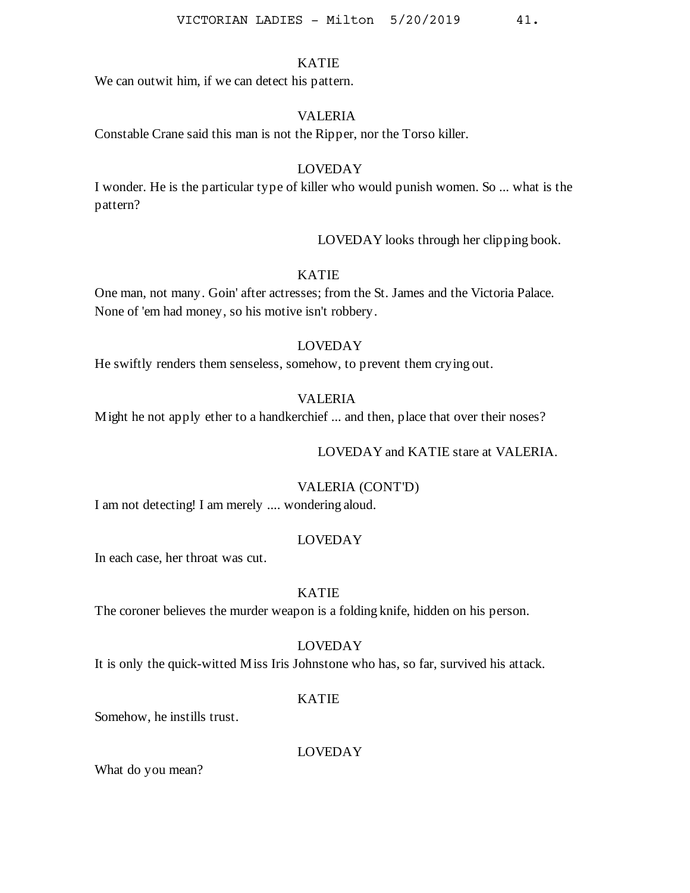KATIE

We can outwit him, if we can detect his pattern.

VALERIA

Constable Crane said this man is not the Ripper, nor the Torso killer.

LOVEDAY

I wonder. He is the particular type of killer who would punish women. So ... what is the pattern?

LOVEDAY looks through her clipping book.

KATIE

One man, not many. Goin' after actresses; from the St. James and the Victoria Palace. None of 'em had money, so his motive isn't robbery.

LOVEDAY

He swiftly renders them senseless, somehow, to prevent them crying out.

VALERIA

Might he not apply ether to a handkerchief ... and then, place that over their noses?

LOVEDAY and KATIE stare at VALERIA.

VALERIA (CONT'D)

I am not detecting! I am merely .... wondering aloud.

LOVEDAY

In each case, her throat was cut.

KATIE

The coroner believes the murder weapon is a folding knife, hidden on his person.

LOVEDAY

It is only the quick-witted Miss Iris Johnstone who has, so far, survived his attack.

KATIE

Somehow, he instills trust.

LOVEDAY

What do you mean?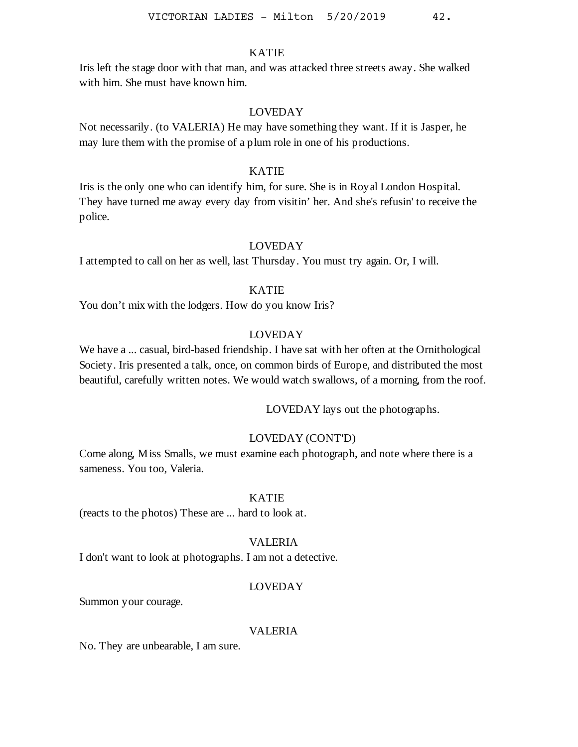KATIE

Iris left the stage door with that man, and was attacked three streets away. She walked with him. She must have known him.

LOVEDAY

Not necessarily. (to VALERIA) He may have something they want. If it is Jasper, he may lure them with the promise of a plum role in one of his productions.

KATIE

Iris is the only one who can identify him, for sure. She is in Royal London Hospital. They have turned me away every day from visitin' her. And she's refusin' to receive the police.

LOVEDAY

I attempted to call on her as well, last Thursday. You must try again. Or, I will.

KATIE

You don't mix with the lodgers. How do you know Iris?

LOVEDAY

We have a ... casual, bird-based friendship. I have sat with her often at the Ornithological Society. Iris presented a talk, once, on common birds of Europe, and distributed the most beautiful, carefully written notes. We would watch swallows, of a morning, from the roof.

LOVEDAY lays out the photographs.

LOVEDAY (CONT'D)

Come along, Miss Smalls, we must examine each photograph, and note where there is a sameness. You too, Valeria.

KATIE

(reacts to the photos) These are ... hard to look at.

VALERIA

I don't want to look at photographs. I am not a detective.

LOVEDAY

Summon your courage.

VALERIA

No. They are unbearable, I am sure.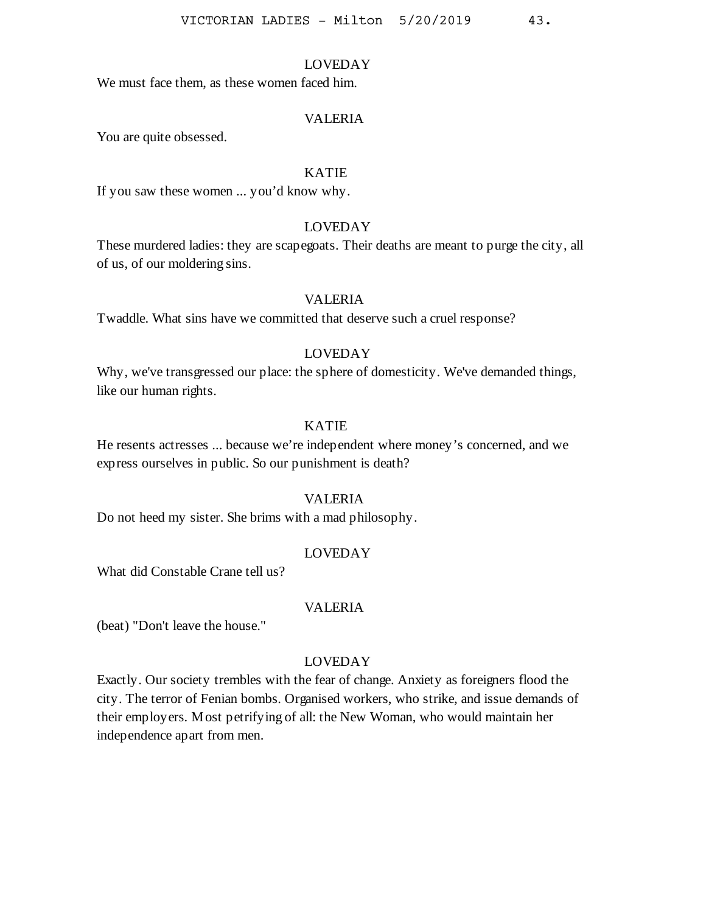LOVEDAY

We must face them, as these women faced him.

VALERIA

You are quite obsessed.

KATIE

If you saw these women ... you'd know why.

LOVEDAY

These murdered ladies: they are scapegoats. Their deaths are meant to purge the city, all of us, of our moldering sins.

VALERIA

Twaddle. What sins have we committed that deserve such a cruel response?

LOVEDAY

Why, we've transgressed our place: the sphere of domesticity. We've demanded things, like our human rights.

KATIE

He resents actresses ... because we're independent where money's concerned, and we express ourselves in public. So our punishment is death?

VALERIA

Do not heed my sister. She brims with a mad philosophy.

LOVEDAY

What did Constable Crane tell us?

VALERIA

(beat) "Don't leave the house."

LOVEDAY

Exactly. Our society trembles with the fear of change. Anxiety as foreigners flood the city. The terror of Fenian bombs. Organised workers, who strike, and issue demands of their employers. Most petrifying of all: the New Woman, who would maintain her independence apart from men.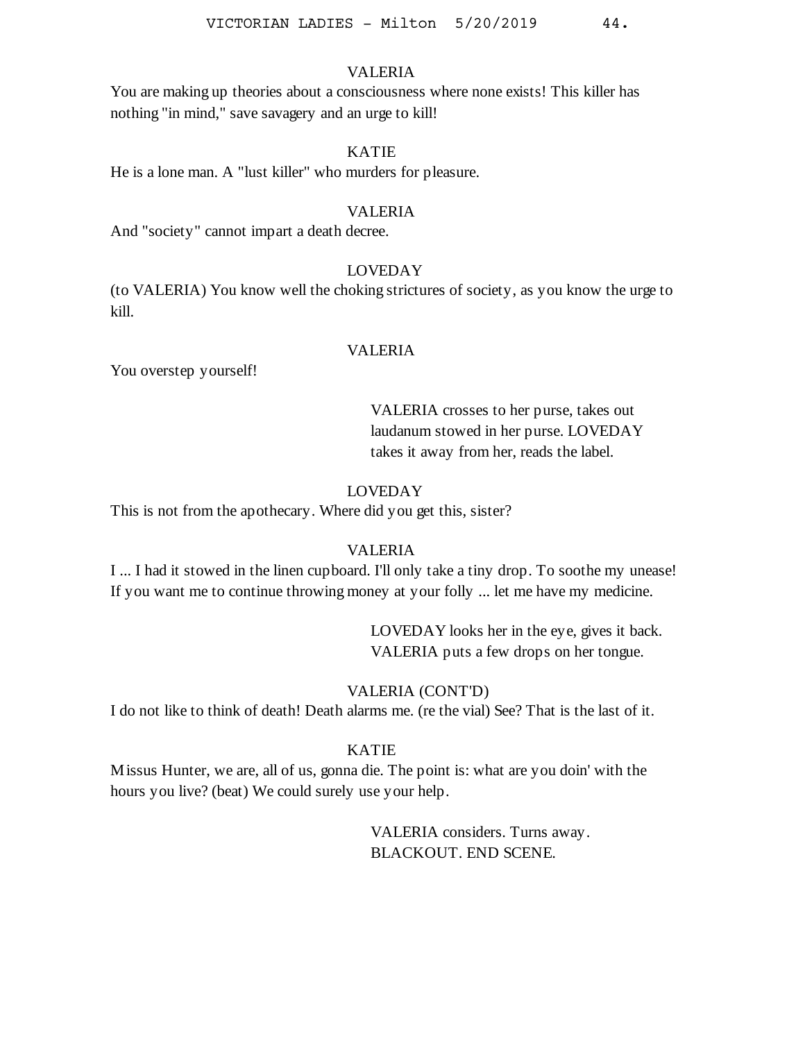VALERIA

You are making up theories about a consciousness where none exists! This killer has nothing "in mind," save savagery and an urge to kill!

KATIE

He is a lone man. A "lust killer" who murders for pleasure.

VALERIA

And "society" cannot impart a death decree.

LOVEDAY

(to VALERIA) You know well the choking strictures of society, as you know the urge to kill.

VALERIA

You overstep yourself!

> VALERIA crosses to her purse, takes out laudanum stowed in her purse. LOVEDAY takes it away from her, reads the label.

LOVEDAY

This is not from the apothecary. Where did you get this, sister?

VALERIA

I ... I had it stowed in the linen cupboard. I'll only take a tiny drop. To soothe my unease! If you want me to continue throwing money at your folly ... let me have my medicine.

> LOVEDAY looks her in the eye, gives it back. VALERIA puts a few drops on her tongue.

VALERIA (CONT'D)

I do not like to think of death! Death alarms me. (re the vial) See? That is the last of it.

KATIE

Missus Hunter, we are, all of us, gonna die. The point is: what are you doin' with the hours you live? (beat) We could surely use your help.

> VALERIA considers. Turns away. BLACKOUT. END SCENE.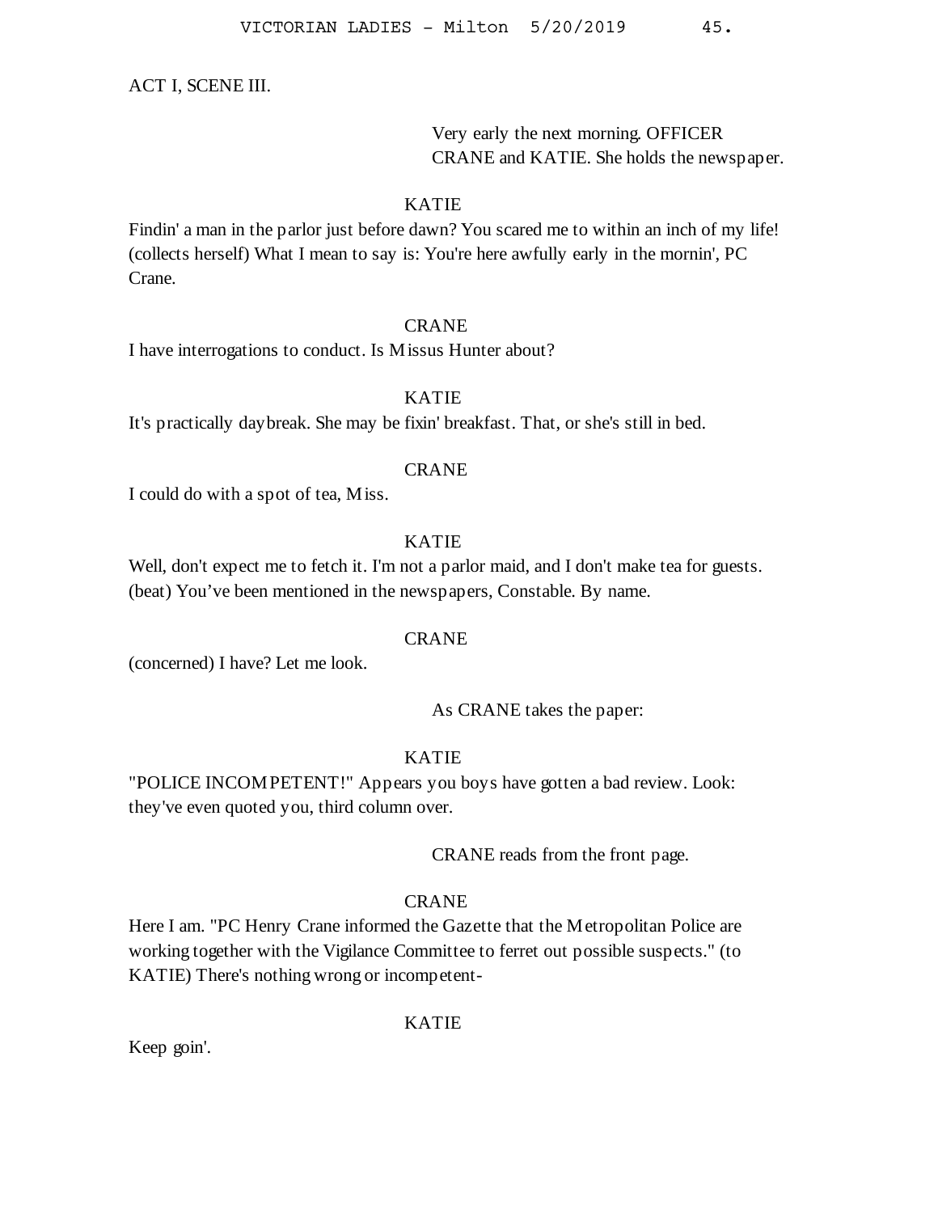ACT I, SCENE III.

Very early the next morning. OFFICER CRANE and KATIE. She holds the newspaper.

KATIE

Findin' a man in the parlor just before dawn? You scared me to within an inch of my life! (collects herself) What I mean to say is: You're here awfully early in the mornin', PC Crane.

CRANE

I have interrogations to conduct. Is Missus Hunter about?

KATIE

It's practically daybreak. She may be fixin' breakfast. That, or she's still in bed.

CRANE

I could do with a spot of tea, Miss.

KATIE

Well, don't expect me to fetch it. I'm not a parlor maid, and I don't make tea for guests. (beat) You've been mentioned in the newspapers, Constable. By name.

CRANE

(concerned) I have? Let me look.

As CRANE takes the paper:

KATIE

"POLICE INCOMPETENT!" Appears you boys have gotten a bad review. Look: they've even quoted you, third column over.

CRANE reads from the front page.

CRANE

Here I am. "PC Henry Crane informed the Gazette that the Metropolitan Police are working together with the Vigilance Committee to ferret out possible suspects." (to KATIE) There's nothing wrong or incompetent-

KATIE

Keep goin'.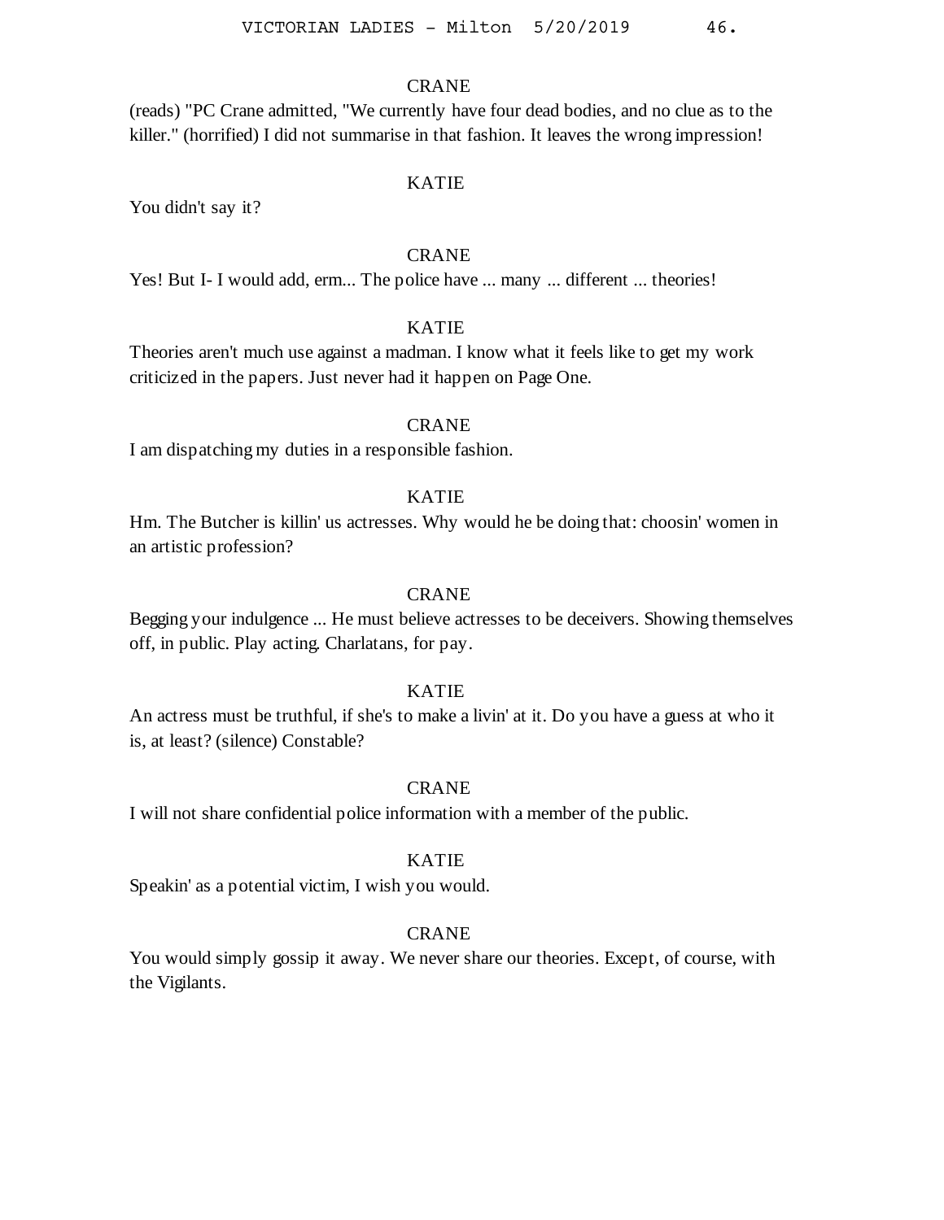CRANE

(reads) "PC Crane admitted, "We currently have four dead bodies, and no clue as to the killer." (horrified) I did not summarise in that fashion. It leaves the wrong impression!

KATIE

You didn't say it?

CRANE

Yes! But I- I would add, erm... The police have ... many ... different ... theories!

KATIE

Theories aren't much use against a madman. I know what it feels like to get my work criticized in the papers. Just never had it happen on Page One.

CRANE

I am dispatching my duties in a responsible fashion.

KATIE

Hm. The Butcher is killin' us actresses. Why would he be doing that: choosin' women in an artistic profession?

CRANE

Begging your indulgence ... He must believe actresses to be deceivers. Showing themselves off, in public. Play acting. Charlatans, for pay.

KATIE

An actress must be truthful, if she's to make a livin' at it. Do you have a guess at who it is, at least? (silence) Constable?

CRANE

I will not share confidential police information with a member of the public.

KATIE

Speakin' as a potential victim, I wish you would.

CRANE

You would simply gossip it away. We never share our theories. Except, of course, with the Vigilants.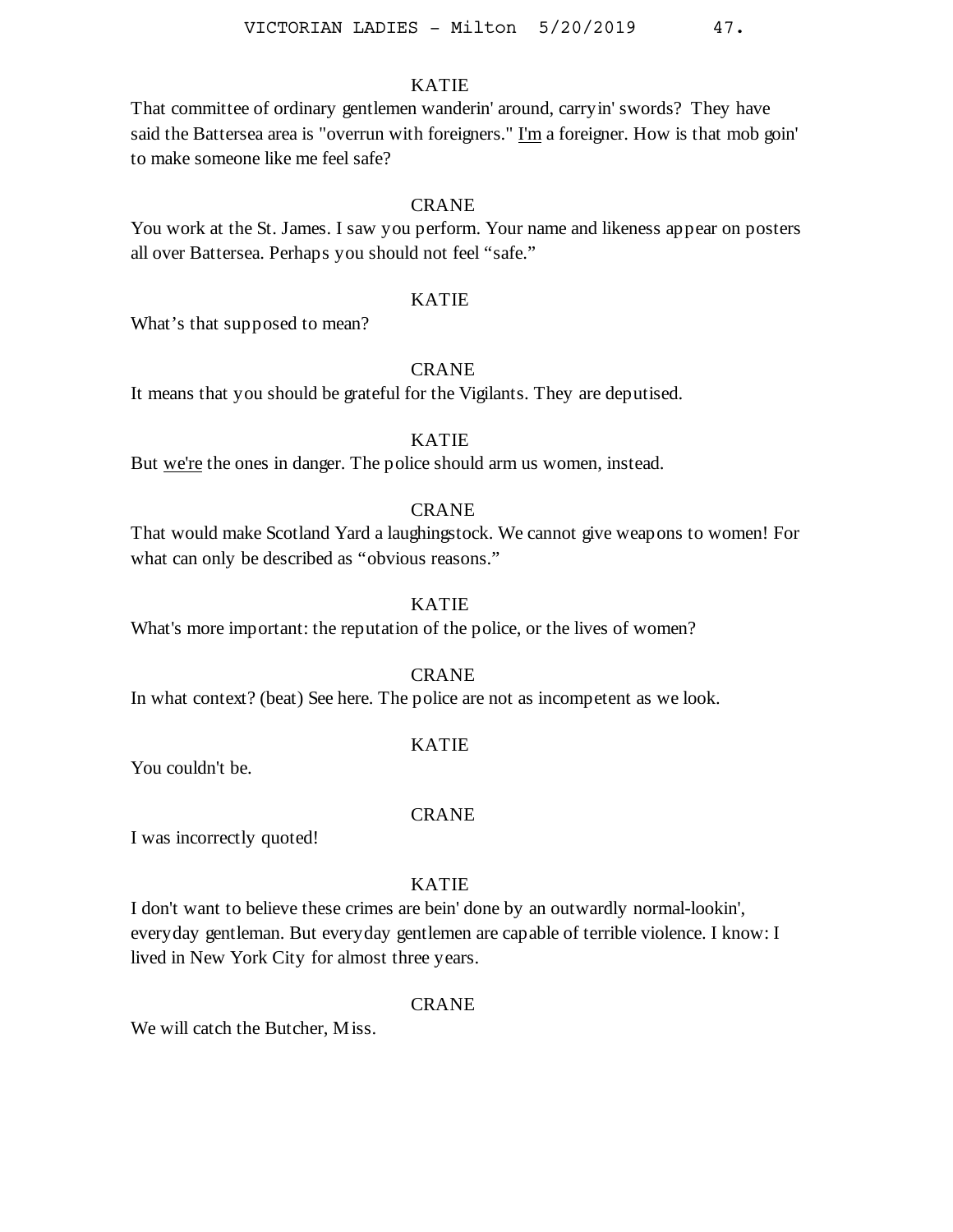KATIE

That committee of ordinary gentlemen wanderin' around, carryin' swords? They have said the Battersea area is "overrun with foreigners." <u>I'm</u> a foreigner. How is that mob goin' to make someone like me feel safe?

CRANE

You work at the St. James. I saw you perform. Your name and likeness appear on posters all over Battersea. Perhaps you should not feel "safe."

KATIE

What's that supposed to mean?

CRANE

It means that you should be grateful for the Vigilants. They are deputised.

KATIE

But <u>we're</u> the ones in danger. The police should arm us women, instead.

CRANE

That would make Scotland Yard a laughingstock. We cannot give weapons to women! For what can only be described as "obvious reasons."

KATIE

What's more important: the reputation of the police, or the lives of women?

CRANE

In what context? (beat) See here. The police are not as incompetent as we look.

KATIE

You couldn't be.

CRANE

I was incorrectly quoted!

KATIE

I don't want to believe these crimes are bein' done by an outwardly normal-lookin', everyday gentleman. But everyday gentlemen are capable of terrible violence. I know: I lived in New York City for almost three years.

CRANE

We will catch the Butcher, Miss.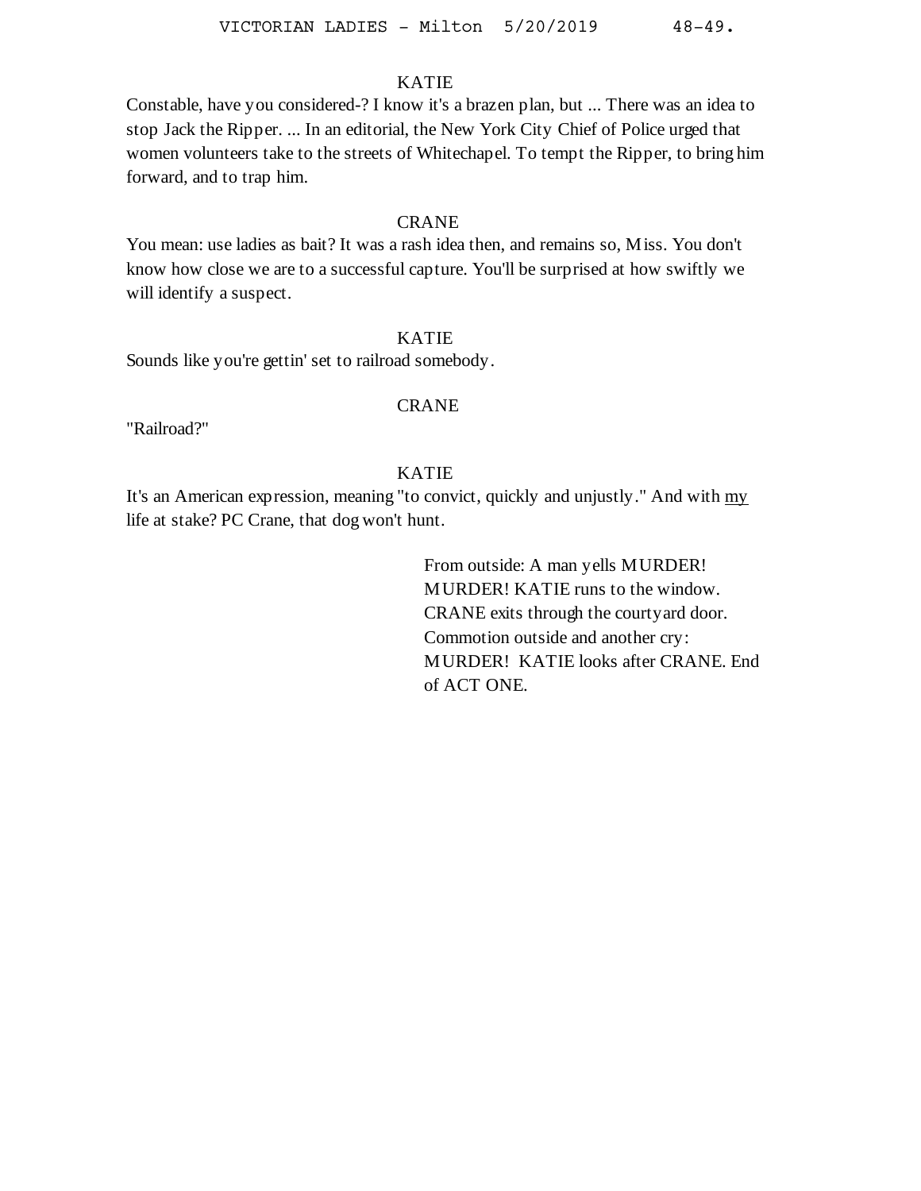KATIE

Constable, have you considered-? I know it's a brazen plan, but ... There was an idea to stop Jack the Ripper. ... In an editorial, the New York City Chief of Police urged that women volunteers take to the streets of Whitechapel. To tempt the Ripper, to bring him forward, and to trap him.

CRANE

You mean: use ladies as bait? It was a rash idea then, and remains so, Miss. You don't know how close we are to a successful capture. You'll be surprised at how swiftly we will identify a suspect.

KATIE

Sounds like you're gettin' set to railroad somebody.

CRANE

"Railroad?"

KATIE

It's an American expression, meaning "to convict, quickly and unjustly." And with <u>my</u> life at stake? PC Crane, that dog won't hunt.

From outside: A man yells MURDER! MURDER! KATIE runs to the window. CRANE exits through the courtyard door. Commotion outside and another cry: MURDER! KATIE looks after CRANE. End of ACT ONE.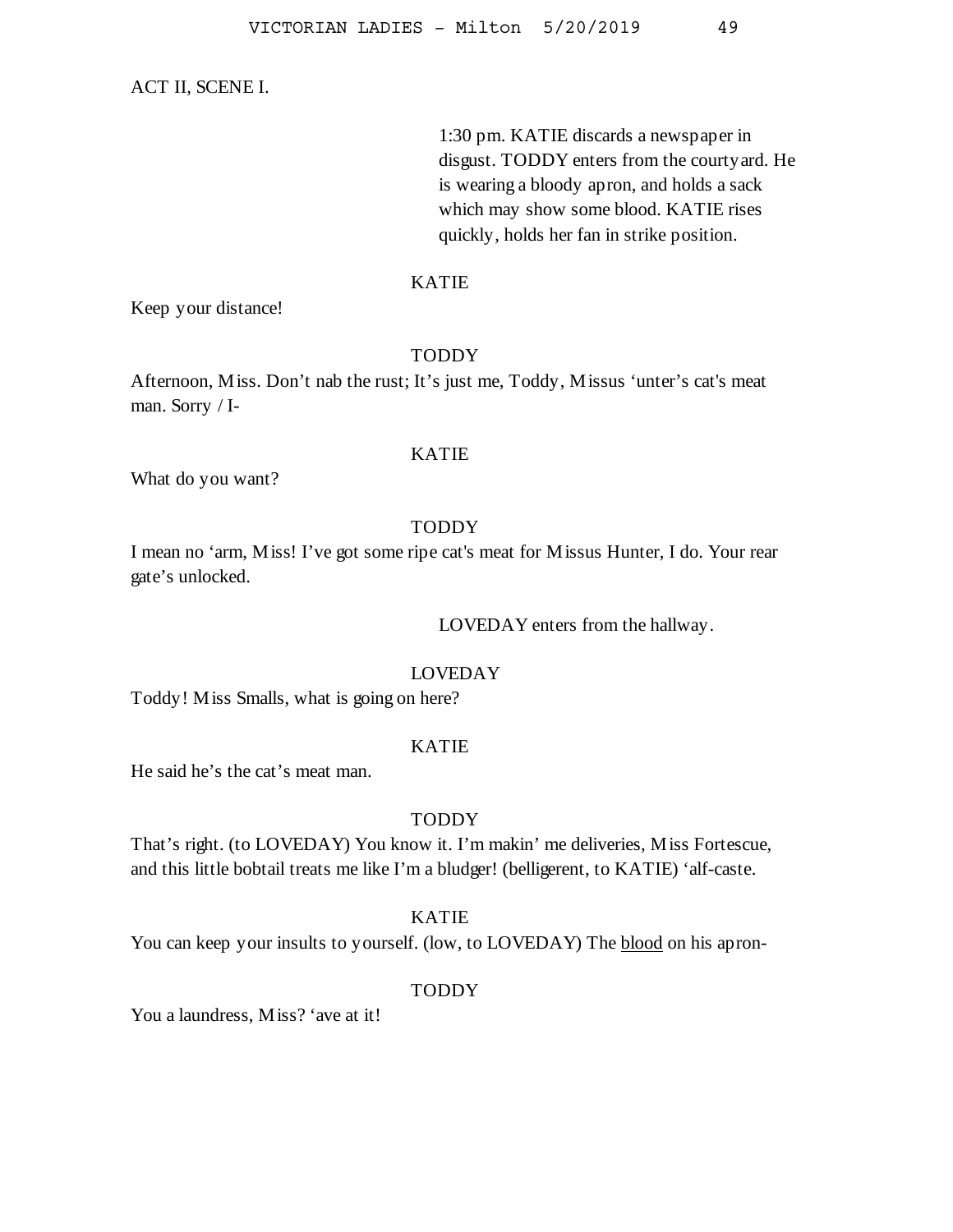ACT II, SCENE I.

> 1:30 pm. KATIE discards a newspaper in disgust. TODDY enters from the courtyard. He is wearing a bloody apron, and holds a sack which may show some blood. KATIE rises quickly, holds her fan in strike position.

KATIE

Keep your distance!

TODDY

Afternoon, Miss. Don't nab the rust; It's just me, Toddy, Missus 'unter's cat's meat man. Sorry / I-

KATIE

What do you want?

TODDY

I mean no 'arm, Miss! I've got some ripe cat's meat for Missus Hunter, I do. Your rear gate's unlocked.

> LOVEDAY enters from the hallway.

LOVEDAY

Toddy! Miss Smalls, what is going on here?

KATIE

He said he's the cat's meat man.

TODDY

That's right. (to LOVEDAY) You know it. I'm makin' me deliveries, Miss Fortescue, and this little bobtail treats me like I'm a bludger! (belligerent, to KATIE) 'alf-caste.

KATIE

You can keep your insults to yourself. (low, to LOVEDAY) The <u>blood</u> on his apron-

TODDY

You a laundress, Miss? 'ave at it!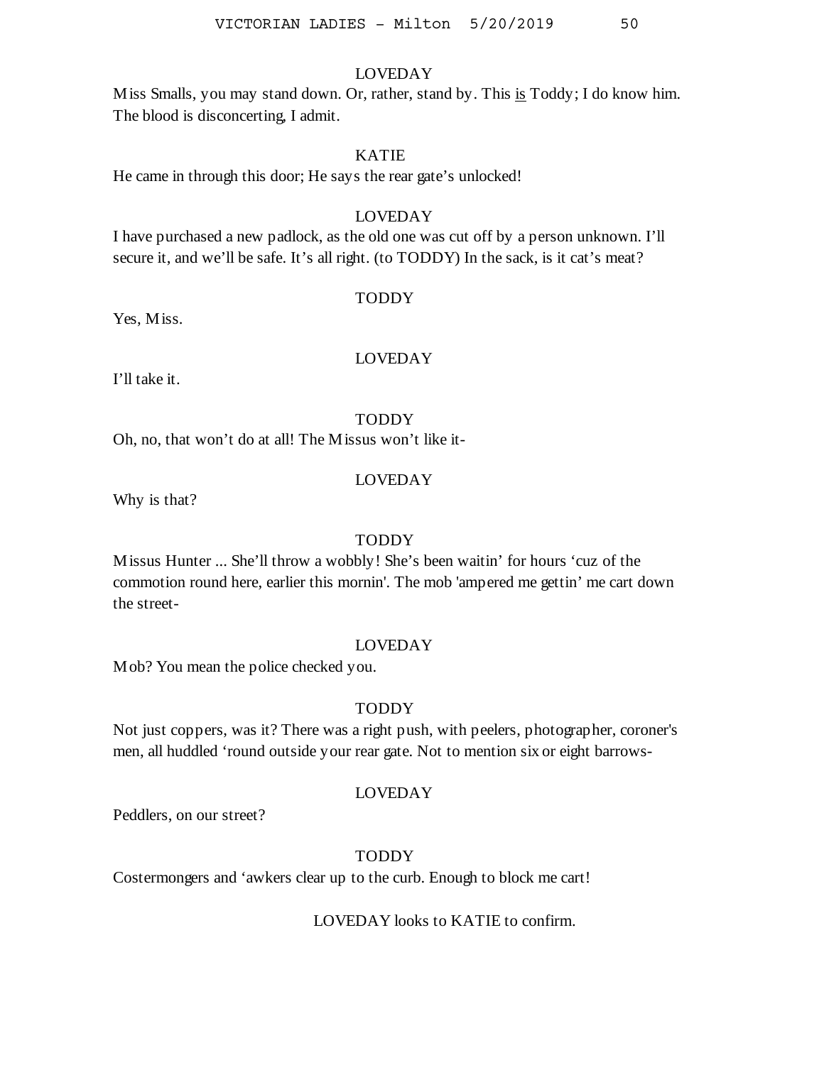LOVEDAY

Miss Smalls, you may stand down. Or, rather, stand by. This <u>is</u> Toddy; I do know him. The blood is disconcerting, I admit.

KATIE

He came in through this door; He says the rear gate's unlocked!

LOVEDAY

I have purchased a new padlock, as the old one was cut off by a person unknown. I'll secure it, and we'll be safe. It's all right. (to TODDY) In the sack, is it cat's meat?

TODDY

Yes, Miss.

LOVEDAY

I'll take it.

TODDY

Oh, no, that won't do at all! The Missus won't like it-

LOVEDAY

Why is that?

TODDY

Missus Hunter ... She'll throw a wobbly! She's been waitin' for hours 'cuz of the commotion round here, earlier this mornin'. The mob 'ampered me gettin' me cart down the street-

LOVEDAY

Mob? You mean the police checked you.

TODDY

Not just coppers, was it? There was a right push, with peelers, photographer, coroner's men, all huddled 'round outside your rear gate. Not to mention six or eight barrows-

LOVEDAY

Peddlers, on our street?

TODDY

Costermongers and 'awkers clear up to the curb. Enough to block me cart!

LOVEDAY looks to KATIE to confirm.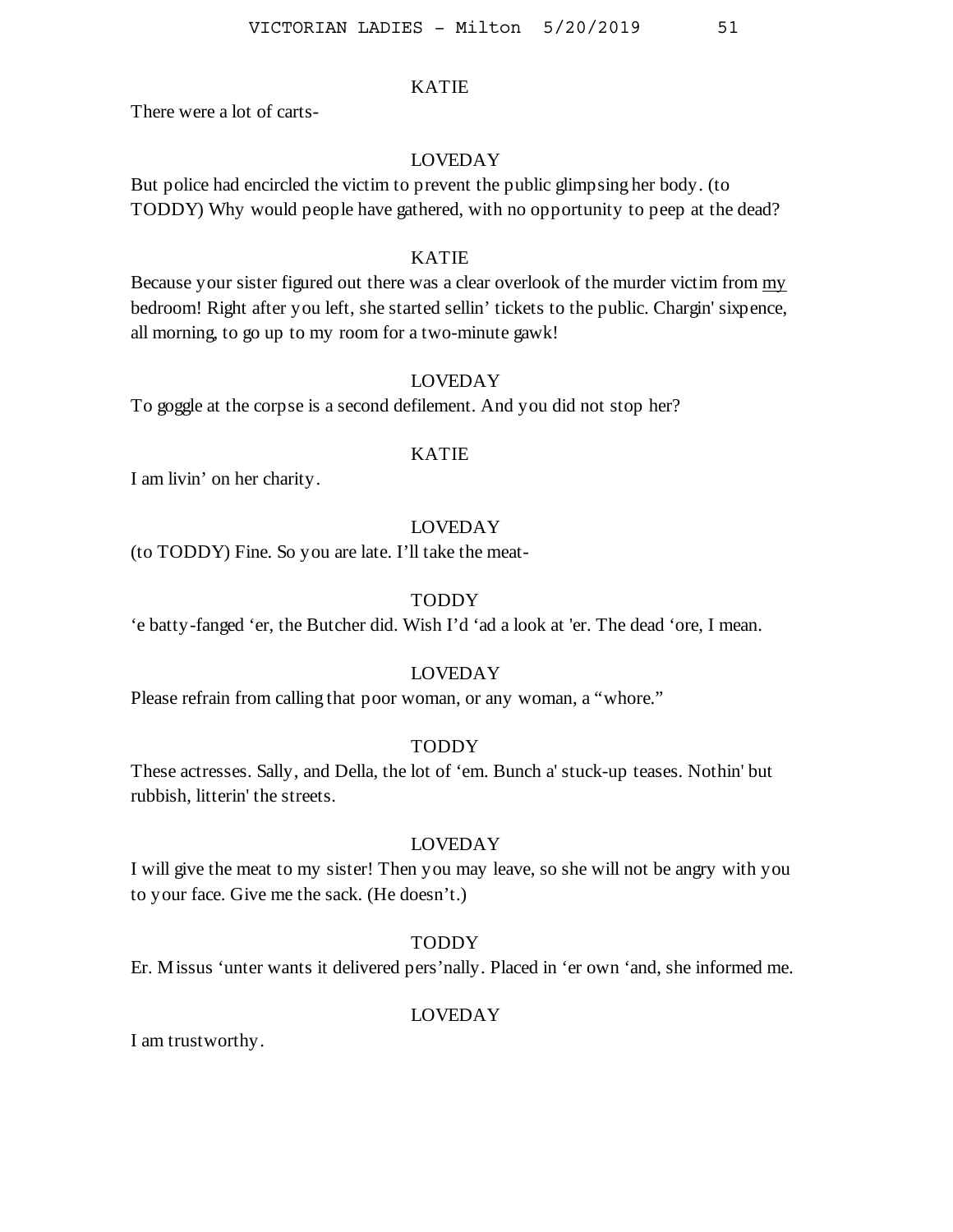KATIE

There were a lot of carts-

LOVEDAY

But police had encircled the victim to prevent the public glimpsing her body. (to TODDY) Why would people have gathered, with no opportunity to peep at the dead?

KATIE

Because your sister figured out there was a clear overlook of the murder victim from <u>my</u> bedroom! Right after you left, she started sellin' tickets to the public. Chargin' sixpence, all morning, to go up to my room for a two-minute gawk!

LOVEDAY

To goggle at the corpse is a second defilement. And you did not stop her?

KATIE

I am livin' on her charity.

LOVEDAY

(to TODDY) Fine. So you are late. I'll take the meat-

TODDY

'e batty-fanged 'er, the Butcher did. Wish I'd 'ad a look at 'er. The dead 'ore, I mean.

LOVEDAY

Please refrain from calling that poor woman, or any woman, a "whore."

TODDY

These actresses. Sally, and Della, the lot of 'em. Bunch a' stuck-up teases. Nothin' but rubbish, litterin' the streets.

LOVEDAY

I will give the meat to my sister! Then you may leave, so she will not be angry with you to your face. Give me the sack. (He doesn't.)

TODDY

Er. Missus 'unter wants it delivered pers'nally. Placed in 'er own 'and, she informed me.

LOVEDAY

I am trustworthy.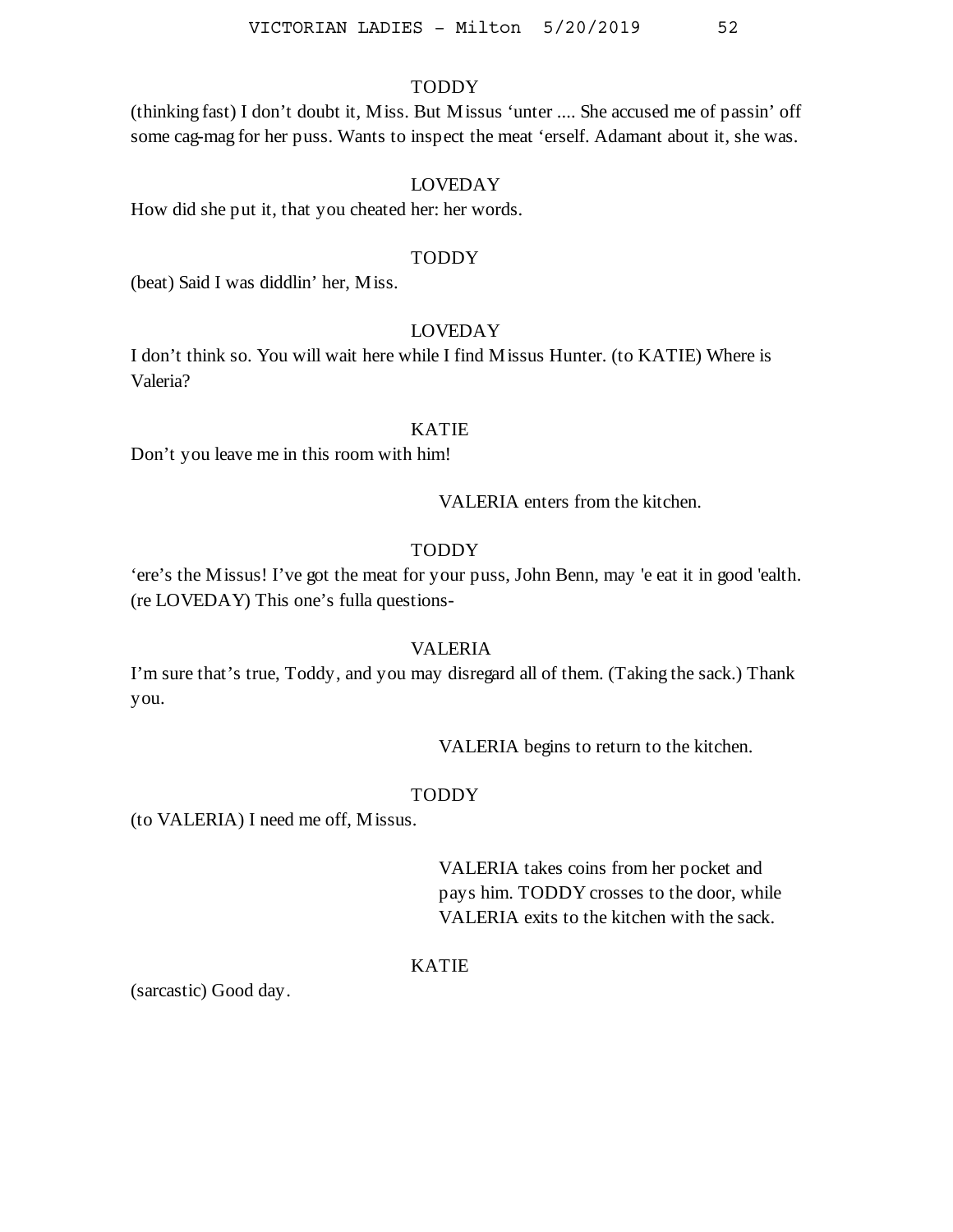TODDY

(thinking fast) I don’t doubt it, Miss. But Missus ‘unter .... She accused me of passin’ off some cag-mag for her puss. Wants to inspect the meat ‘erself. Adamant about it, she was.

LOVEDAY

How did she put it, that you cheated her: her words.

TODDY

(beat) Said I was diddlin’ her, Miss.

LOVEDAY

I don’t think so. You will wait here while I find Missus Hunter. (to KATIE) Where is Valeria?

KATIE

Don’t you leave me in this room with him!

VALERIA enters from the kitchen.

TODDY

‘ere’s the Missus! I’ve got the meat for your puss, John Benn, may 'e eat it in good 'ealth. (re LOVEDAY) This one’s fulla questions-

VALERIA

I’m sure that’s true, Toddy, and you may disregard all of them. (Taking the sack.) Thank you.

VALERIA begins to return to the kitchen.

TODDY

(to VALERIA) I need me off, Missus.

VALERIA takes coins from her pocket and pays him. TODDY crosses to the door, while VALERIA exits to the kitchen with the sack.

KATIE

(sarcastic) Good day.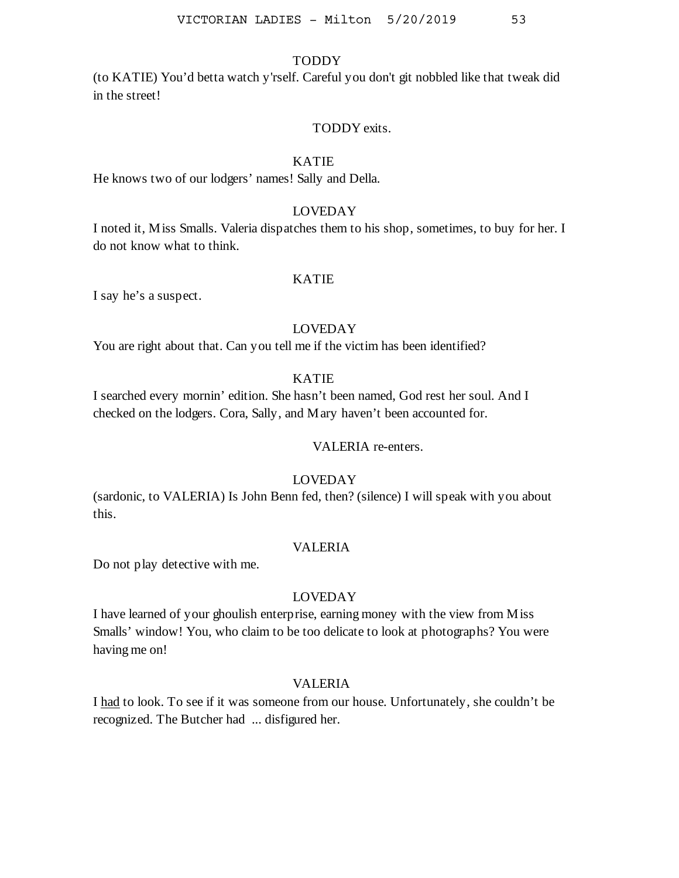TODDY

(to KATIE) You'd betta watch y'rself. Careful you don't git nobbled like that tweak did in the street!

TODDY exits.

KATIE

He knows two of our lodgers' names! Sally and Della.

LOVEDAY

I noted it, Miss Smalls. Valeria dispatches them to his shop, sometimes, to buy for her. I do not know what to think.

KATIE

I say he's a suspect.

LOVEDAY

You are right about that. Can you tell me if the victim has been identified?

KATIE

I searched every mornin' edition. She hasn't been named, God rest her soul. And I checked on the lodgers. Cora, Sally, and Mary haven't been accounted for.

VALERIA re-enters.

LOVEDAY

(sardonic, to VALERIA) Is John Benn fed, then? (silence) I will speak with you about this.

VALERIA

Do not play detective with me.

LOVEDAY

I have learned of your ghoulish enterprise, earning money with the view from Miss Smalls' window! You, who claim to be too delicate to look at photographs? You were having me on!

VALERIA

I <u>had</u> to look. To see if it was someone from our house. Unfortunately, she couldn't be recognized. The Butcher had ... disfigured her.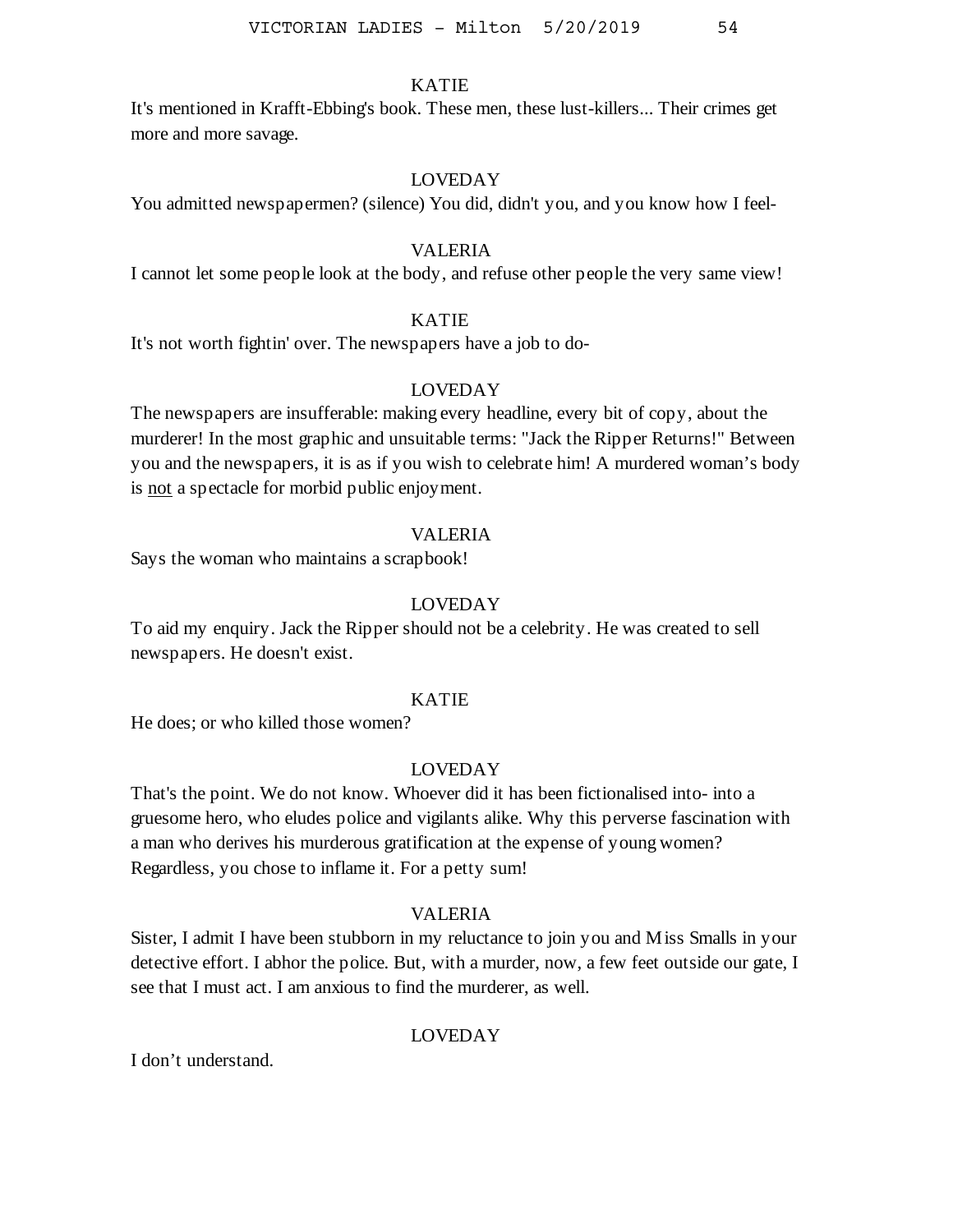KATIE

It's mentioned in Krafft-Ebbing's book. These men, these lust-killers... Their crimes get more and more savage.

LOVEDAY

You admitted newspapermen? (silence) You did, didn't you, and you know how I feel-

VALERIA

I cannot let some people look at the body, and refuse other people the very same view!

KATIE

It's not worth fightin' over. The newspapers have a job to do-

LOVEDAY

The newspapers are insufferable: making every headline, every bit of copy, about the murderer! In the most graphic and unsuitable terms: "Jack the Ripper Returns!" Between you and the newspapers, it is as if you wish to celebrate him! A murdered woman's body is <u>not</u> a spectacle for morbid public enjoyment.

VALERIA

Says the woman who maintains a scrapbook!

LOVEDAY

To aid my enquiry. Jack the Ripper should not be a celebrity. He was created to sell newspapers. He doesn't exist.

KATIE

He does; or who killed those women?

LOVEDAY

That's the point. We do not know. Whoever did it has been fictionalised into- into a gruesome hero, who eludes police and vigilants alike. Why this perverse fascination with a man who derives his murderous gratification at the expense of young women? Regardless, you chose to inflame it. For a petty sum!

VALERIA

Sister, I admit I have been stubborn in my reluctance to join you and Miss Smalls in your detective effort. I abhor the police. But, with a murder, now, a few feet outside our gate, I see that I must act. I am anxious to find the murderer, as well.

LOVEDAY

I don't understand.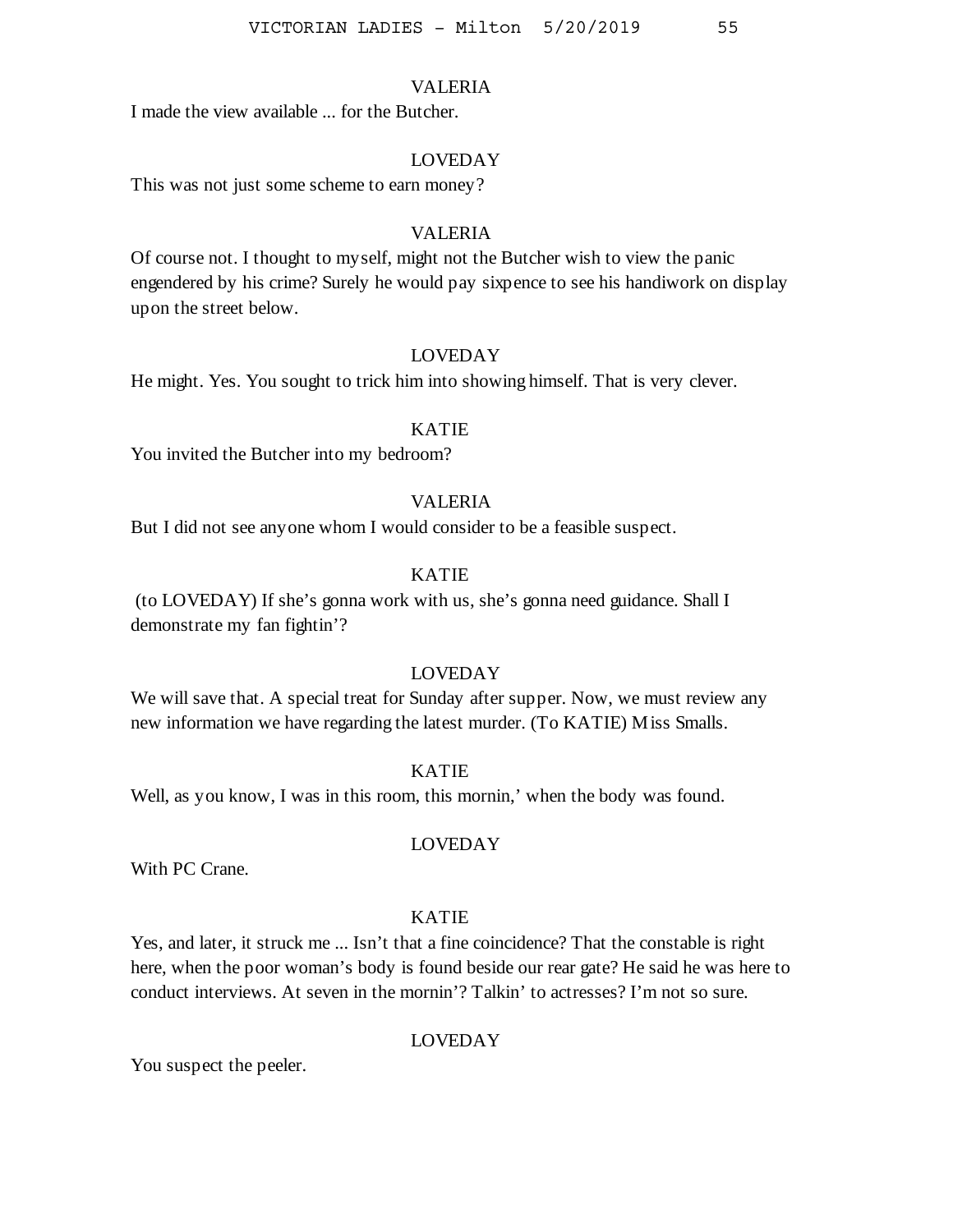VALERIA

I made the view available ... for the Butcher.

LOVEDAY

This was not just some scheme to earn money?

VALERIA

Of course not. I thought to myself, might not the Butcher wish to view the panic engendered by his crime? Surely he would pay sixpence to see his handiwork on display upon the street below.

LOVEDAY

He might. Yes. You sought to trick him into showing himself. That is very clever.

KATIE

You invited the Butcher into my bedroom?

VALERIA

But I did not see anyone whom I would consider to be a feasible suspect.

KATIE

(to LOVEDAY) If she's gonna work with us, she's gonna need guidance. Shall I demonstrate my fan fightin'?

LOVEDAY

We will save that. A special treat for Sunday after supper. Now, we must review any new information we have regarding the latest murder. (To KATIE) Miss Smalls.

KATIE

Well, as you know, I was in this room, this mornin,' when the body was found.

LOVEDAY

With PC Crane.

KATIE

Yes, and later, it struck me ... Isn't that a fine coincidence? That the constable is right here, when the poor woman's body is found beside our rear gate? He said he was here to conduct interviews. At seven in the mornin'? Talkin' to actresses? I'm not so sure.

LOVEDAY

You suspect the peeler.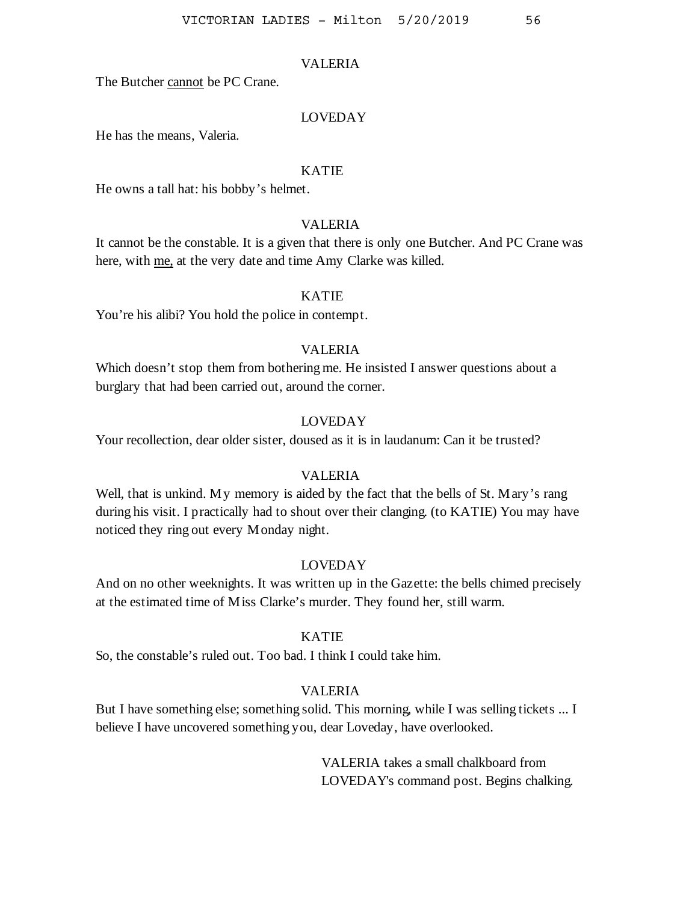VALERIA

The Butcher <u>cannot</u> be PC Crane.

LOVEDAY

He has the means, Valeria.

KATIE

He owns a tall hat: his bobby's helmet.

VALERIA

It cannot be the constable. It is a given that there is only one Butcher. And PC Crane was here, with <u>me,</u> at the very date and time Amy Clarke was killed.

KATIE

You're his alibi? You hold the police in contempt.

VALERIA

Which doesn't stop them from bothering me. He insisted I answer questions about a burglary that had been carried out, around the corner.

LOVEDAY

Your recollection, dear older sister, doused as it is in laudanum: Can it be trusted?

VALERIA

Well, that is unkind. My memory is aided by the fact that the bells of St. Mary's rang during his visit. I practically had to shout over their clanging. (to KATIE) You may have noticed they ring out every Monday night.

LOVEDAY

And on no other weeknights. It was written up in the Gazette: the bells chimed precisely at the estimated time of Miss Clarke's murder. They found her, still warm.

KATIE

So, the constable's ruled out. Too bad. I think I could take him.

VALERIA

But I have something else; something solid. This morning, while I was selling tickets ... I believe I have uncovered something you, dear Loveday, have overlooked.

VALERIA takes a small chalkboard from LOVEDAY's command post. Begins chalking.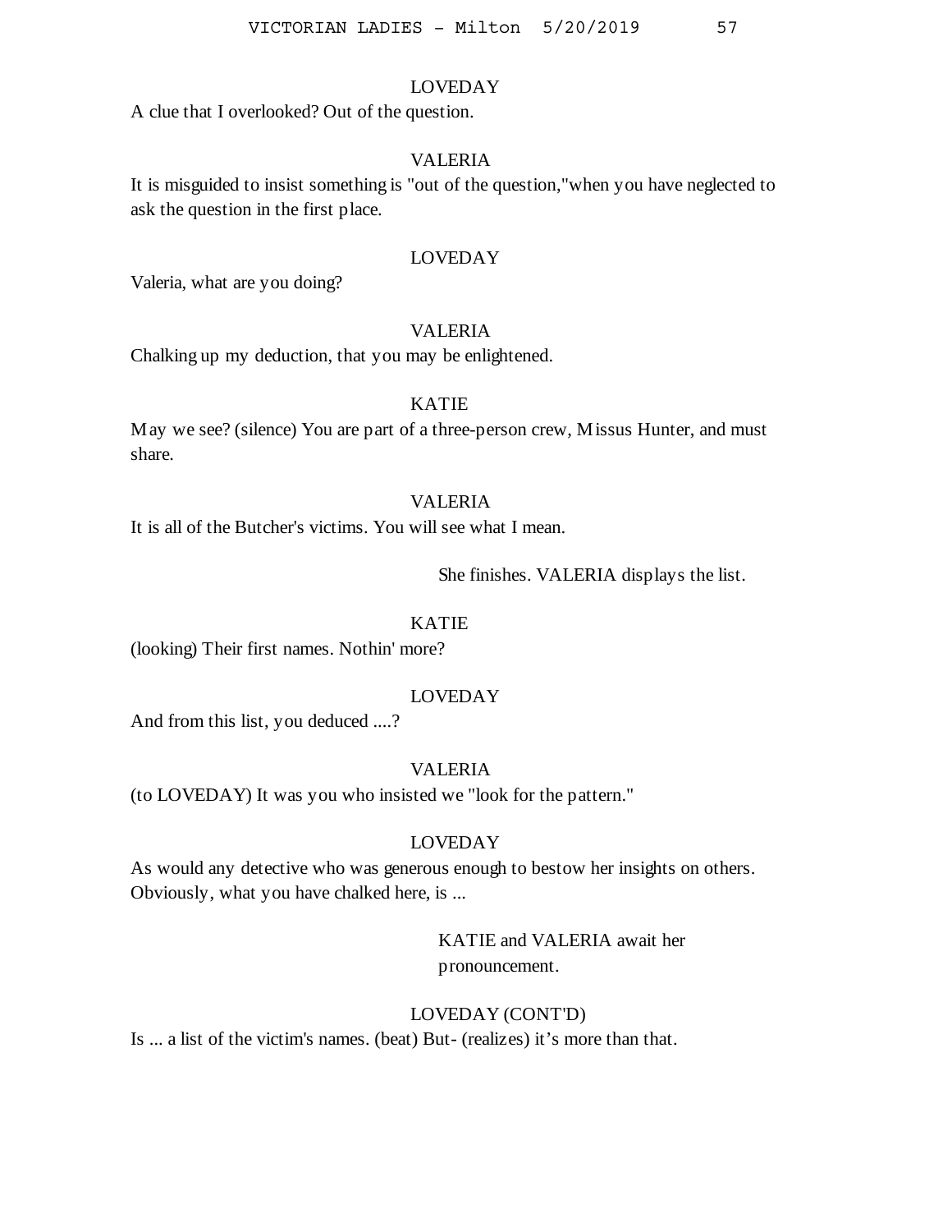LOVEDAY

A clue that I overlooked? Out of the question.

VALERIA

It is misguided to insist something is "out of the question,"when you have neglected to ask the question in the first place.

LOVEDAY

Valeria, what are you doing?

VALERIA

Chalking up my deduction, that you may be enlightened.

KATIE

May we see? (silence) You are part of a three-person crew, Missus Hunter, and must share.

VALERIA

It is all of the Butcher's victims. You will see what I mean.

She finishes. VALERIA displays the list.

KATIE

(looking) Their first names. Nothin' more?

LOVEDAY

And from this list, you deduced ....?

VALERIA

(to LOVEDAY) It was you who insisted we "look for the pattern."

LOVEDAY

As would any detective who was generous enough to bestow her insights on others. Obviously, what you have chalked here, is ...

KATIE and VALERIA await her pronouncement.

LOVEDAY (CONT'D)

Is ... a list of the victim's names. (beat) But- (realizes) it’s more than that.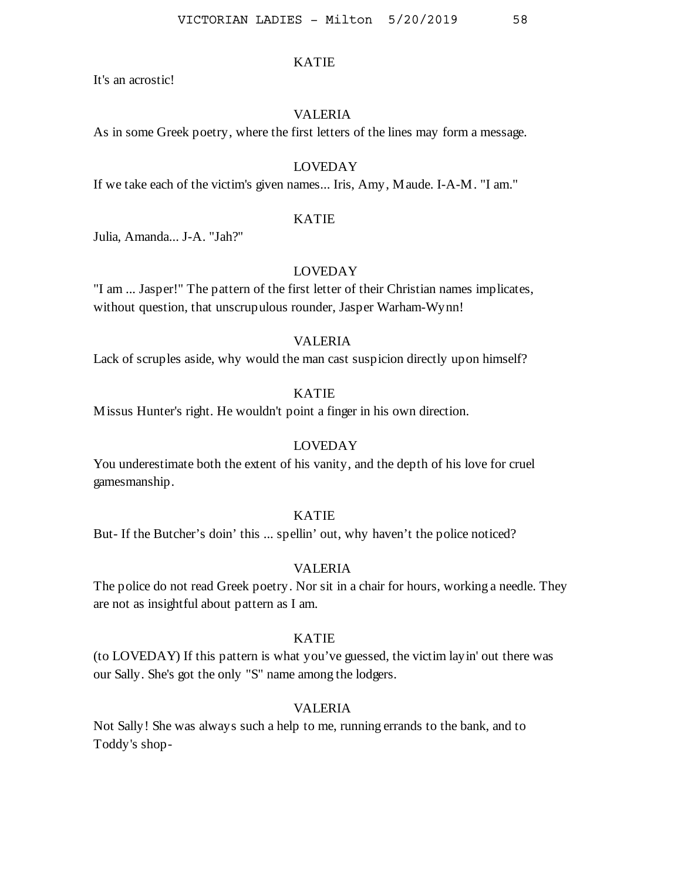KATIE

It's an acrostic!

VALERIA

As in some Greek poetry, where the first letters of the lines may form a message.

LOVEDAY

If we take each of the victim's given names... Iris, Amy, Maude. I-A-M. "I am."

KATIE

Julia, Amanda... J-A. "Jah?"

LOVEDAY

"I am ... Jasper!" The pattern of the first letter of their Christian names implicates, without question, that unscrupulous rounder, Jasper Warham-Wynn!

VALERIA

Lack of scruples aside, why would the man cast suspicion directly upon himself?

KATIE

Missus Hunter's right. He wouldn't point a finger in his own direction.

LOVEDAY

You underestimate both the extent of his vanity, and the depth of his love for cruel gamesmanship.

KATIE

But- If the Butcher's doin' this ... spellin' out, why haven't the police noticed?

VALERIA

The police do not read Greek poetry. Nor sit in a chair for hours, working a needle. They are not as insightful about pattern as I am.

KATIE

(to LOVEDAY) If this pattern is what you've guessed, the victim layin' out there was our Sally. She's got the only "S" name among the lodgers.

VALERIA

Not Sally! She was always such a help to me, running errands to the bank, and to Toddy's shop-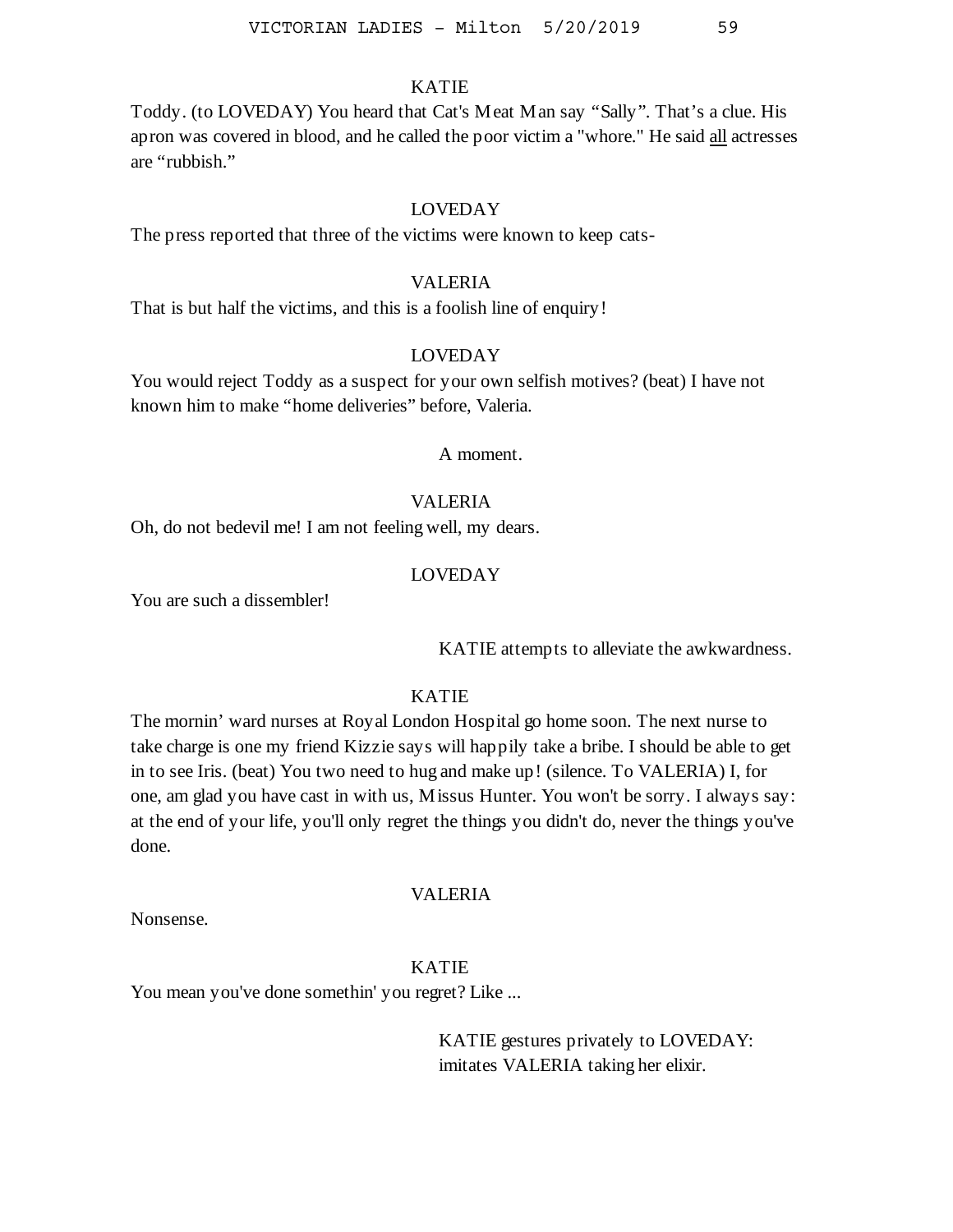KATIE

Toddy. (to LOVEDAY) You heard that Cat's Meat Man say "Sally". That's a clue. His apron was covered in blood, and he called the poor victim a "whore." He said <u>all</u> actresses are "rubbish."

LOVEDAY

The press reported that three of the victims were known to keep cats-

VALERIA

That is but half the victims, and this is a foolish line of enquiry!

LOVEDAY

You would reject Toddy as a suspect for your own selfish motives? (beat) I have not known him to make "home deliveries" before, Valeria.

A moment.

VALERIA

Oh, do not bedevil me! I am not feeling well, my dears.

LOVEDAY

You are such a dissembler!

KATIE attempts to alleviate the awkwardness.

KATIE

The mornin' ward nurses at Royal London Hospital go home soon. The next nurse to take charge is one my friend Kizzie says will happily take a bribe. I should be able to get in to see Iris. (beat) You two need to hug and make up! (silence. To VALERIA) I, for one, am glad you have cast in with us, Missus Hunter. You won't be sorry. I always say: at the end of your life, you'll only regret the things you didn't do, never the things you've done.

VALERIA

Nonsense.

KATIE

You mean you've done somethin' you regret? Like ...

KATIE gestures privately to LOVEDAY: imitates VALERIA taking her elixir.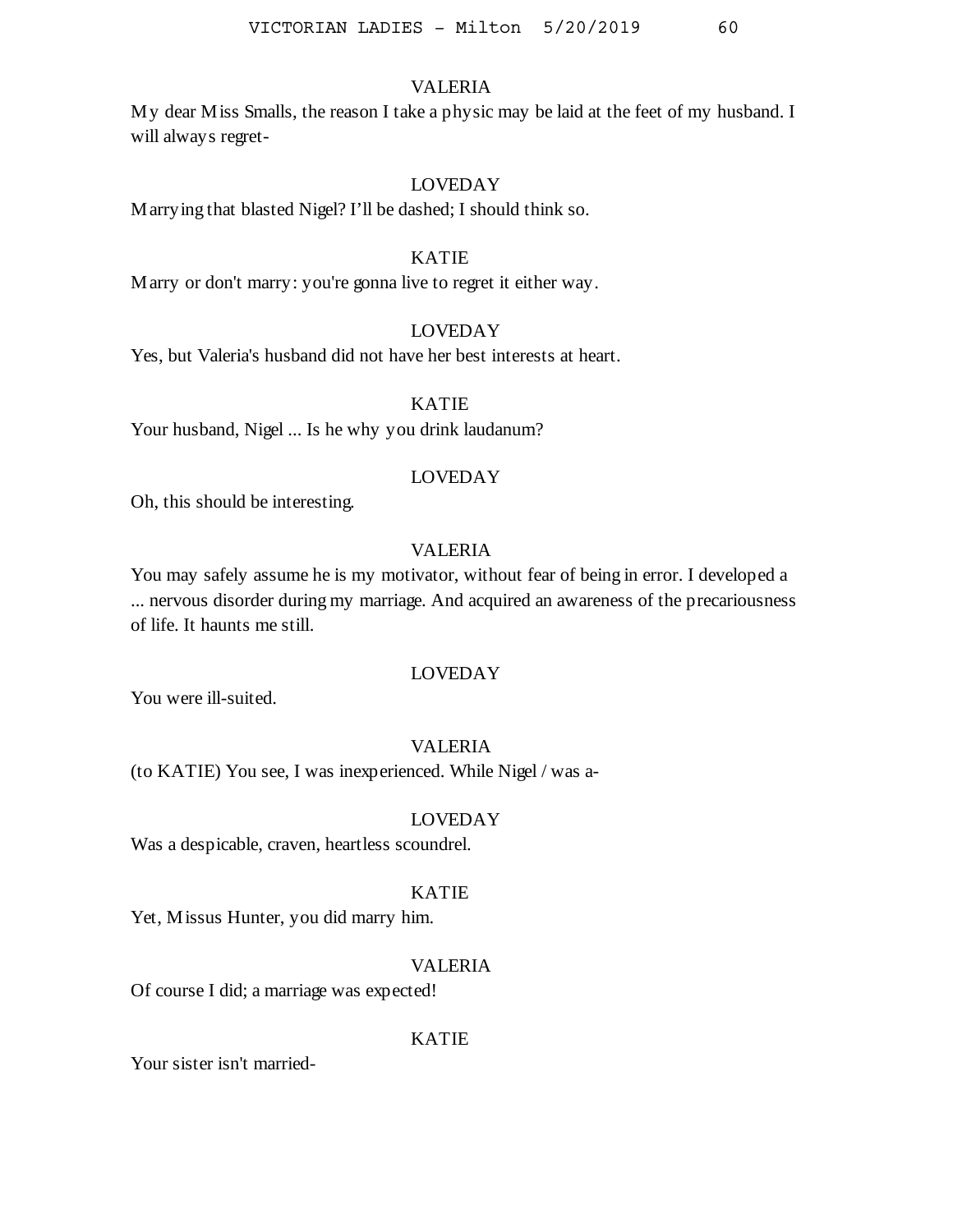VALERIA

My dear Miss Smalls, the reason I take a physic may be laid at the feet of my husband. I will always regret-

LOVEDAY

Marrying that blasted Nigel? I'll be dashed; I should think so.

KATIE

Marry or don't marry: you're gonna live to regret it either way.

LOVEDAY

Yes, but Valeria's husband did not have her best interests at heart.

KATIE

Your husband, Nigel ... Is he why you drink laudanum?

LOVEDAY

Oh, this should be interesting.

VALERIA

You may safely assume he is my motivator, without fear of being in error. I developed a ... nervous disorder during my marriage. And acquired an awareness of the precariousness of life. It haunts me still.

LOVEDAY

You were ill-suited.

VALERIA

(to KATIE) You see, I was inexperienced. While Nigel / was a-

LOVEDAY

Was a despicable, craven, heartless scoundrel.

KATIE

Yet, Missus Hunter, you did marry him.

VALERIA

Of course I did; a marriage was expected!

KATIE

Your sister isn't married-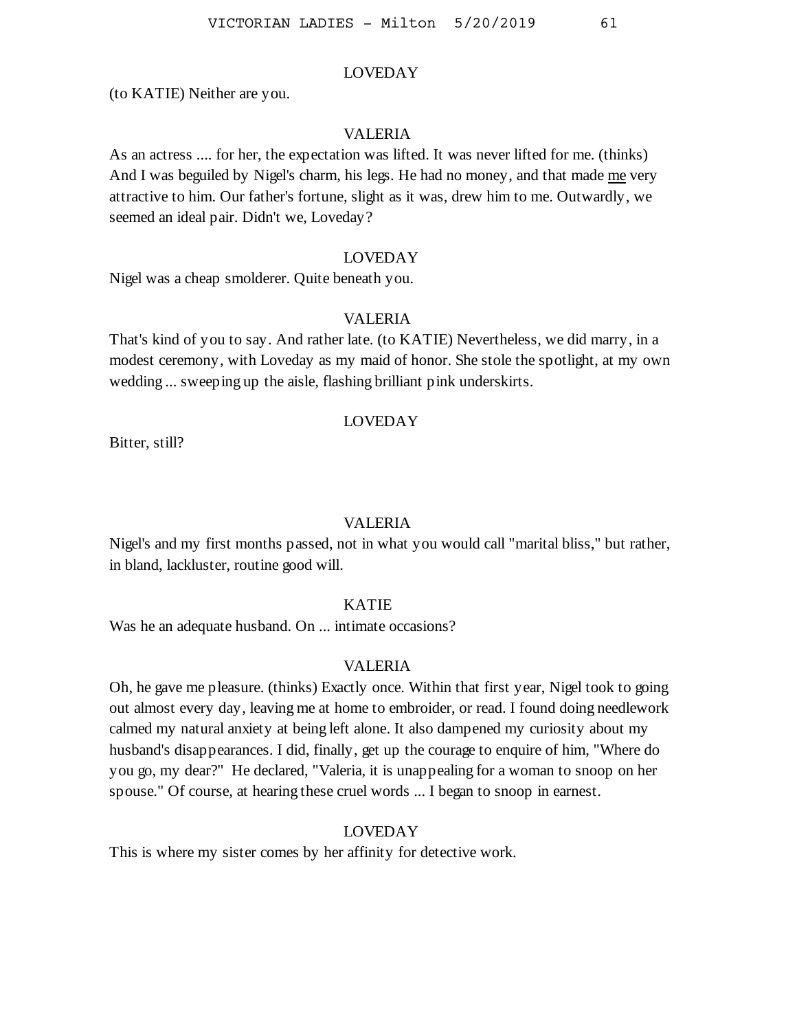LOVEDAY

(to KATIE) Neither are you.

VALERIA

As an actress .... for her, the expectation was lifted. It was never lifted for me. (thinks) And I was beguiled by Nigel's charm, his legs. He had no money, and that made <u>me</u> very attractive to him. Our father's fortune, slight as it was, drew him to me. Outwardly, we seemed an ideal pair. Didn't we, Loveday?

LOVEDAY

Nigel was a cheap smolderer. Quite beneath you.

VALERIA

That's kind of you to say. And rather late. (to KATIE) Nevertheless, we did marry, in a modest ceremony, with Loveday as my maid of honor. She stole the spotlight, at my own wedding ... sweeping up the aisle, flashing brilliant pink underskirts.

LOVEDAY

Bitter, still?

VALERIA

Nigel's and my first months passed, not in what you would call "marital bliss," but rather, in bland, lackluster, routine good will.

KATIE

Was he an adequate husband. On ... intimate occasions?

VALERIA

Oh, he gave me pleasure. (thinks) Exactly once. Within that first year, Nigel took to going out almost every day, leaving me at home to embroider, or read. I found doing needlework calmed my natural anxiety at being left alone. It also dampened my curiosity about my husband's disappearances. I did, finally, get up the courage to enquire of him, "Where do you go, my dear?" He declared, "Valeria, it is unappealing for a woman to snoop on her spouse." Of course, at hearing these cruel words ... I began to snoop in earnest.

LOVEDAY

This is where my sister comes by her affinity for detective work.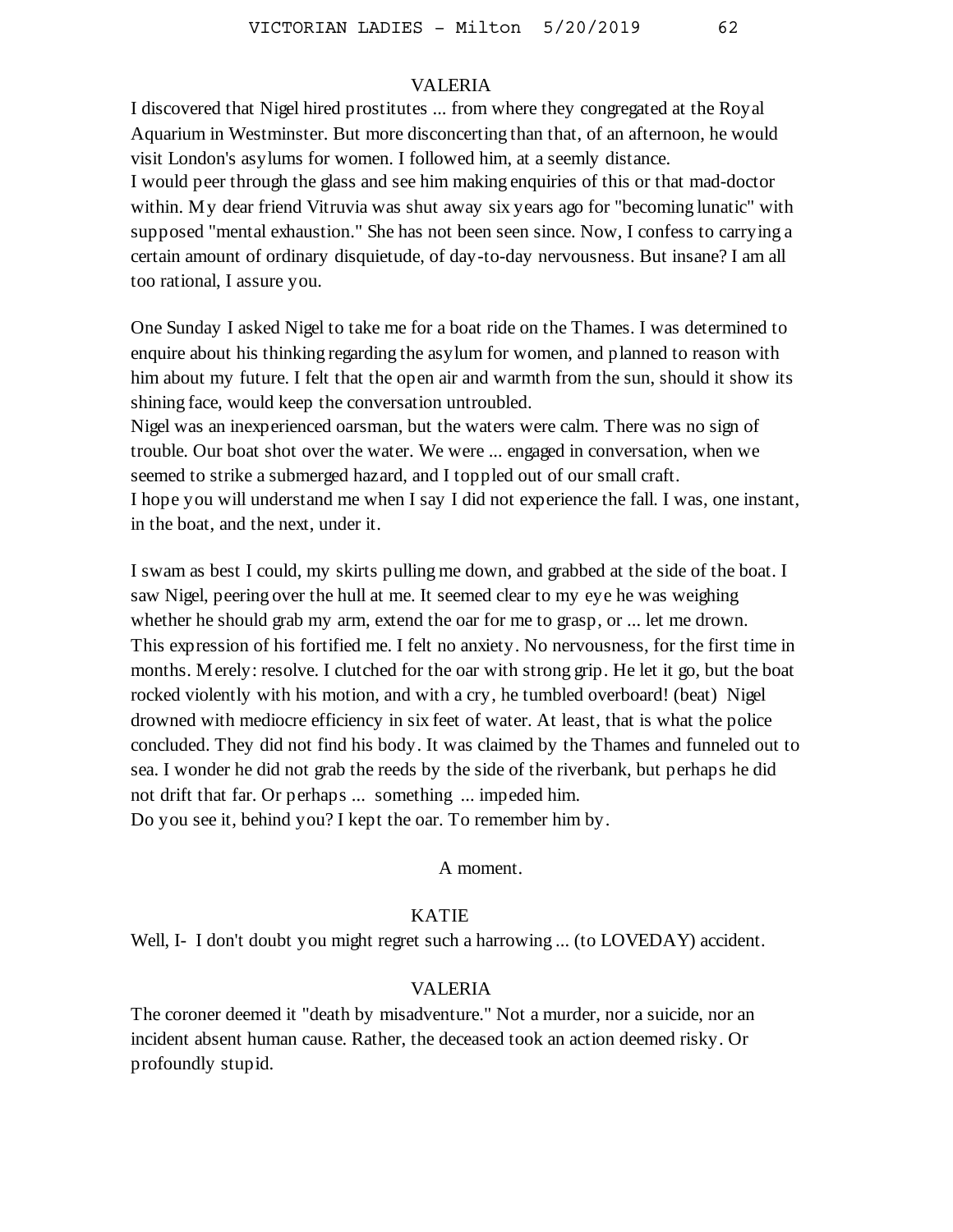VALERIA

I discovered that Nigel hired prostitutes ... from where they congregated at the Royal Aquarium in Westminster. But more disconcerting than that, of an afternoon, he would visit London's asylums for women. I followed him, at a seemly distance.
I would peer through the glass and see him making enquiries of this or that mad-doctor within. My dear friend Vitruvia was shut away six years ago for "becoming lunatic" with supposed "mental exhaustion." She has not been seen since. Now, I confess to carrying a certain amount of ordinary disquietude, of day-to-day nervousness. But insane? I am all too rational, I assure you.

One Sunday I asked Nigel to take me for a boat ride on the Thames. I was determined to enquire about his thinking regarding the asylum for women, and planned to reason with him about my future. I felt that the open air and warmth from the sun, should it show its shining face, would keep the conversation untroubled.
Nigel was an inexperienced oarsman, but the waters were calm. There was no sign of trouble. Our boat shot over the water. We were ... engaged in conversation, when we seemed to strike a submerged hazard, and I toppled out of our small craft.
I hope you will understand me when I say I did not experience the fall. I was, one instant, in the boat, and the next, under it.

I swam as best I could, my skirts pulling me down, and grabbed at the side of the boat. I saw Nigel, peering over the hull at me. It seemed clear to my eye he was weighing whether he should grab my arm, extend the oar for me to grasp, or ... let me drown.
This expression of his fortified me. I felt no anxiety. No nervousness, for the first time in months. Merely: resolve. I clutched for the oar with strong grip. He let it go, but the boat rocked violently with his motion, and with a cry, he tumbled overboard! (beat) Nigel drowned with mediocre efficiency in six feet of water. At least, that is what the police concluded. They did not find his body. It was claimed by the Thames and funneled out to sea. I wonder he did not grab the reeds by the side of the riverbank, but perhaps he did not drift that far. Or perhaps ... something ... impeded him.
Do you see it, behind you? I kept the oar. To remember him by.

A moment.

KATIE

Well, I- I don't doubt you might regret such a harrowing ... (to LOVEDAY) accident.

VALERIA

The coroner deemed it "death by misadventure." Not a murder, nor a suicide, nor an incident absent human cause. Rather, the deceased took an action deemed risky. Or profoundly stupid.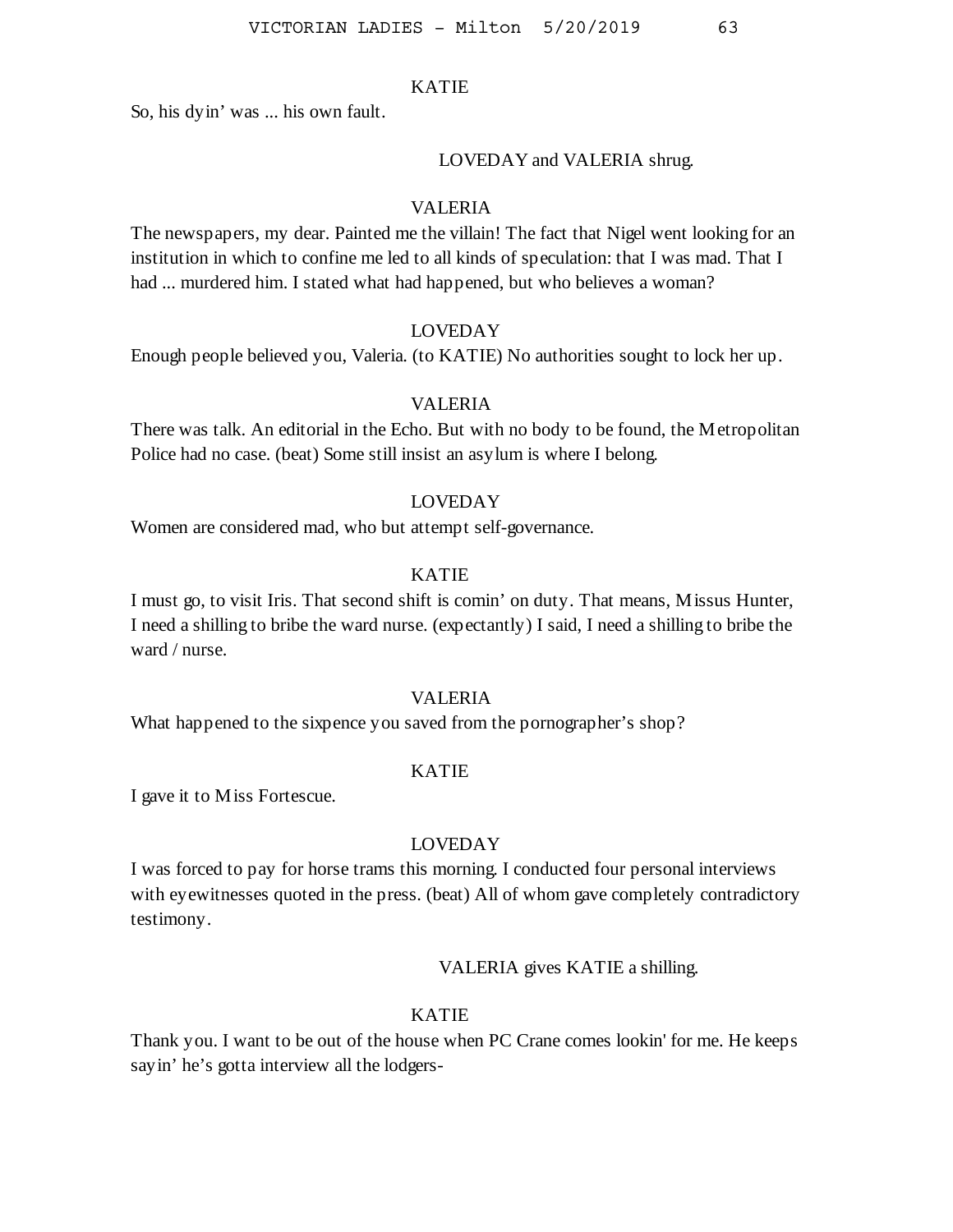KATIE

So, his dyin' was ... his own fault.

LOVEDAY and VALERIA shrug.

VALERIA

The newspapers, my dear. Painted me the villain! The fact that Nigel went looking for an institution in which to confine me led to all kinds of speculation: that I was mad. That I had ... murdered him. I stated what had happened, but who believes a woman?

LOVEDAY

Enough people believed you, Valeria. (to KATIE) No authorities sought to lock her up.

VALERIA

There was talk. An editorial in the Echo. But with no body to be found, the Metropolitan Police had no case. (beat) Some still insist an asylum is where I belong.

LOVEDAY

Women are considered mad, who but attempt self-governance.

KATIE

I must go, to visit Iris. That second shift is comin' on duty. That means, Missus Hunter, I need a shilling to bribe the ward nurse. (expectantly) I said, I need a shilling to bribe the ward / nurse.

VALERIA

What happened to the sixpence you saved from the pornographer's shop?

KATIE

I gave it to Miss Fortescue.

LOVEDAY

I was forced to pay for horse trams this morning. I conducted four personal interviews with eyewitnesses quoted in the press. (beat) All of whom gave completely contradictory testimony.

VALERIA gives KATIE a shilling.

KATIE

Thank you. I want to be out of the house when PC Crane comes lookin' for me. He keeps sayin' he's gotta interview all the lodgers-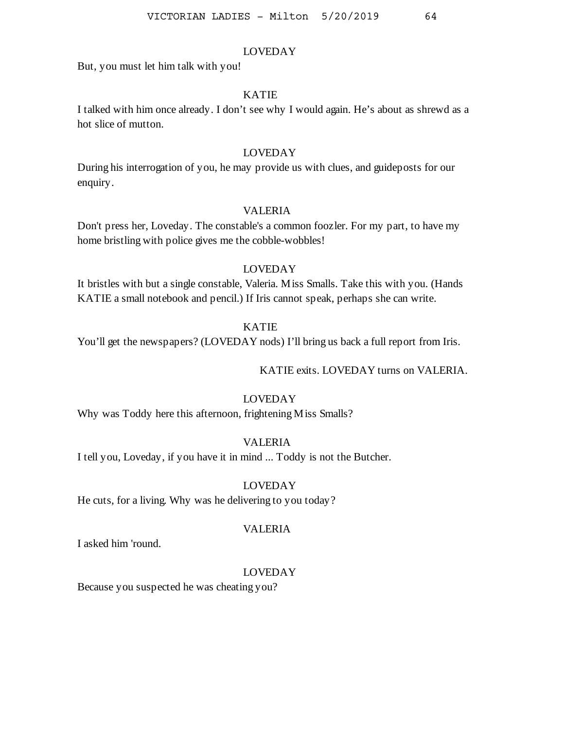LOVEDAY

But, you must let him talk with you!

KATIE

I talked with him once already. I don't see why I would again. He's about as shrewd as a hot slice of mutton.

LOVEDAY

During his interrogation of you, he may provide us with clues, and guideposts for our enquiry.

VALERIA

Don't press her, Loveday. The constable's a common foozler. For my part, to have my home bristling with police gives me the cobble-wobbles!

LOVEDAY

It bristles with but a single constable, Valeria. Miss Smalls. Take this with you. (Hands KATIE a small notebook and pencil.) If Iris cannot speak, perhaps she can write.

KATIE

You'll get the newspapers? (LOVEDAY nods) I'll bring us back a full report from Iris.

KATIE exits. LOVEDAY turns on VALERIA.

LOVEDAY

Why was Toddy here this afternoon, frightening Miss Smalls?

VALERIA

I tell you, Loveday, if you have it in mind ... Toddy is not the Butcher.

LOVEDAY

He cuts, for a living. Why was he delivering to you today?

VALERIA

I asked him 'round.

LOVEDAY

Because you suspected he was cheating you?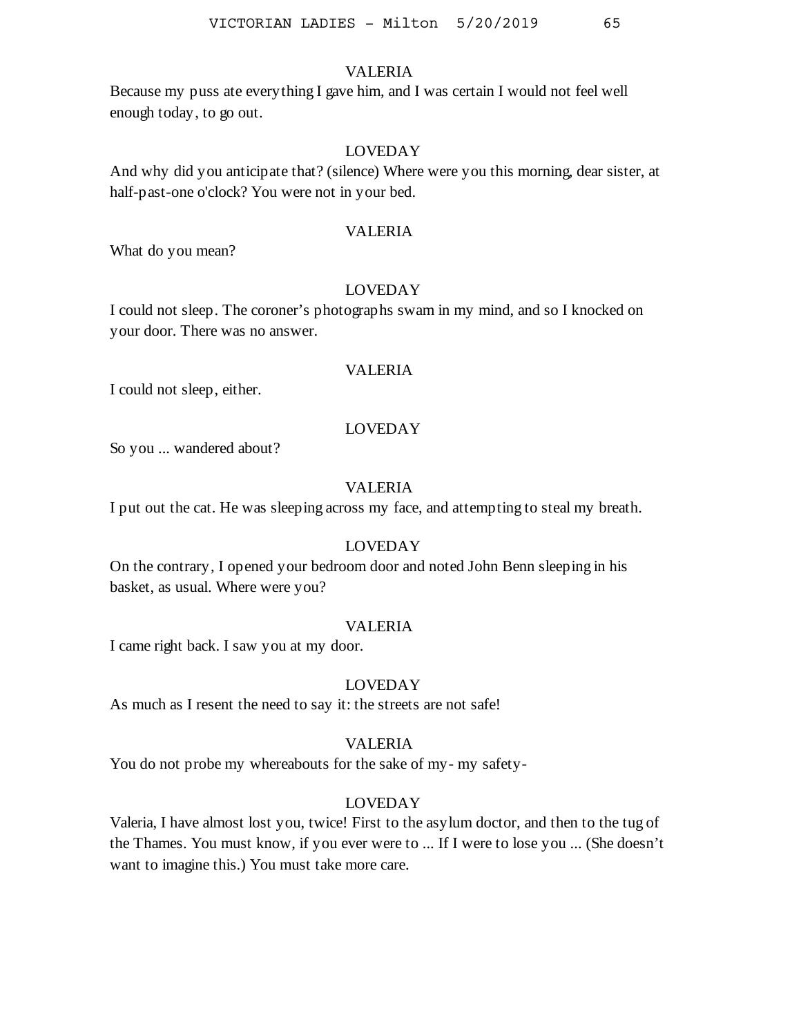VALERIA

Because my puss ate everything I gave him, and I was certain I would not feel well enough today, to go out.

LOVEDAY

And why did you anticipate that? (silence) Where were you this morning, dear sister, at half-past-one o'clock? You were not in your bed.

VALERIA

What do you mean?

LOVEDAY

I could not sleep. The coroner's photographs swam in my mind, and so I knocked on your door. There was no answer.

VALERIA

I could not sleep, either.

LOVEDAY

So you ... wandered about?

VALERIA

I put out the cat. He was sleeping across my face, and attempting to steal my breath.

LOVEDAY

On the contrary, I opened your bedroom door and noted John Benn sleeping in his basket, as usual. Where were you?

VALERIA

I came right back. I saw you at my door.

LOVEDAY

As much as I resent the need to say it: the streets are not safe!

VALERIA

You do not probe my whereabouts for the sake of my- my safety-

LOVEDAY

Valeria, I have almost lost you, twice! First to the asylum doctor, and then to the tug of the Thames. You must know, if you ever were to ... If I were to lose you ... (She doesn't want to imagine this.) You must take more care.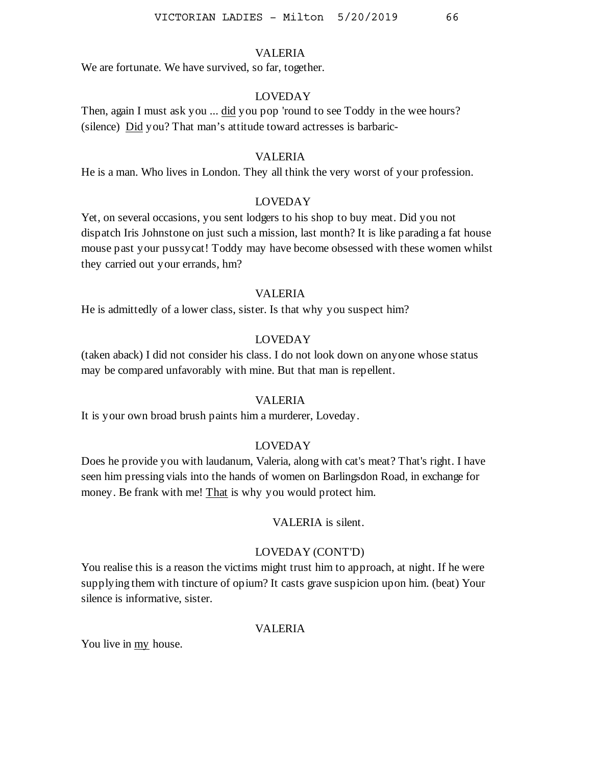VALERIA

We are fortunate. We have survived, so far, together.

LOVEDAY

Then, again I must ask you ... did you pop 'round to see Toddy in the wee hours? (silence) Did you? That man's attitude toward actresses is barbaric-

VALERIA

He is a man. Who lives in London. They all think the very worst of your profession.

LOVEDAY

Yet, on several occasions, you sent lodgers to his shop to buy meat. Did you not dispatch Iris Johnstone on just such a mission, last month? It is like parading a fat house mouse past your pussycat! Toddy may have become obsessed with these women whilst they carried out your errands, hm?

VALERIA

He is admittedly of a lower class, sister. Is that why you suspect him?

LOVEDAY

(taken aback) I did not consider his class. I do not look down on anyone whose status may be compared unfavorably with mine. But that man is repellent.

VALERIA

It is your own broad brush paints him a murderer, Loveday.

LOVEDAY

Does he provide you with laudanum, Valeria, along with cat's meat? That's right. I have seen him pressing vials into the hands of women on Barlingsdon Road, in exchange for money. Be frank with me! That is why you would protect him.

VALERIA is silent.

LOVEDAY (CONT'D)

You realise this is a reason the victims might trust him to approach, at night. If he were supplying them with tincture of opium? It casts grave suspicion upon him. (beat) Your silence is informative, sister.

VALERIA

You live in my house.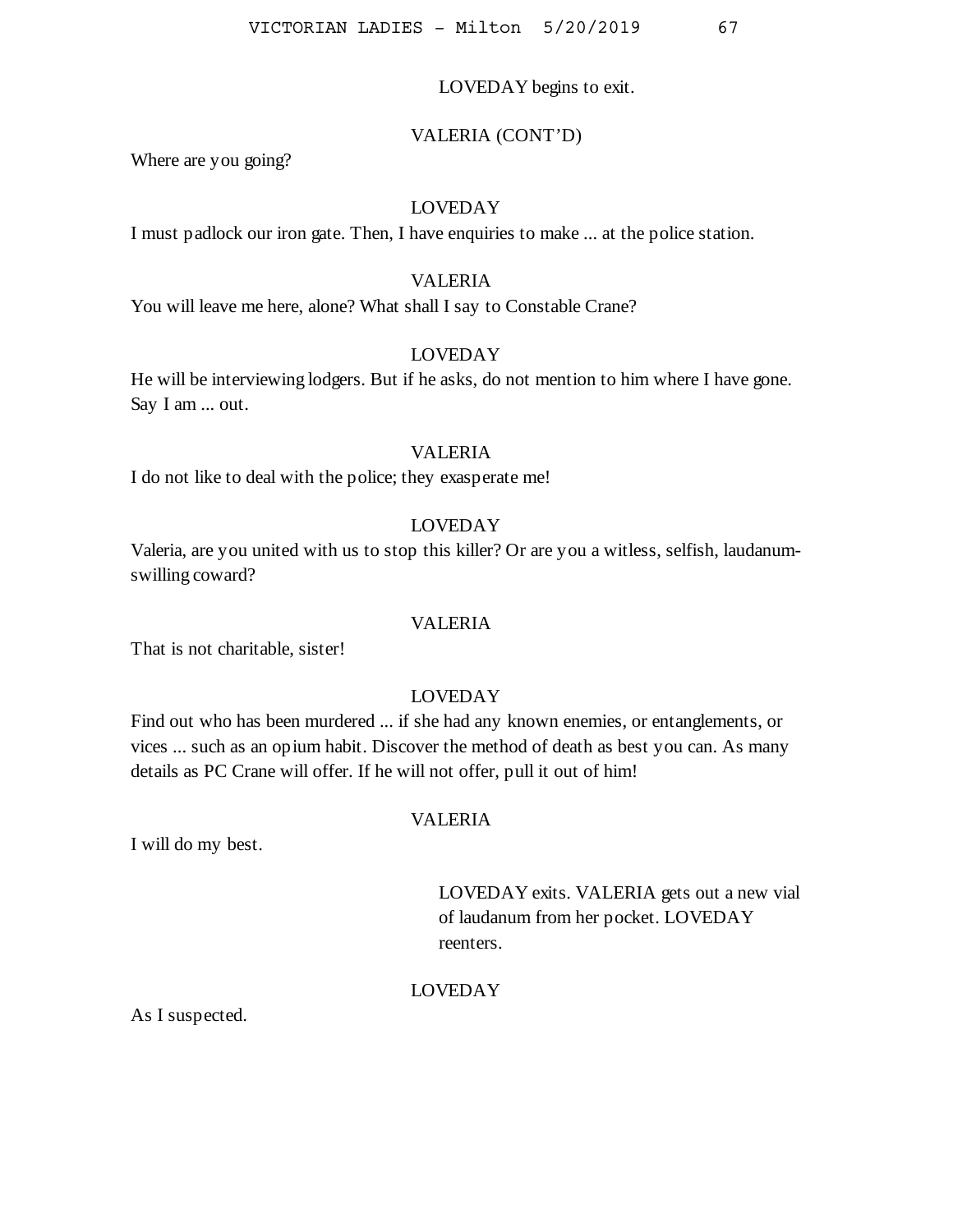LOVEDAY begins to exit.

VALERIA (CONT'D)

Where are you going?

LOVEDAY

I must padlock our iron gate. Then, I have enquiries to make ... at the police station.

VALERIA

You will leave me here, alone? What shall I say to Constable Crane?

LOVEDAY

He will be interviewing lodgers. But if he asks, do not mention to him where I have gone. Say I am ... out.

VALERIA

I do not like to deal with the police; they exasperate me!

LOVEDAY

Valeria, are you united with us to stop this killer? Or are you a witless, selfish, laudanum-swilling coward?

VALERIA

That is not charitable, sister!

LOVEDAY

Find out who has been murdered ... if she had any known enemies, or entanglements, or vices ... such as an opium habit. Discover the method of death as best you can. As many details as PC Crane will offer. If he will not offer, pull it out of him!

VALERIA

I will do my best.

LOVEDAY exits. VALERIA gets out a new vial of laudanum from her pocket. LOVEDAY reenters.

LOVEDAY

As I suspected.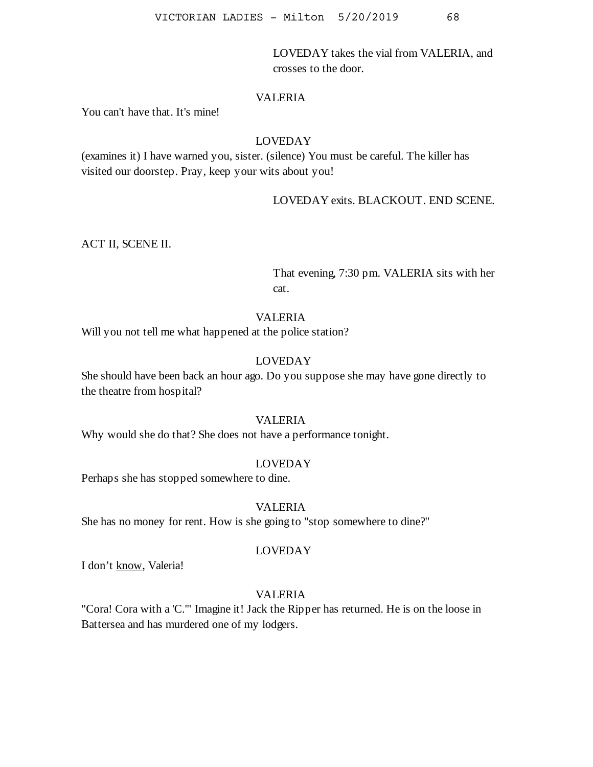LOVEDAY takes the vial from VALERIA, and crosses to the door.

VALERIA

You can't have that. It's mine!

LOVEDAY

(examines it) I have warned you, sister. (silence) You must be careful. The killer has visited our doorstep. Pray, keep your wits about you!

LOVEDAY exits. BLACKOUT. END SCENE.

ACT II, SCENE II.

That evening, 7:30 pm. VALERIA sits with her cat.

VALERIA

Will you not tell me what happened at the police station?

LOVEDAY

She should have been back an hour ago. Do you suppose she may have gone directly to the theatre from hospital?

VALERIA

Why would she do that? She does not have a performance tonight.

LOVEDAY

Perhaps she has stopped somewhere to dine.

VALERIA

She has no money for rent. How is she going to "stop somewhere to dine?"

LOVEDAY

I don’t <u>know</u>, Valeria!

VALERIA

"Cora! Cora with a 'C.'" Imagine it! Jack the Ripper has returned. He is on the loose in Battersea and has murdered one of my lodgers.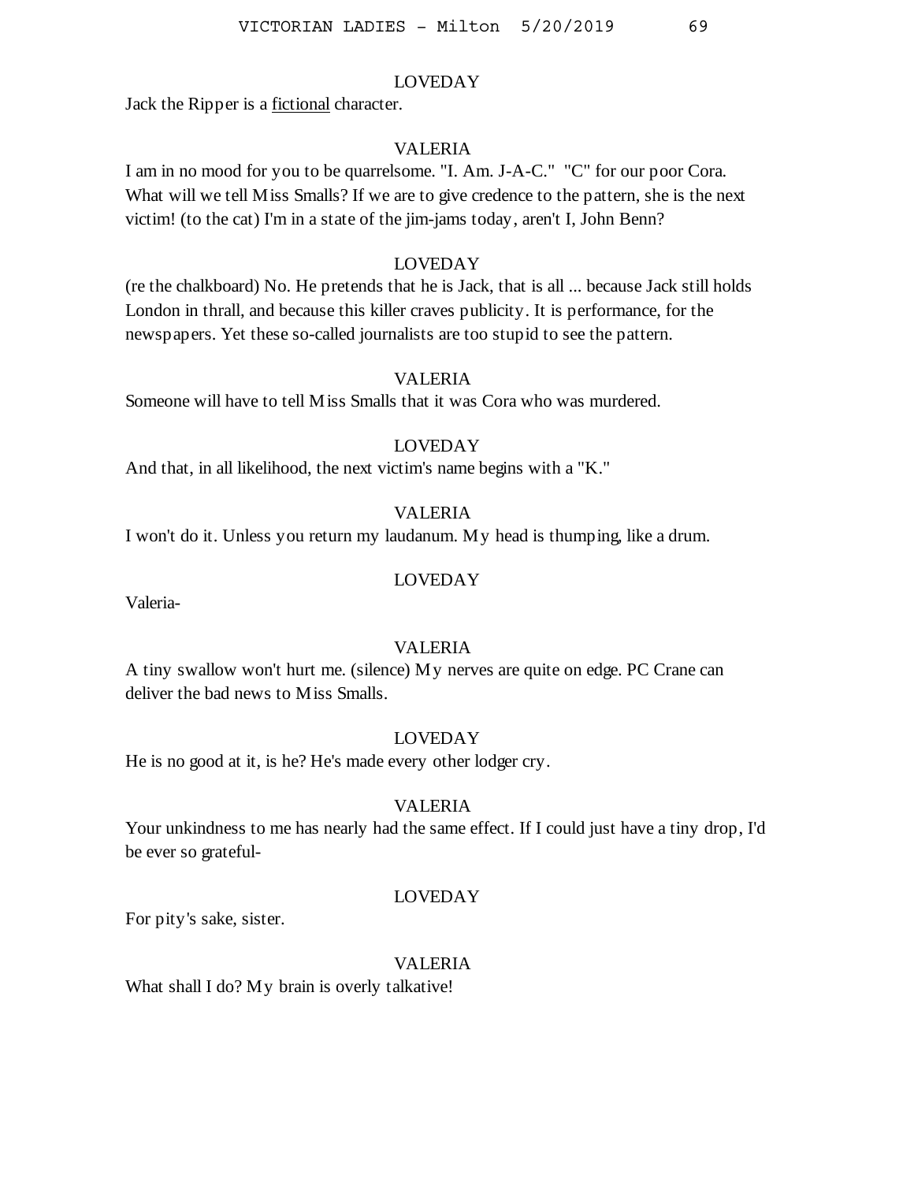LOVEDAY

Jack the Ripper is a <u>fictional</u> character.

VALERIA

I am in no mood for you to be quarrelsome. "I. Am. J-A-C." "C" for our poor Cora. What will we tell Miss Smalls? If we are to give credence to the pattern, she is the next victim! (to the cat) I'm in a state of the jim-jams today, aren't I, John Benn?

LOVEDAY

(re the chalkboard) No. He pretends that he is Jack, that is all ... because Jack still holds London in thrall, and because this killer craves publicity. It is performance, for the newspapers. Yet these so-called journalists are too stupid to see the pattern.

VALERIA

Someone will have to tell Miss Smalls that it was Cora who was murdered.

LOVEDAY

And that, in all likelihood, the next victim's name begins with a "K."

VALERIA

I won't do it. Unless you return my laudanum. My head is thumping, like a drum.

LOVEDAY

Valeria-

VALERIA

A tiny swallow won't hurt me. (silence) My nerves are quite on edge. PC Crane can deliver the bad news to Miss Smalls.

LOVEDAY

He is no good at it, is he? He's made every other lodger cry.

VALERIA

Your unkindness to me has nearly had the same effect. If I could just have a tiny drop, I'd be ever so grateful-

LOVEDAY

For pity's sake, sister.

VALERIA

What shall I do? My brain is overly talkative!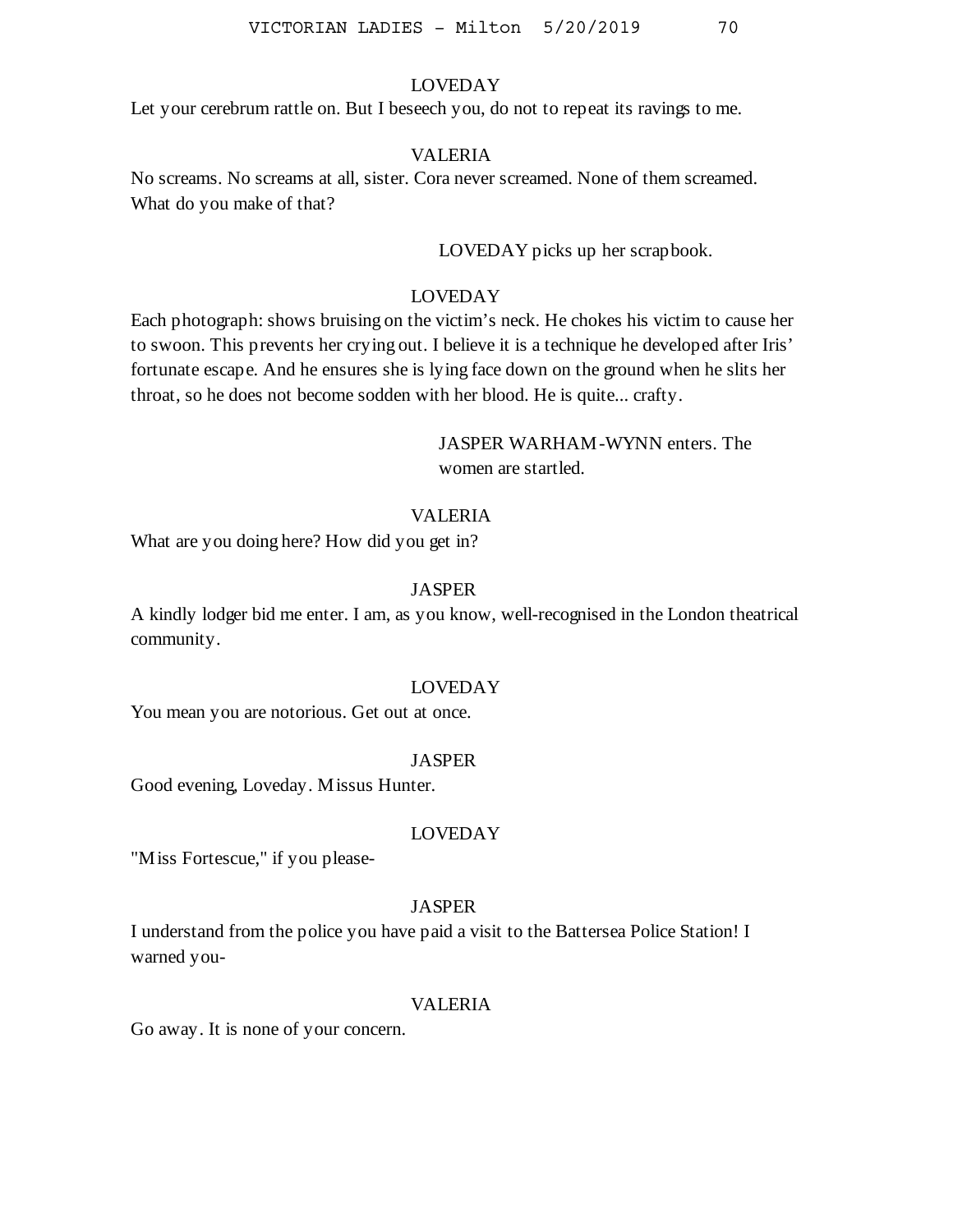LOVEDAY

Let your cerebrum rattle on. But I beseech you, do not to repeat its ravings to me.

VALERIA

No screams. No screams at all, sister. Cora never screamed. None of them screamed. What do you make of that?

LOVEDAY picks up her scrapbook.

LOVEDAY

Each photograph: shows bruising on the victim's neck. He chokes his victim to cause her to swoon. This prevents her crying out. I believe it is a technique he developed after Iris' fortunate escape. And he ensures she is lying face down on the ground when he slits her throat, so he does not become sodden with her blood. He is quite... crafty.

JASPER WARHAM-WYNN enters. The women are startled.

VALERIA

What are you doing here? How did you get in?

JASPER

A kindly lodger bid me enter. I am, as you know, well-recognised in the London theatrical community.

LOVEDAY

You mean you are notorious. Get out at once.

JASPER

Good evening, Loveday. Missus Hunter.

LOVEDAY

"Miss Fortescue," if you please-

JASPER

I understand from the police you have paid a visit to the Battersea Police Station! I warned you-

VALERIA

Go away. It is none of your concern.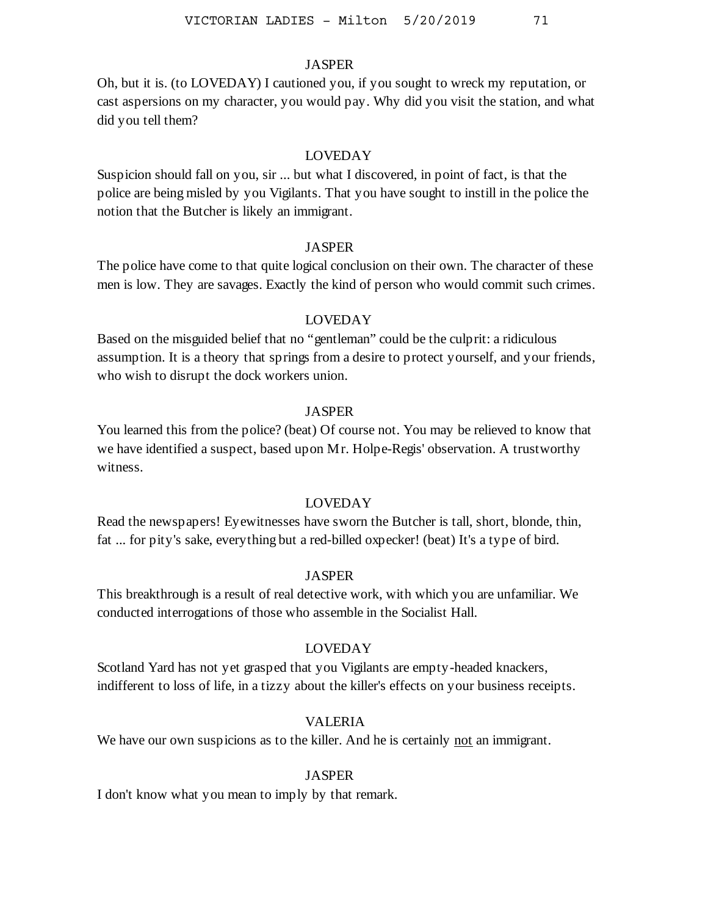JASPER

Oh, but it is. (to LOVEDAY) I cautioned you, if you sought to wreck my reputation, or cast aspersions on my character, you would pay. Why did you visit the station, and what did you tell them?

LOVEDAY

Suspicion should fall on you, sir ... but what I discovered, in point of fact, is that the police are being misled by you Vigilants. That you have sought to instill in the police the notion that the Butcher is likely an immigrant.

JASPER

The police have come to that quite logical conclusion on their own. The character of these men is low. They are savages. Exactly the kind of person who would commit such crimes.

LOVEDAY

Based on the misguided belief that no "gentleman" could be the culprit: a ridiculous assumption. It is a theory that springs from a desire to protect yourself, and your friends, who wish to disrupt the dock workers union.

JASPER

You learned this from the police? (beat) Of course not. You may be relieved to know that we have identified a suspect, based upon Mr. Holpe-Regis' observation. A trustworthy witness.

LOVEDAY

Read the newspapers! Eyewitnesses have sworn the Butcher is tall, short, blonde, thin, fat ... for pity's sake, everything but a red-billed oxpecker! (beat) It's a type of bird.

JASPER

This breakthrough is a result of real detective work, with which you are unfamiliar. We conducted interrogations of those who assemble in the Socialist Hall.

LOVEDAY

Scotland Yard has not yet grasped that you Vigilants are empty-headed knackers, indifferent to loss of life, in a tizzy about the killer's effects on your business receipts.

VALERIA

We have our own suspicions as to the killer. And he is certainly <u>not</u> an immigrant.

JASPER

I don't know what you mean to imply by that remark.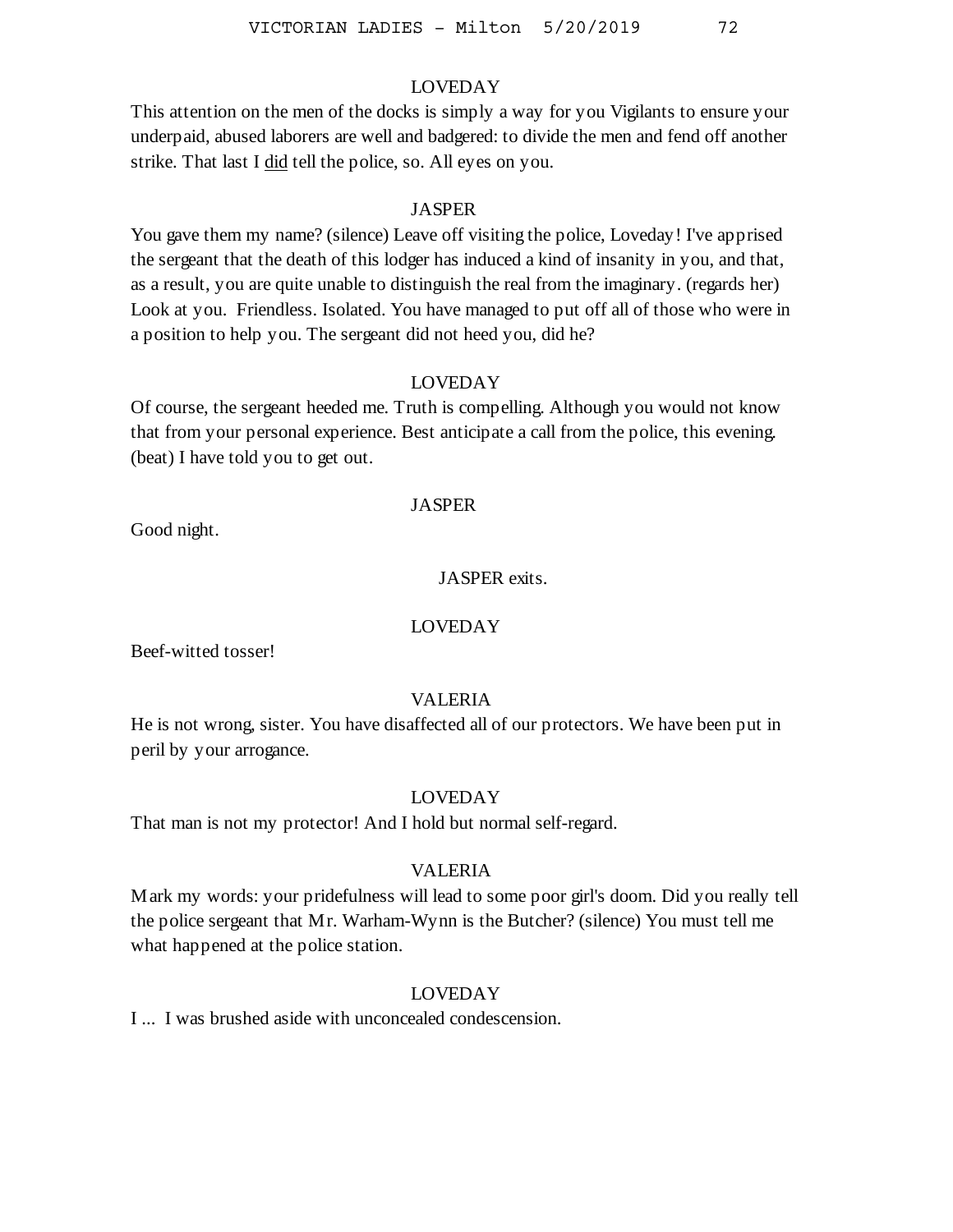LOVEDAY

This attention on the men of the docks is simply a way for you Vigilants to ensure your underpaid, abused laborers are well and badgered: to divide the men and fend off another strike. That last I <u>did</u> tell the police, so. All eyes on you.

JASPER

You gave them my name? (silence) Leave off visiting the police, Loveday! I've apprised the sergeant that the death of this lodger has induced a kind of insanity in you, and that, as a result, you are quite unable to distinguish the real from the imaginary. (regards her) Look at you. Friendless. Isolated. You have managed to put off all of those who were in a position to help you. The sergeant did not heed you, did he?

LOVEDAY

Of course, the sergeant heeded me. Truth is compelling. Although you would not know that from your personal experience. Best anticipate a call from the police, this evening. (beat) I have told you to get out.

JASPER

Good night.

JASPER exits.

LOVEDAY

Beef-witted tosser!

VALERIA

He is not wrong, sister. You have disaffected all of our protectors. We have been put in peril by your arrogance.

LOVEDAY

That man is not my protector! And I hold but normal self-regard.

VALERIA

Mark my words: your pridefulness will lead to some poor girl's doom. Did you really tell the police sergeant that Mr. Warham-Wynn is the Butcher? (silence) You must tell me what happened at the police station.

LOVEDAY

I ... I was brushed aside with unconcealed condescension.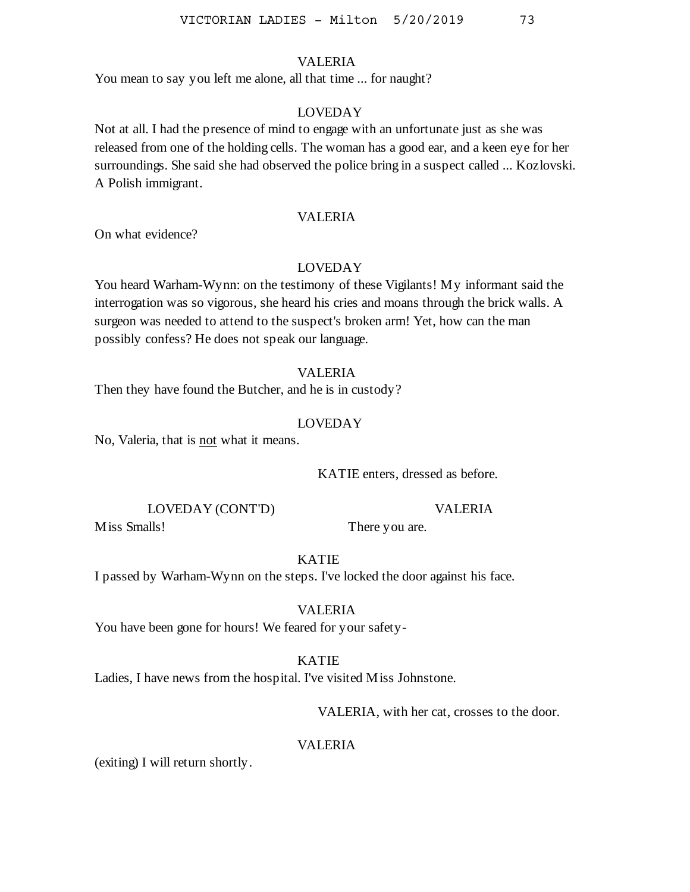VALERIA

You mean to say you left me alone, all that time ... for naught?

LOVEDAY

Not at all. I had the presence of mind to engage with an unfortunate just as she was released from one of the holding cells. The woman has a good ear, and a keen eye for her surroundings. She said she had observed the police bring in a suspect called ... Kozlovski. A Polish immigrant.

VALERIA

On what evidence?

LOVEDAY

You heard Warham-Wynn: on the testimony of these Vigilants! My informant said the interrogation was so vigorous, she heard his cries and moans through the brick walls. A surgeon was needed to attend to the suspect's broken arm! Yet, how can the man possibly confess? He does not speak our language.

VALERIA

Then they have found the Butcher, and he is in custody?

LOVEDAY

No, Valeria, that is <u>not</u> what it means.

KATIE enters, dressed as before.

LOVEDAY (CONT'D)

Miss Smalls!

VALERIA

There you are.

KATIE

I passed by Warham-Wynn on the steps. I've locked the door against his face.

VALERIA

You have been gone for hours! We feared for your safety-

KATIE

Ladies, I have news from the hospital. I've visited Miss Johnstone.

VALERIA, with her cat, crosses to the door.

VALERIA

(exiting) I will return shortly.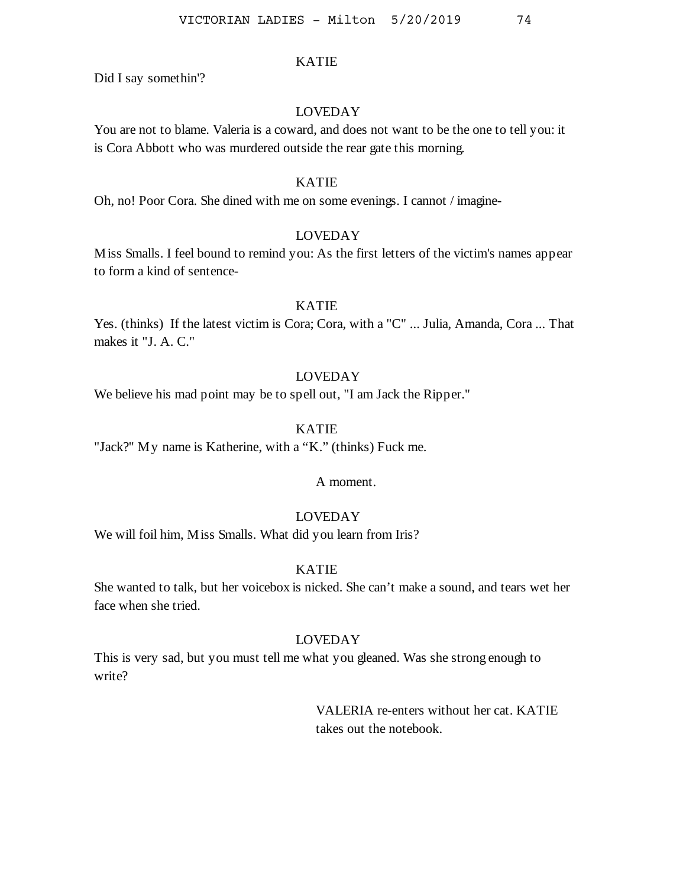KATIE

Did I say somethin'?

LOVEDAY

You are not to blame. Valeria is a coward, and does not want to be the one to tell you: it is Cora Abbott who was murdered outside the rear gate this morning.

KATIE

Oh, no! Poor Cora. She dined with me on some evenings. I cannot / imagine-

LOVEDAY

Miss Smalls. I feel bound to remind you: As the first letters of the victim's names appear to form a kind of sentence-

KATIE

Yes. (thinks)  If the latest victim is Cora; Cora, with a "C" ... Julia, Amanda, Cora ... That makes it "J. A. C."

LOVEDAY

We believe his mad point may be to spell out, "I am Jack the Ripper."

KATIE

"Jack?" My name is Katherine, with a “K.” (thinks) Fuck me.

A moment.

LOVEDAY

We will foil him, Miss Smalls. What did you learn from Iris?

KATIE

She wanted to talk, but her voicebox is nicked. She can’t make a sound, and tears wet her face when she tried.

LOVEDAY

This is very sad, but you must tell me what you gleaned. Was she strong enough to write?

VALERIA re-enters without her cat. KATIE takes out the notebook.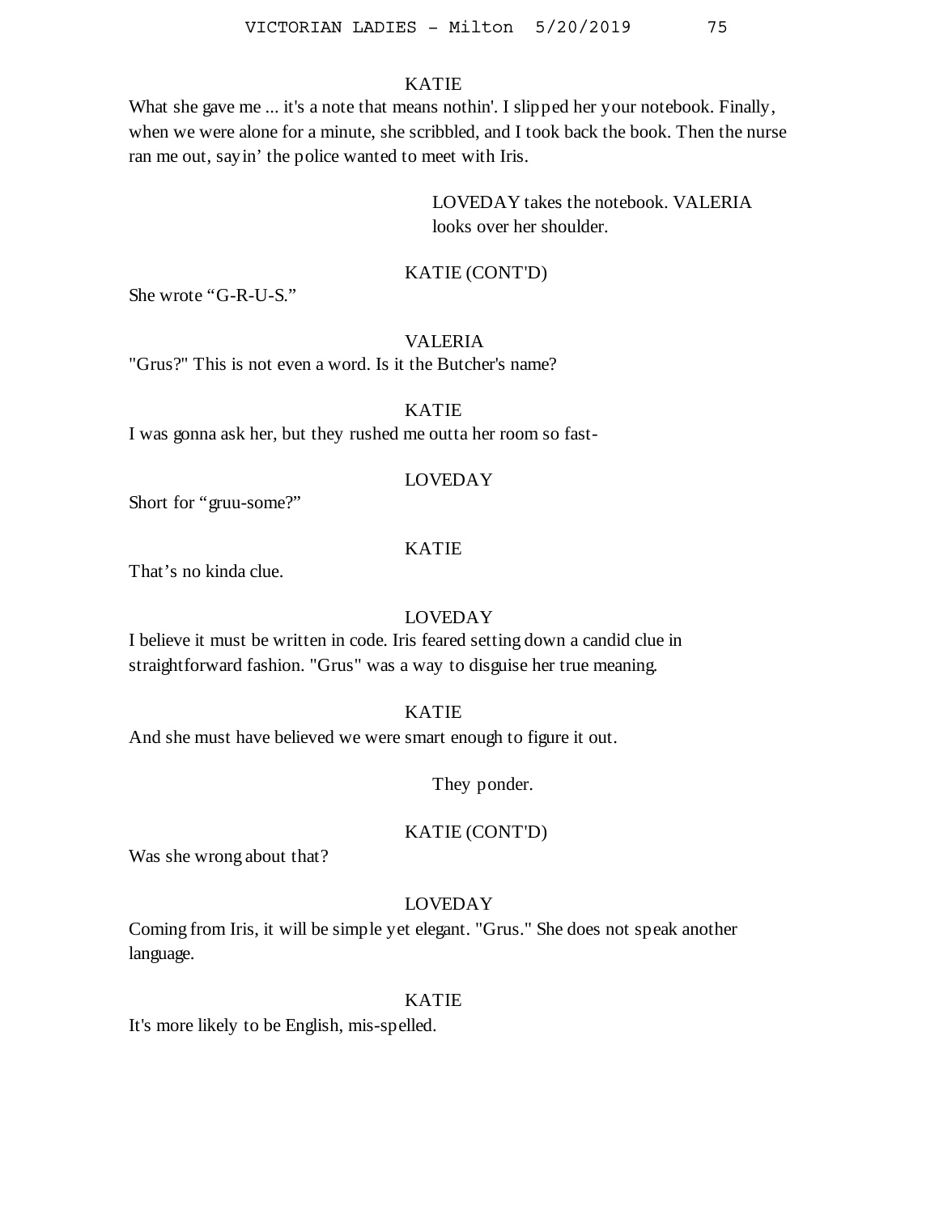KATIE

What she gave me ... it's a note that means nothin'. I slipped her your notebook. Finally, when we were alone for a minute, she scribbled, and I took back the book. Then the nurse ran me out, sayin' the police wanted to meet with Iris.

LOVEDAY takes the notebook. VALERIA looks over her shoulder.

KATIE (CONT'D)

She wrote "G-R-U-S."

VALERIA

"Grus?" This is not even a word. Is it the Butcher's name?

KATIE

I was gonna ask her, but they rushed me outta her room so fast-

LOVEDAY

Short for "gruu-some?"

KATIE

That's no kinda clue.

LOVEDAY

I believe it must be written in code. Iris feared setting down a candid clue in straightforward fashion. "Grus" was a way to disguise her true meaning.

KATIE

And she must have believed we were smart enough to figure it out.

They ponder.

KATIE (CONT'D)

Was she wrong about that?

LOVEDAY

Coming from Iris, it will be simple yet elegant. "Grus." She does not speak another language.

KATIE

It's more likely to be English, mis-spelled.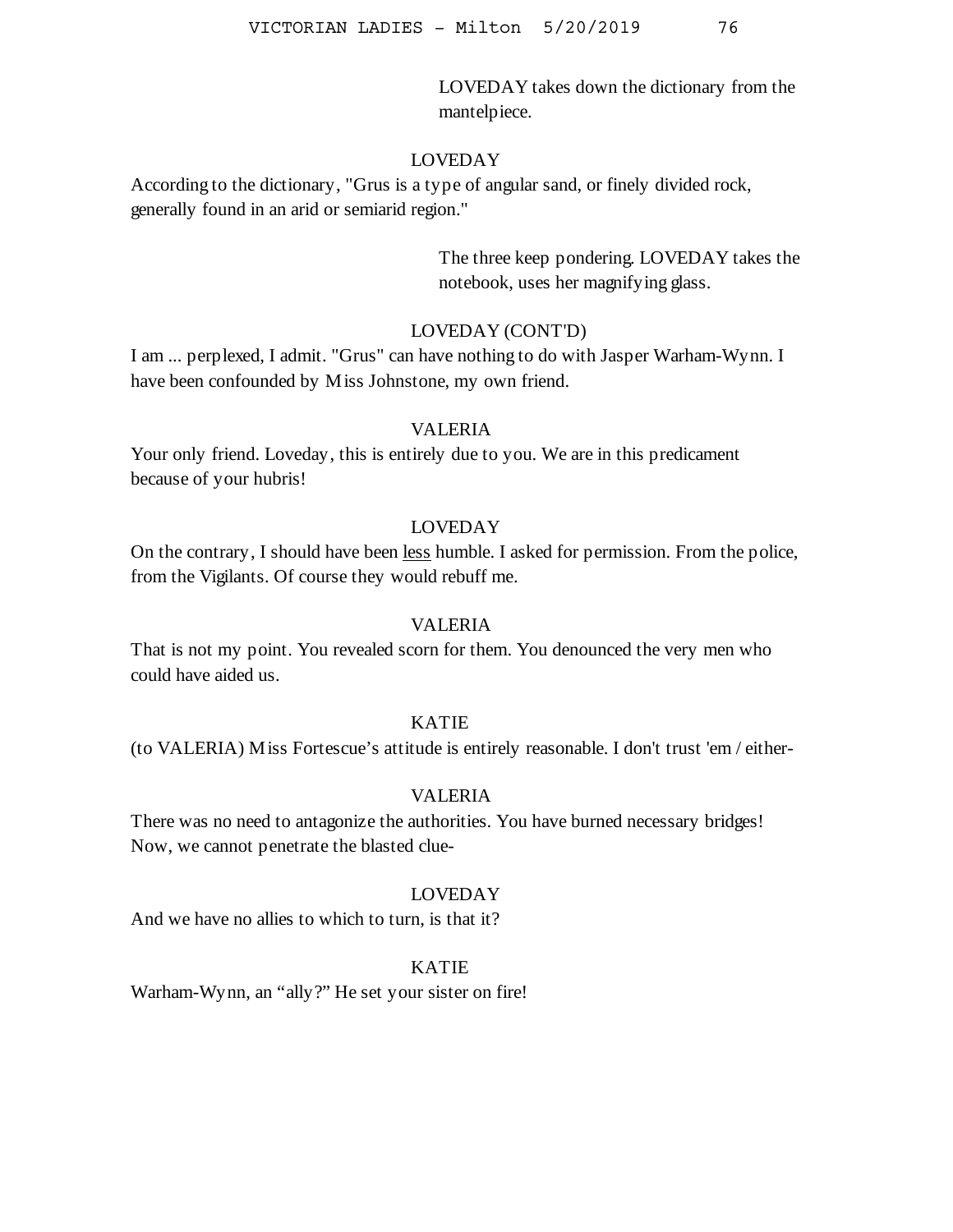LOVEDAY takes down the dictionary from the mantelpiece.

LOVEDAY

According to the dictionary, "Grus is a type of angular sand, or finely divided rock, generally found in an arid or semiarid region."

The three keep pondering. LOVEDAY takes the notebook, uses her magnifying glass.

LOVEDAY (CONT'D)

I am ... perplexed, I admit. "Grus" can have nothing to do with Jasper Warham-Wynn. I have been confounded by Miss Johnstone, my own friend.

VALERIA

Your only friend. Loveday, this is entirely due to you. We are in this predicament because of your hubris!

LOVEDAY

On the contrary, I should have been <u>less</u> humble. I asked for permission. From the police, from the Vigilants. Of course they would rebuff me.

VALERIA

That is not my point. You revealed scorn for them. You denounced the very men who could have aided us.

KATIE

(to VALERIA) Miss Fortescue's attitude is entirely reasonable. I don't trust 'em / either-

VALERIA

There was no need to antagonize the authorities. You have burned necessary bridges! Now, we cannot penetrate the blasted clue-

LOVEDAY

And we have no allies to which to turn, is that it?

KATIE

Warham-Wynn, an "ally?" He set your sister on fire!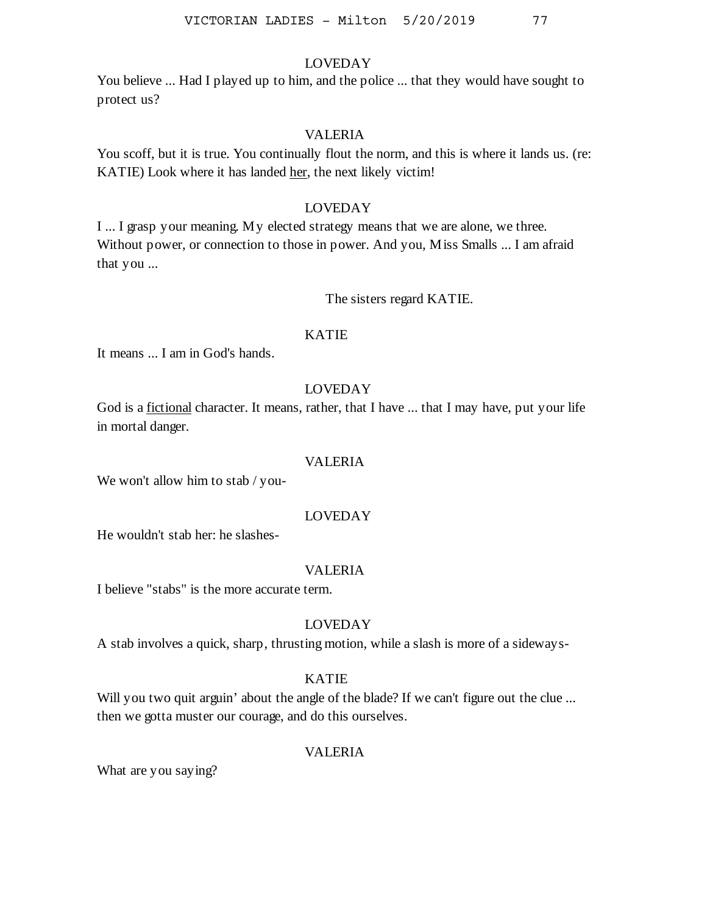LOVEDAY

You believe ... Had I played up to him, and the police ... that they would have sought to protect us?

VALERIA

You scoff, but it is true. You continually flout the norm, and this is where it lands us. (re: KATIE) Look where it has landed <u>her</u>, the next likely victim!

LOVEDAY

I ... I grasp your meaning. My elected strategy means that we are alone, we three. Without power, or connection to those in power. And you, Miss Smalls ... I am afraid that you ...

The sisters regard KATIE.

KATIE

It means ... I am in God's hands.

LOVEDAY

God is a <u>fictional</u> character. It means, rather, that I have ... that I may have, put your life in mortal danger.

VALERIA

We won't allow him to stab / you-

LOVEDAY

He wouldn't stab her: he slashes-

VALERIA

I believe "stabs" is the more accurate term.

LOVEDAY

A stab involves a quick, sharp, thrusting motion, while a slash is more of a sideways-

KATIE

Will you two quit arguin' about the angle of the blade? If we can't figure out the clue ... then we gotta muster our courage, and do this ourselves.

VALERIA

What are you saying?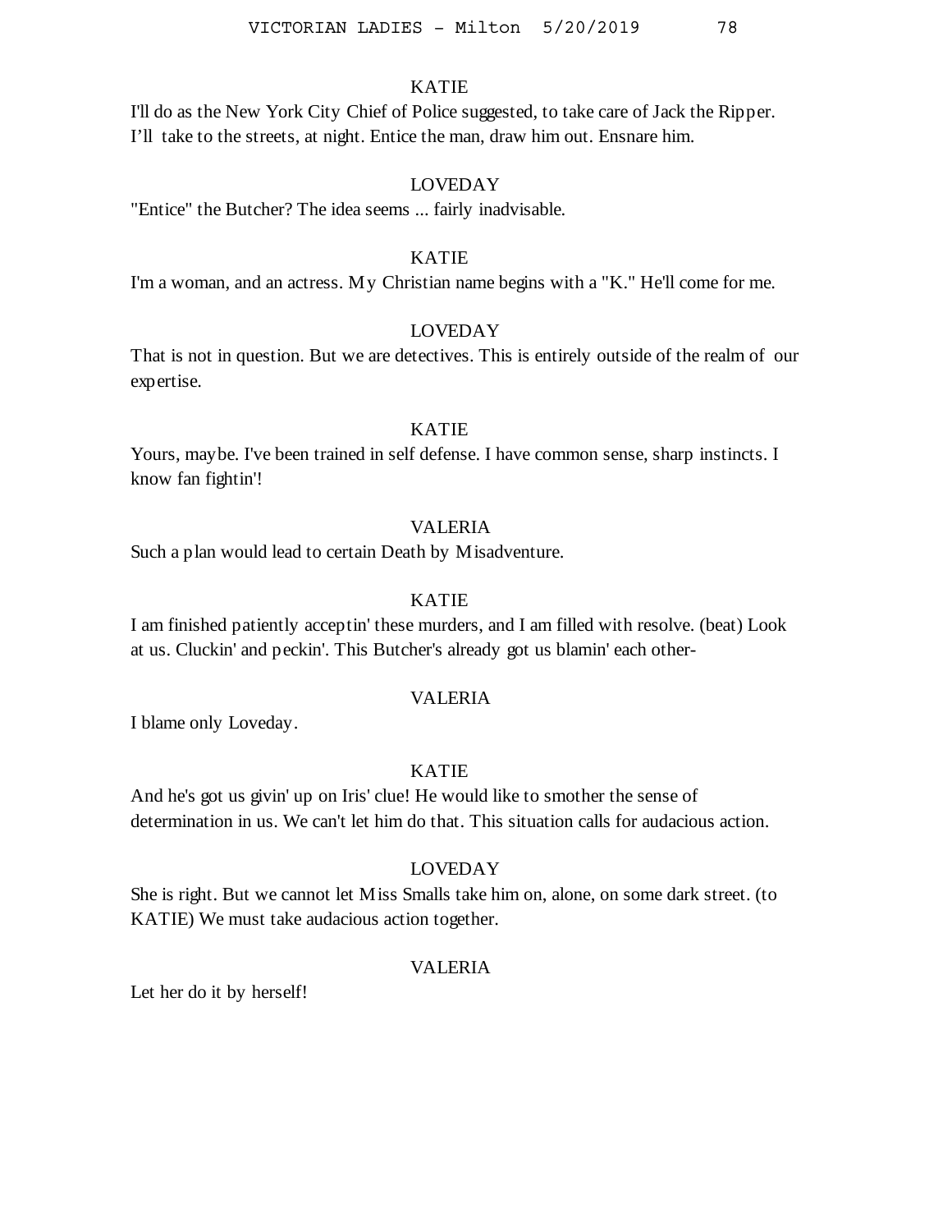KATIE

I'll do as the New York City Chief of Police suggested, to take care of Jack the Ripper. I'll take to the streets, at night. Entice the man, draw him out. Ensnare him.

LOVEDAY

"Entice" the Butcher? The idea seems ... fairly inadvisable.

KATIE

I'm a woman, and an actress. My Christian name begins with a "K." He'll come for me.

LOVEDAY

That is not in question. But we are detectives. This is entirely outside of the realm of our expertise.

KATIE

Yours, maybe. I've been trained in self defense. I have common sense, sharp instincts. I know fan fightin'!

VALERIA

Such a plan would lead to certain Death by Misadventure.

KATIE

I am finished patiently acceptin' these murders, and I am filled with resolve. (beat) Look at us. Cluckin' and peckin'. This Butcher's already got us blamin' each other-

VALERIA

I blame only Loveday.

KATIE

And he's got us givin' up on Iris' clue! He would like to smother the sense of determination in us. We can't let him do that. This situation calls for audacious action.

LOVEDAY

She is right. But we cannot let Miss Smalls take him on, alone, on some dark street. (to KATIE) We must take audacious action together.

VALERIA

Let her do it by herself!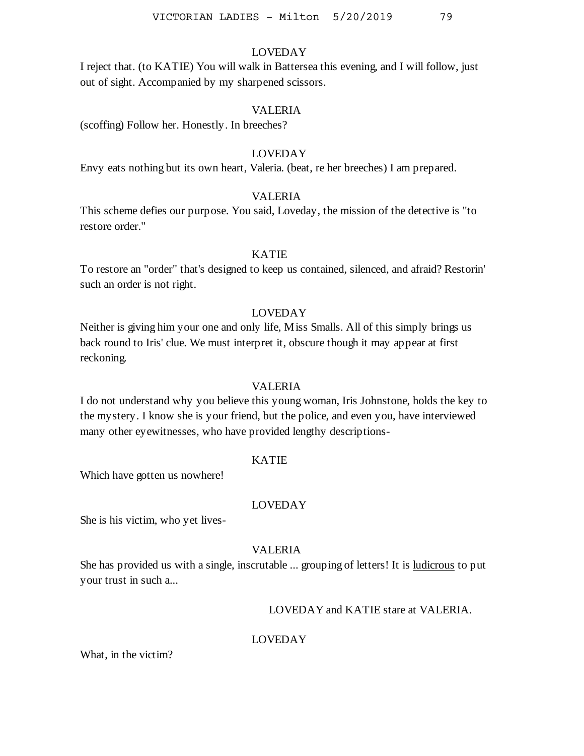LOVEDAY

I reject that. (to KATIE) You will walk in Battersea this evening, and I will follow, just out of sight. Accompanied by my sharpened scissors.

VALERIA

(scoffing) Follow her. Honestly. In breeches?

LOVEDAY

Envy eats nothing but its own heart, Valeria. (beat, re her breeches) I am prepared.

VALERIA

This scheme defies our purpose. You said, Loveday, the mission of the detective is "to restore order."

KATIE

To restore an "order" that's designed to keep us contained, silenced, and afraid? Restorin' such an order is not right.

LOVEDAY

Neither is giving him your one and only life, Miss Smalls. All of this simply brings us back round to Iris' clue. We <u>must</u> interpret it, obscure though it may appear at first reckoning.

VALERIA

I do not understand why you believe this young woman, Iris Johnstone, holds the key to the mystery. I know she is your friend, but the police, and even you, have interviewed many other eyewitnesses, who have provided lengthy descriptions-

KATIE

Which have gotten us nowhere!

LOVEDAY

She is his victim, who yet lives-

VALERIA

She has provided us with a single, inscrutable ... grouping of letters! It is <u>ludicrous</u> to put your trust in such a...

LOVEDAY and KATIE stare at VALERIA.

LOVEDAY

What, in the victim?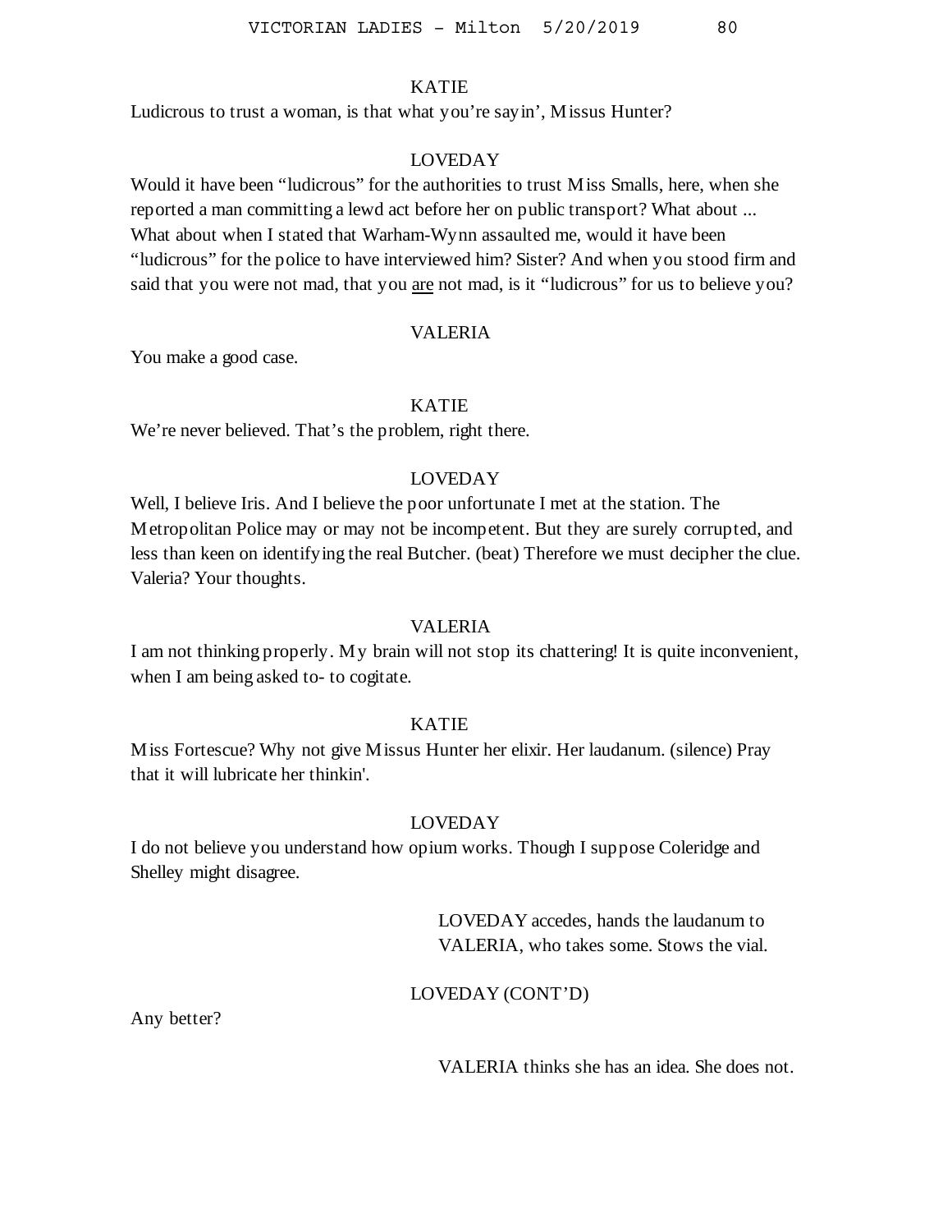KATIE

Ludicrous to trust a woman, is that what you're sayin', Missus Hunter?

LOVEDAY

Would it have been "ludicrous" for the authorities to trust Miss Smalls, here, when she reported a man committing a lewd act before her on public transport? What about ... What about when I stated that Warham-Wynn assaulted me, would it have been "ludicrous" for the police to have interviewed him? Sister? And when you stood firm and said that you were not mad, that you <u>are</u> not mad, is it "ludicrous" for us to believe you?

VALERIA

You make a good case.

KATIE

We're never believed. That's the problem, right there.

LOVEDAY

Well, I believe Iris. And I believe the poor unfortunate I met at the station. The Metropolitan Police may or may not be incompetent. But they are surely corrupted, and less than keen on identifying the real Butcher. (beat) Therefore we must decipher the clue. Valeria? Your thoughts.

VALERIA

I am not thinking properly. My brain will not stop its chattering! It is quite inconvenient, when I am being asked to- to cogitate.

KATIE

Miss Fortescue? Why not give Missus Hunter her elixir. Her laudanum. (silence) Pray that it will lubricate her thinkin'.

LOVEDAY

I do not believe you understand how opium works. Though I suppose Coleridge and Shelley might disagree.

LOVEDAY accedes, hands the laudanum to VALERIA, who takes some. Stows the vial.

LOVEDAY (CONT'D)

Any better?

VALERIA thinks she has an idea. She does not.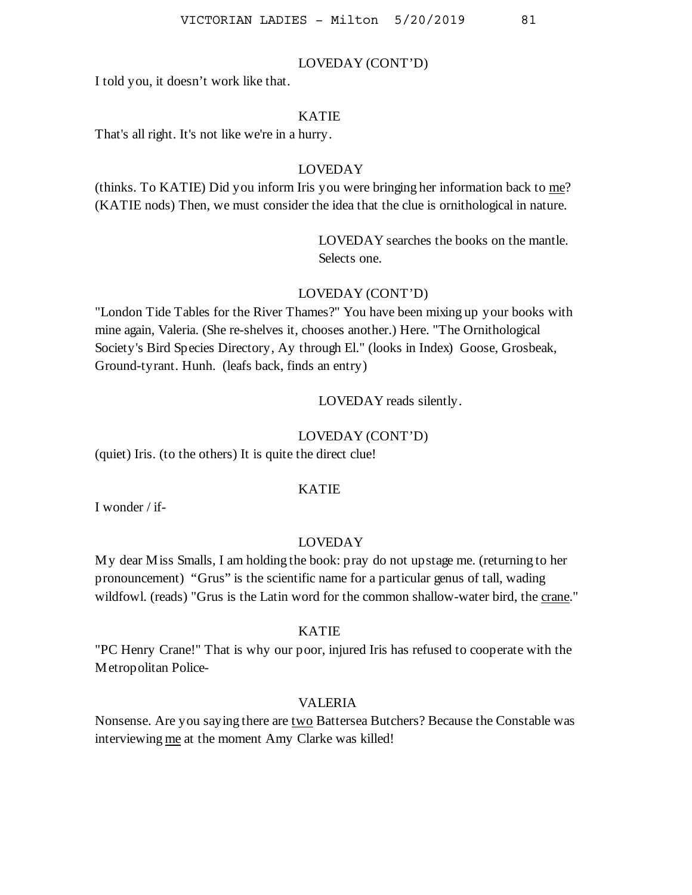LOVEDAY (CONT'D)

I told you, it doesn't work like that.

KATIE

That's all right. It's not like we're in a hurry.

LOVEDAY

(thinks. To KATIE) Did you inform Iris you were bringing her information back to <u>me</u>? (KATIE nods) Then, we must consider the idea that the clue is ornithological in nature.

LOVEDAY searches the books on the mantle. Selects one.

LOVEDAY (CONT'D)

"London Tide Tables for the River Thames?" You have been mixing up your books with mine again, Valeria. (She re-shelves it, chooses another.) Here. "The Ornithological Society's Bird Species Directory, Ay through El." (looks in Index) Goose, Grosbeak, Ground-tyrant. Hunh. (leafs back, finds an entry)

LOVEDAY reads silently.

LOVEDAY (CONT'D)

(quiet) Iris. (to the others) It is quite the direct clue!

KATIE

I wonder / if-

LOVEDAY

My dear Miss Smalls, I am holding the book: pray do not upstage me. (returning to her pronouncement) "Grus" is the scientific name for a particular genus of tall, wading wildfowl. (reads) "Grus is the Latin word for the common shallow-water bird, the <u>crane</u>."

KATIE

"PC Henry Crane!" That is why our poor, injured Iris has refused to cooperate with the Metropolitan Police-

VALERIA

Nonsense. Are you saying there are <u>two</u> Battersea Butchers? Because the Constable was interviewing <u>me</u> at the moment Amy Clarke was killed!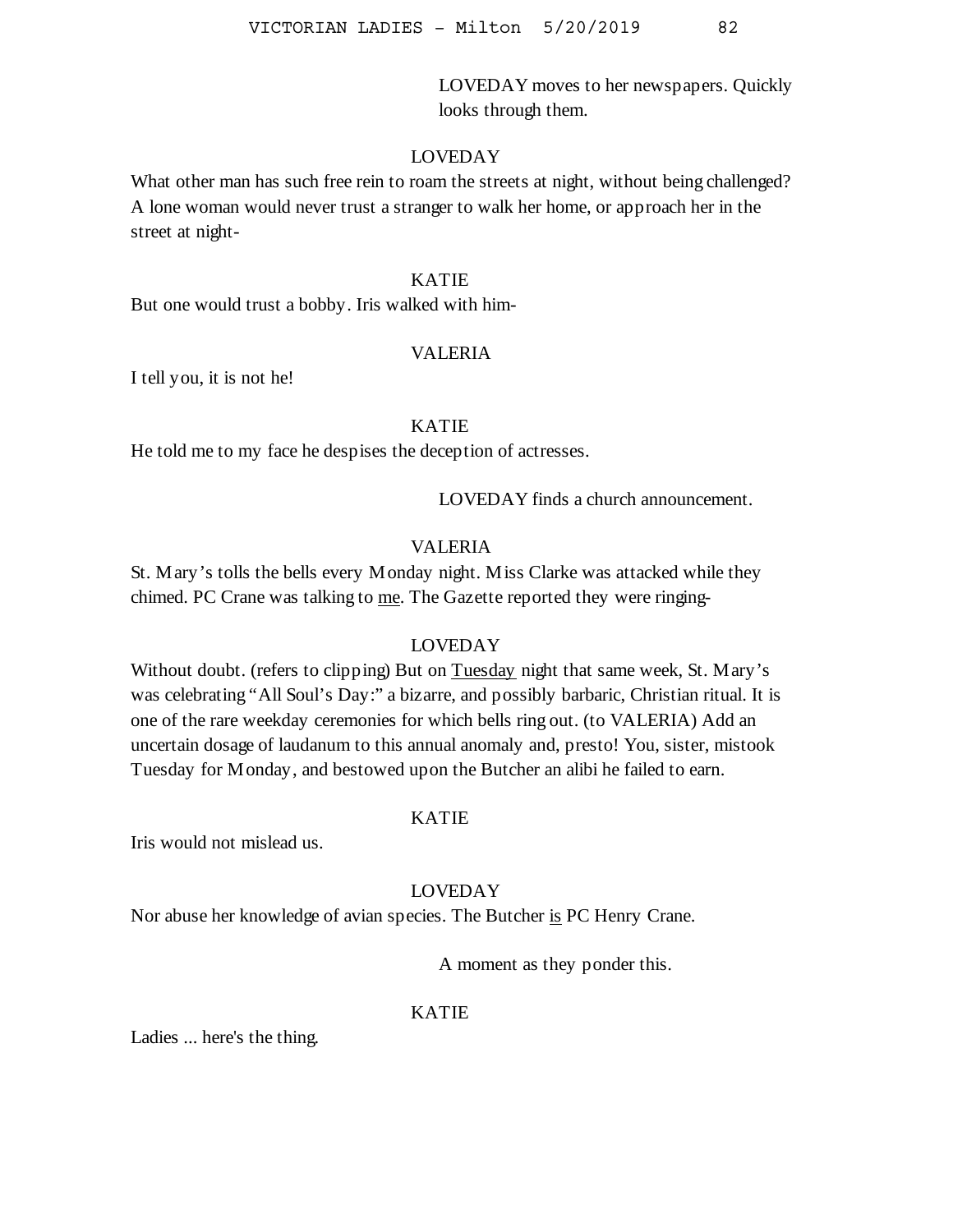LOVEDAY moves to her newspapers. Quickly looks through them.

LOVEDAY

What other man has such free rein to roam the streets at night, without being challenged? A lone woman would never trust a stranger to walk her home, or approach her in the street at night-

KATIE

But one would trust a bobby. Iris walked with him-

VALERIA

I tell you, it is not he!

KATIE

He told me to my face he despises the deception of actresses.

LOVEDAY finds a church announcement.

VALERIA

St. Mary's tolls the bells every Monday night. Miss Clarke was attacked while they chimed. PC Crane was talking to <u>me</u>. The Gazette reported they were ringing-

LOVEDAY

Without doubt. (refers to clipping) But on <u>Tuesday</u> night that same week, St. Mary's was celebrating "All Soul's Day:" a bizarre, and possibly barbaric, Christian ritual. It is one of the rare weekday ceremonies for which bells ring out. (to VALERIA) Add an uncertain dosage of laudanum to this annual anomaly and, presto! You, sister, mistook Tuesday for Monday, and bestowed upon the Butcher an alibi he failed to earn.

KATIE

Iris would not mislead us.

LOVEDAY

Nor abuse her knowledge of avian species. The Butcher <u>is</u> PC Henry Crane.

A moment as they ponder this.

KATIE

Ladies ... here's the thing.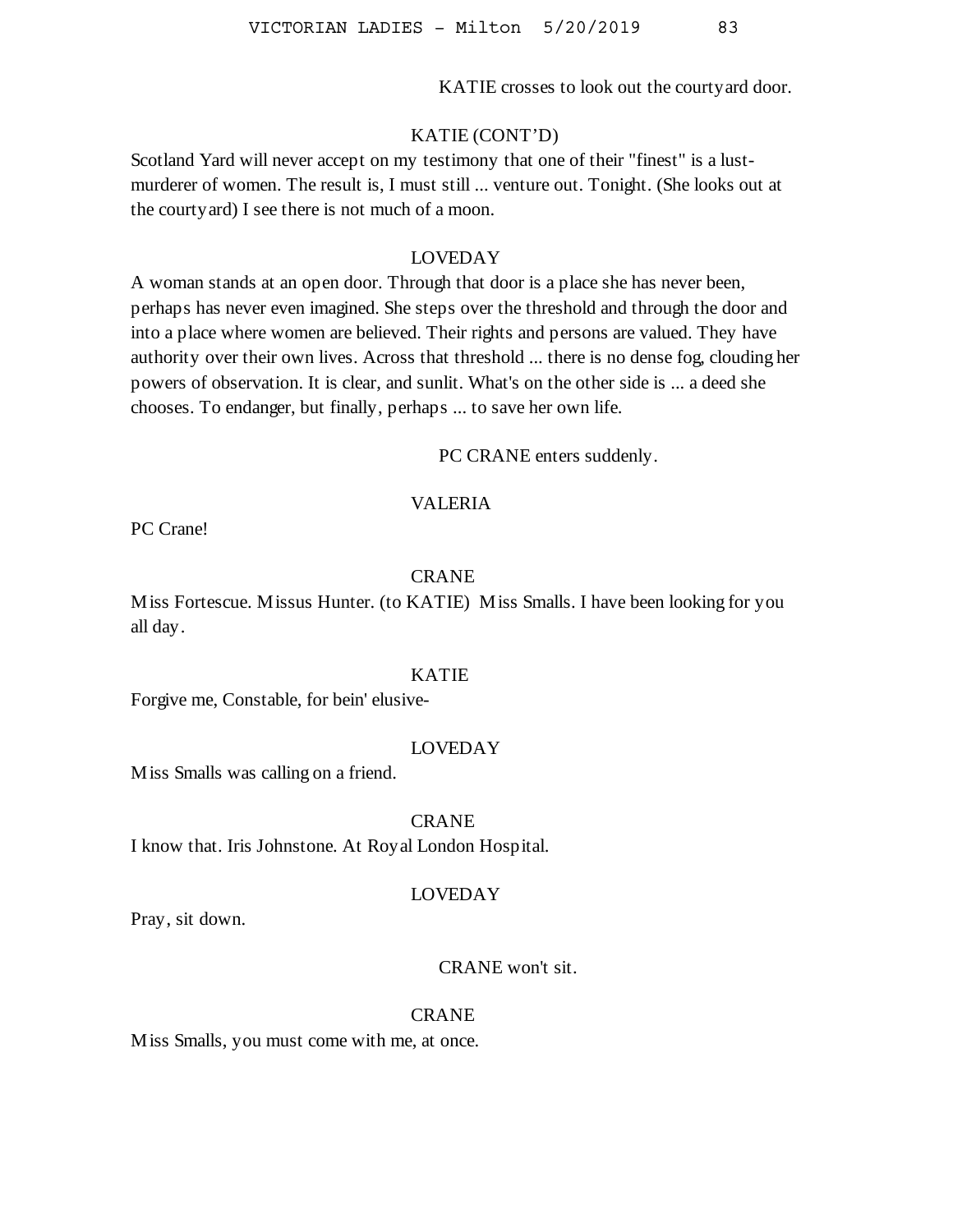KATIE crosses to look out the courtyard door.

KATIE (CONT'D)

Scotland Yard will never accept on my testimony that one of their "finest" is a lust-murderer of women. The result is, I must still ... venture out. Tonight. (She looks out at the courtyard) I see there is not much of a moon.

LOVEDAY

A woman stands at an open door. Through that door is a place she has never been, perhaps has never even imagined. She steps over the threshold and through the door and into a place where women are believed. Their rights and persons are valued. They have authority over their own lives. Across that threshold ... there is no dense fog, clouding her powers of observation. It is clear, and sunlit. What's on the other side is ... a deed she chooses. To endanger, but finally, perhaps ... to save her own life.

PC CRANE enters suddenly.

VALERIA

PC Crane!

CRANE

Miss Fortescue. Missus Hunter. (to KATIE) Miss Smalls. I have been looking for you all day.

KATIE

Forgive me, Constable, for bein' elusive-

LOVEDAY

Miss Smalls was calling on a friend.

CRANE

I know that. Iris Johnstone. At Royal London Hospital.

LOVEDAY

Pray, sit down.

CRANE won't sit.

CRANE

Miss Smalls, you must come with me, at once.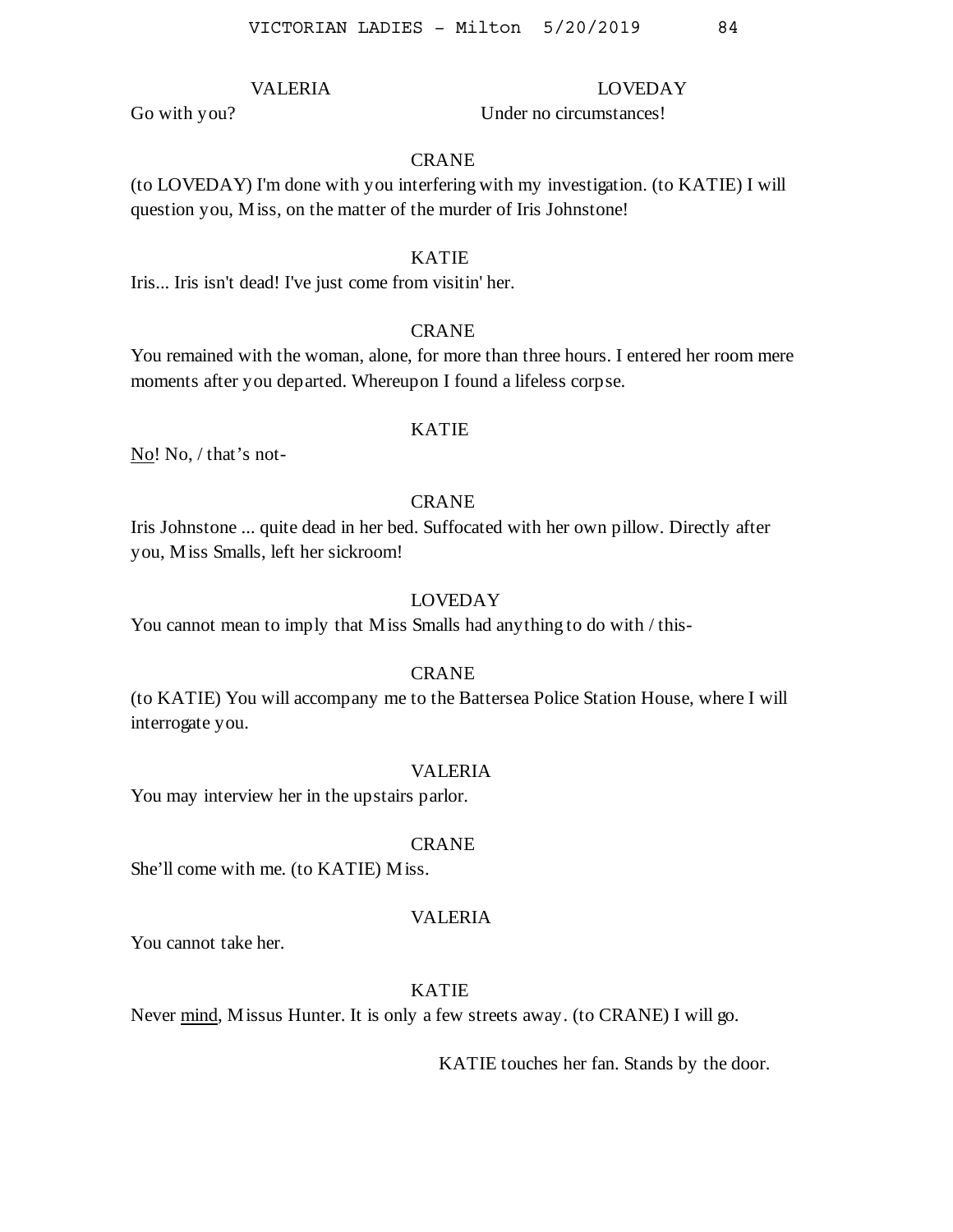VALERIA

Go with you?

LOVEDAY

Under no circumstances!

CRANE

(to LOVEDAY) I'm done with you interfering with my investigation. (to KATIE) I will question you, Miss, on the matter of the murder of Iris Johnstone!

KATIE

Iris... Iris isn't dead! I've just come from visitin' her.

CRANE

You remained with the woman, alone, for more than three hours. I entered her room mere moments after you departed. Whereupon I found a lifeless corpse.

KATIE

<u>No</u>! No, / that's not-

CRANE

Iris Johnstone ... quite dead in her bed. Suffocated with her own pillow. Directly after you, Miss Smalls, left her sickroom!

LOVEDAY

You cannot mean to imply that Miss Smalls had anything to do with / this-

CRANE

(to KATIE) You will accompany me to the Battersea Police Station House, where I will interrogate you.

VALERIA

You may interview her in the upstairs parlor.

CRANE

She'll come with me. (to KATIE) Miss.

VALERIA

You cannot take her.

KATIE

Never <u>mind</u>, Missus Hunter. It is only a few streets away. (to CRANE) I will go.

KATIE touches her fan. Stands by the door.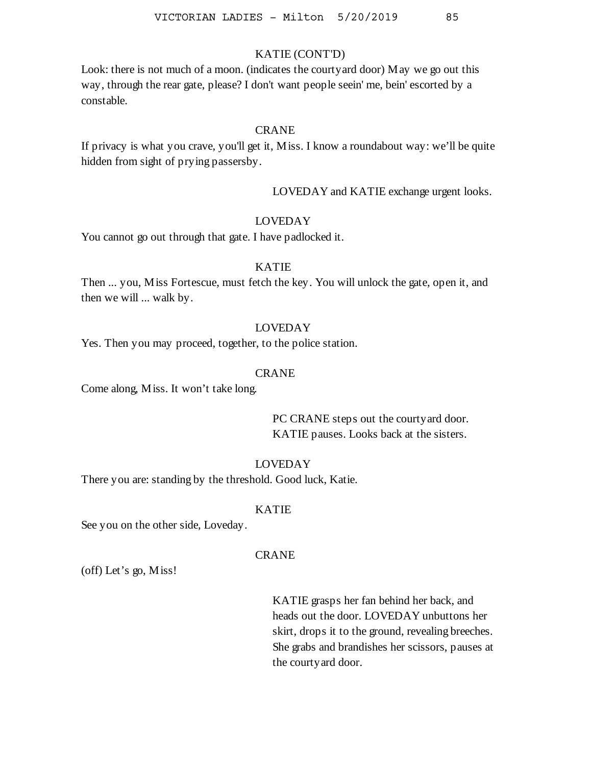KATIE (CONT'D)

Look: there is not much of a moon. (indicates the courtyard door) May we go out this way, through the rear gate, please? I don't want people seein' me, bein' escorted by a constable.

CRANE

If privacy is what you crave, you'll get it, Miss. I know a roundabout way: we'll be quite hidden from sight of prying passersby.

LOVEDAY and KATIE exchange urgent looks.

LOVEDAY

You cannot go out through that gate. I have padlocked it.

KATIE

Then ... you, Miss Fortescue, must fetch the key. You will unlock the gate, open it, and then we will ... walk by.

LOVEDAY

Yes. Then you may proceed, together, to the police station.

CRANE

Come along, Miss. It won't take long.

PC CRANE steps out the courtyard door. KATIE pauses. Looks back at the sisters.

LOVEDAY

There you are: standing by the threshold. Good luck, Katie.

KATIE

See you on the other side, Loveday.

CRANE

(off) Let's go, Miss!

KATIE grasps her fan behind her back, and heads out the door. LOVEDAY unbuttons her skirt, drops it to the ground, revealing breeches. She grabs and brandishes her scissors, pauses at the courtyard door.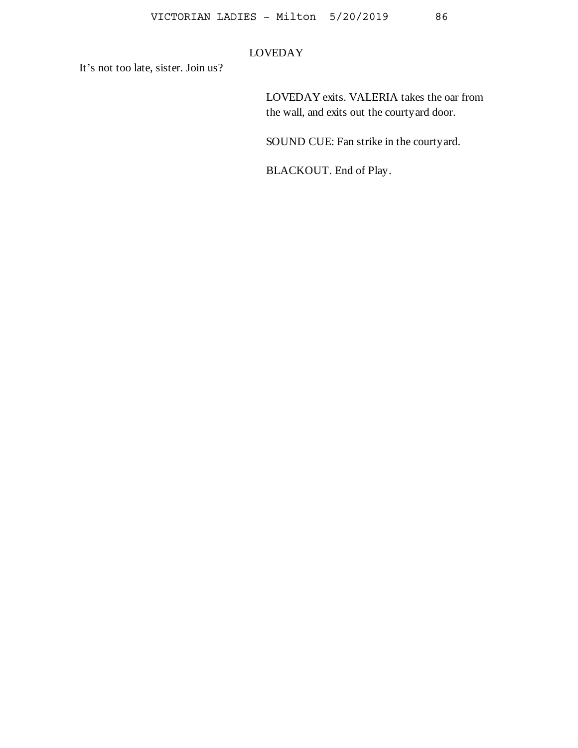LOVEDAY

It's not too late, sister. Join us?

LOVEDAY exits. VALERIA takes the oar from the wall, and exits out the courtyard door.

SOUND CUE: Fan strike in the courtyard.

BLACKOUT. End of Play.